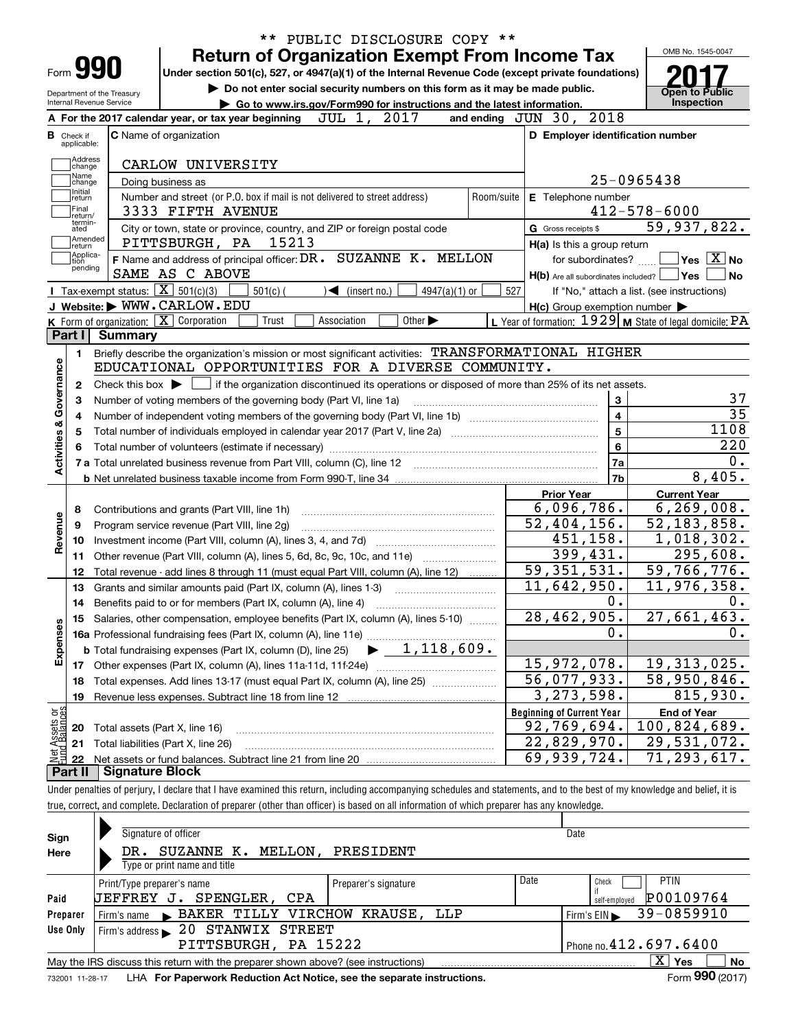** PUBLIC DISCLOSURE COPY **

# Form 990 — Return of Organization Exempt From Income Tax

Under section 501(c), 527, or 4947(a)(1) of the Internal Revenue Code (except private foundations)

▶ Do not enter social security numbers on this form as it may be made public.

▶ Go to www.irs.gov/Form990 for instructions and the latest information.

Department of the Treasury
Internal Revenue Service

OMB No. 1545-0047

**2017**

**Open to Public Inspection**

**A** For the 2017 calendar year, or tax year beginning JUL 1, 2017 and ending JUN 30, 2018

**B** Check if applicable: Address change, Name change, Initial return, Final return/terminated, Amended return, Application pending

**C** Name of organization: CARLOW UNIVERSITY

Doing business as

Number and street (or P.O. box if mail is not delivered to street address) Room/suite: 3333 FIFTH AVENUE

City or town, state or province, country, and ZIP or foreign postal code: PITTSBURGH, PA 15213

**D** Employer identification number: 25-0965438

**E** Telephone number: 412-578-6000

**G** Gross receipts $ 59,937,822.

**F** Name and address of principal officer: DR. SUZANNE K. MELLON, SAME AS C ABOVE

**H(a)** Is this a group return for subordinates? ☐ Yes ☒ No

**H(b)** Are all subordinates included? ☐ Yes ☐ No — If "No," attach a list. (see instructions)

**H(c)** Group exemption number ▶

**I** Tax-exempt status: ☒ 501(c)(3) ☐ 501(c) ( ) ◀ (insert no.) ☐ 4947(a)(1) or ☐ 527

**J** Website: ▶ WWW.CARLOW.EDU

**K** Form of organization: ☒ Corporation ☐ Trust ☐ Association ☐ Other ▶

**L** Year of formation: 1929 **M** State of legal domicile: PA

## Part I Summary

**Activities & Governance**

1 Briefly describe the organization's mission or most significant activities: TRANSFORMATIONAL HIGHER EDUCATIONAL OPPORTUNITIES FOR A DIVERSE COMMUNITY.

2 Check this box ▶ ☐ if the organization discontinued its operations or disposed of more than 25% of its net assets.

| Line | Description | | Value |
|---|---|---|---|
| 3 | Number of voting members of the governing body (Part VI, line 1a) | 3 | 37 |
| 4 | Number of independent voting members of the governing body (Part VI, line 1b) | 4 | 35 |
| 5 | Total number of individuals employed in calendar year 2017 (Part V, line 2a) | 5 | 1108 |
| 6 | Total number of volunteers (estimate if necessary) | 6 | 220 |
| 7a | Total unrelated business revenue from Part VIII, column (C), line 12 | 7a | 0. |
| 7b | Net unrelated business taxable income from Form 990-T, line 34 | 7b | 8,405. |

| Line | Description | Prior Year | Current Year |
|---|---|---|---|
| **Revenue** | | | |
| 8 | Contributions and grants (Part VIII, line 1h) | 6,096,786. | 6,269,008. |
| 9 | Program service revenue (Part VIII, line 2g) | 52,404,156. | 52,183,858. |
| 10 | Investment income (Part VIII, column (A), lines 3, 4, and 7d) | 451,158. | 1,018,302. |
| 11 | Other revenue (Part VIII, column (A), lines 5, 6d, 8c, 9c, 10c, and 11e) | 399,431. | 295,608. |
| 12 | Total revenue - add lines 8 through 11 (must equal Part VIII, column (A), line 12) | 59,351,531. | 59,766,776. |
| **Expenses** | | | |
| 13 | Grants and similar amounts paid (Part IX, column (A), lines 1-3) | 11,642,950. | 11,976,358. |
| 14 | Benefits paid to or for members (Part IX, column (A), line 4) | 0. | 0. |
| 15 | Salaries, other compensation, employee benefits (Part IX, column (A), lines 5-10) | 28,462,905. | 27,661,463. |
| 16a | Professional fundraising fees (Part IX, column (A), line 11e) | 0. | 0. |
| b | Total fundraising expenses (Part IX, column (D), line 25) ▶ 1,118,609. | | |
| 17 | Other expenses (Part IX, column (A), lines 11a-11d, 11f-24e) | 15,972,078. | 19,313,025. |
| 18 | Total expenses. Add lines 13-17 (must equal Part IX, column (A), line 25) | 56,077,933. | 58,950,846. |
| 19 | Revenue less expenses. Subtract line 18 from line 12 | 3,273,598. | 815,930. |

| Line | Net Assets or Fund Balances | Beginning of Current Year | End of Year |
|---|---|---|---|
| 20 | Total assets (Part X, line 16) | 92,769,694. | 100,824,689. |
| 21 | Total liabilities (Part X, line 26) | 22,829,970. | 29,531,072. |
| 22 | Net assets or fund balances. Subtract line 21 from line 20 | 69,939,724. | 71,293,617. |

## Part II Signature Block

Under penalties of perjury, I declare that I have examined this return, including accompanying schedules and statements, and to the best of my knowledge and belief, it is true, correct, and complete. Declaration of preparer (other than officer) is based on all information of which preparer has any knowledge.

**Sign Here**

Signature of officer — Date

DR. SUZANNE K. MELLON, PRESIDENT

Type or print name and title

**Paid Preparer Use Only**

| Print/Type preparer's name | Preparer's signature | Date | Check if self-employed | PTIN |
|---|---|---|---|---|
| JEFFREY J. SPENGLER, CPA | | | ☐ | P00109764 |

Firm's name ▶ BAKER TILLY VIRCHOW KRAUSE, LLP — Firm's EIN ▶ 39-0859910

Firm's address ▶ 20 STANWIX STREET, PITTSBURGH, PA 15222 — Phone no. 412.697.6400

May the IRS discuss this return with the preparer shown above? (see instructions) ☒ Yes ☐ No

732001 11-28-17 LHA For Paperwork Reduction Act Notice, see the separate instructions. Form **990** (2017)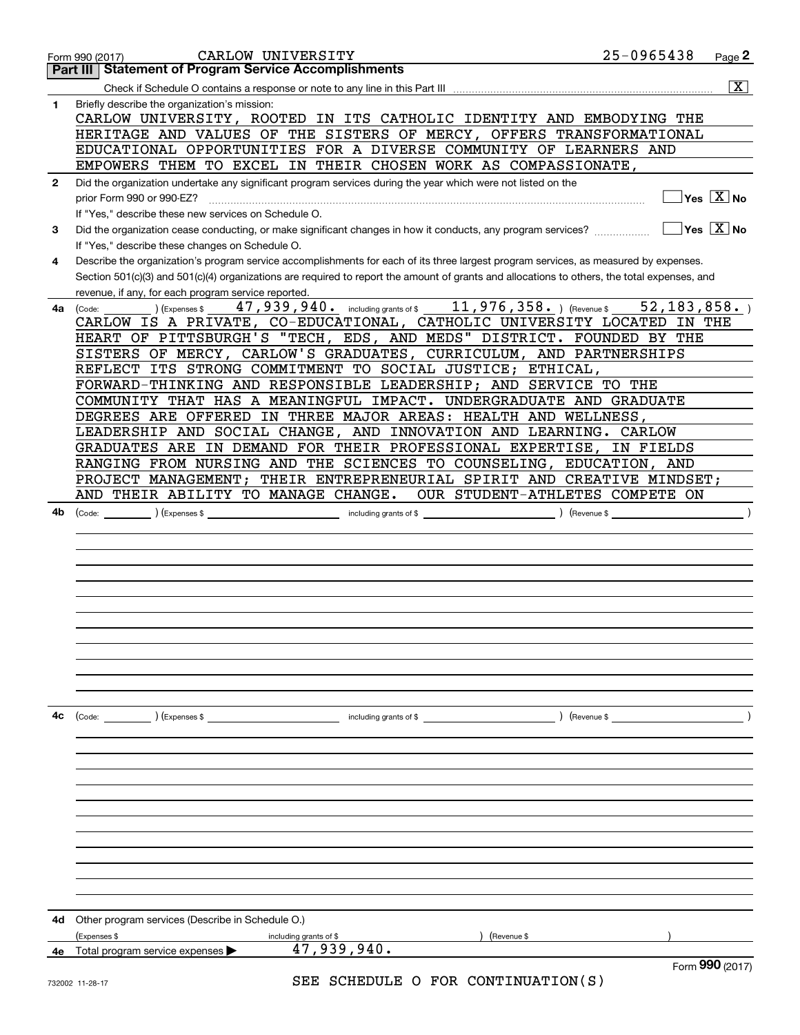Form 990 (2017) CARLOW UNIVERSITY 25-0965438 Page **2**

## Part III | Statement of Program Service Accomplishments

Check if Schedule O contains a response or note to any line in this Part III .......... [X]

**1** Briefly describe the organization's mission:

CARLOW UNIVERSITY, ROOTED IN ITS CATHOLIC IDENTITY AND EMBODYING THE HERITAGE AND VALUES OF THE SISTERS OF MERCY, OFFERS TRANSFORMATIONAL EDUCATIONAL OPPORTUNITIES FOR A DIVERSE COMMUNITY OF LEARNERS AND EMPOWERS THEM TO EXCEL IN THEIR CHOSEN WORK AS COMPASSIONATE,

**2** Did the organization undertake any significant program services during the year which were not listed on the prior Form 990 or 990-EZ? .......... [ ] Yes [X] No

If "Yes," describe these new services on Schedule O.

**3** Did the organization cease conducting, or make significant changes in how it conducts, any program services? .......... [ ] Yes [X] No

If "Yes," describe these changes on Schedule O.

**4** Describe the organization's program service accomplishments for each of its three largest program services, as measured by expenses. Section 501(c)(3) and 501(c)(4) organizations are required to report the amount of grants and allocations to others, the total expenses, and revenue, if any, for each program service reported.

**4a** (Code: ) (Expenses $ 47,939,940. including grants of $ 11,976,358. ) (Revenue $ 52,183,858. )

CARLOW IS A PRIVATE, CO-EDUCATIONAL, CATHOLIC UNIVERSITY LOCATED IN THE HEART OF PITTSBURGH'S "TECH, EDS, AND MEDS" DISTRICT. FOUNDED BY THE SISTERS OF MERCY, CARLOW'S GRADUATES, CURRICULUM, AND PARTNERSHIPS REFLECT ITS STRONG COMMITMENT TO SOCIAL JUSTICE; ETHICAL, FORWARD-THINKING AND RESPONSIBLE LEADERSHIP; AND SERVICE TO THE COMMUNITY THAT HAS A MEANINGFUL IMPACT. UNDERGRADUATE AND GRADUATE DEGREES ARE OFFERED IN THREE MAJOR AREAS: HEALTH AND WELLNESS, LEADERSHIP AND SOCIAL CHANGE, AND INNOVATION AND LEARNING. CARLOW GRADUATES ARE IN DEMAND FOR THEIR PROFESSIONAL EXPERTISE, IN FIELDS RANGING FROM NURSING AND THE SCIENCES TO COUNSELING, EDUCATION, AND PROJECT MANAGEMENT; THEIR ENTREPRENEURIAL SPIRIT AND CREATIVE MINDSET; AND THEIR ABILITY TO MANAGE CHANGE. OUR STUDENT-ATHLETES COMPETE ON

**4b** (Code: ) (Expenses $ including grants of $ ) (Revenue $ )

**4c** (Code: ) (Expenses $ including grants of $ ) (Revenue $ )

**4d** Other program services (Describe in Schedule O.)

(Expenses $ including grants of $ ) (Revenue $ )

**4e** Total program service expenses ▶ 47,939,940.

Form **990** (2017)

SEE SCHEDULE O FOR CONTINUATION(S)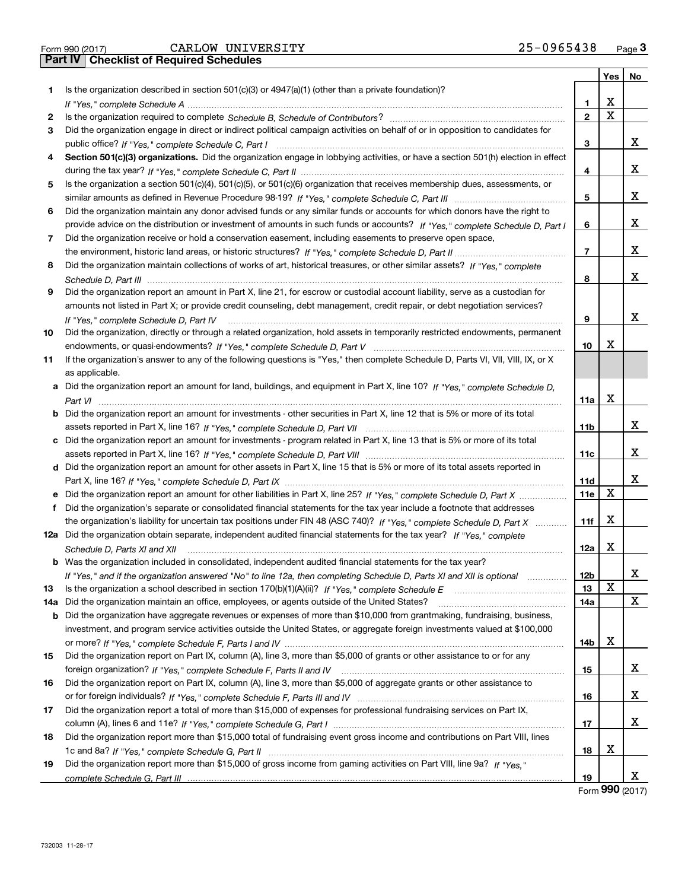Form 990 (2017) CARLOW UNIVERSITY 25-0965438 Page 3

## Part IV | Checklist of Required Schedules

| | | | Yes | No |
|---|---|---|---|---|
| 1 | Is the organization described in section 501(c)(3) or 4947(a)(1) (other than a private foundation)? *If "Yes," complete Schedule A* | 1 | X | |
| 2 | Is the organization required to complete *Schedule B, Schedule of Contributors*? | 2 | X | |
| 3 | Did the organization engage in direct or indirect political campaign activities on behalf of or in opposition to candidates for public office? *If "Yes," complete Schedule C, Part I* | 3 | | X |
| 4 | **Section 501(c)(3) organizations.** Did the organization engage in lobbying activities, or have a section 501(h) election in effect during the tax year? *If "Yes," complete Schedule C, Part II* | 4 | | X |
| 5 | Is the organization a section 501(c)(4), 501(c)(5), or 501(c)(6) organization that receives membership dues, assessments, or similar amounts as defined in Revenue Procedure 98-19? *If "Yes," complete Schedule C, Part III* | 5 | | X |
| 6 | Did the organization maintain any donor advised funds or any similar funds or accounts for which donors have the right to provide advice on the distribution or investment of amounts in such funds or accounts? *If "Yes," complete Schedule D, Part I* | 6 | | X |
| 7 | Did the organization receive or hold a conservation easement, including easements to preserve open space, the environment, historic land areas, or historic structures? *If "Yes," complete Schedule D, Part II* | 7 | | X |
| 8 | Did the organization maintain collections of works of art, historical treasures, or other similar assets? *If "Yes," complete Schedule D, Part III* | 8 | | X |
| 9 | Did the organization report an amount in Part X, line 21, for escrow or custodial account liability, serve as a custodian for amounts not listed in Part X; or provide credit counseling, debt management, credit repair, or debt negotiation services? *If "Yes," complete Schedule D, Part IV* | 9 | | X |
| 10 | Did the organization, directly or through a related organization, hold assets in temporarily restricted endowments, permanent endowments, or quasi-endowments? *If "Yes," complete Schedule D, Part V* | 10 | X | |
| 11 | If the organization's answer to any of the following questions is "Yes," then complete Schedule D, Parts VI, VII, VIII, IX, or X as applicable. | | | |
| a | Did the organization report an amount for land, buildings, and equipment in Part X, line 10? *If "Yes," complete Schedule D, Part VI* | 11a | X | |
| b | Did the organization report an amount for investments - other securities in Part X, line 12 that is 5% or more of its total assets reported in Part X, line 16? *If "Yes," complete Schedule D, Part VII* | 11b | | X |
| c | Did the organization report an amount for investments - program related in Part X, line 13 that is 5% or more of its total assets reported in Part X, line 16? *If "Yes," complete Schedule D, Part VIII* | 11c | | X |
| d | Did the organization report an amount for other assets in Part X, line 15 that is 5% or more of its total assets reported in Part X, line 16? *If "Yes," complete Schedule D, Part IX* | 11d | | X |
| e | Did the organization report an amount for other liabilities in Part X, line 25? *If "Yes," complete Schedule D, Part X* | 11e | X | |
| f | Did the organization's separate or consolidated financial statements for the tax year include a footnote that addresses the organization's liability for uncertain tax positions under FIN 48 (ASC 740)? *If "Yes," complete Schedule D, Part X* | 11f | X | |
| 12a | Did the organization obtain separate, independent audited financial statements for the tax year? *If "Yes," complete Schedule D, Parts XI and XII* | 12a | X | |
| b | Was the organization included in consolidated, independent audited financial statements for the tax year? *If "Yes," and if the organization answered "No" to line 12a, then completing Schedule D, Parts XI and XII is optional* | 12b | | X |
| 13 | Is the organization a school described in section 170(b)(1)(A)(ii)? *If "Yes," complete Schedule E* | 13 | X | |
| 14a | Did the organization maintain an office, employees, or agents outside of the United States? | 14a | | X |
| b | Did the organization have aggregate revenues or expenses of more than $10,000 from grantmaking, fundraising, business, investment, and program service activities outside the United States, or aggregate foreign investments valued at $100,000 or more? *If "Yes," complete Schedule F, Parts I and IV* | 14b | X | |
| 15 | Did the organization report on Part IX, column (A), line 3, more than $5,000 of grants or other assistance to or for any foreign organization? *If "Yes," complete Schedule F, Parts II and IV* | 15 | | X |
| 16 | Did the organization report on Part IX, column (A), line 3, more than $5,000 of aggregate grants or other assistance to or for foreign individuals? *If "Yes," complete Schedule F, Parts III and IV* | 16 | | X |
| 17 | Did the organization report a total of more than $15,000 of expenses for professional fundraising services on Part IX, column (A), lines 6 and 11e? *If "Yes," complete Schedule G, Part I* | 17 | | X |
| 18 | Did the organization report more than $15,000 total of fundraising event gross income and contributions on Part VIII, lines 1c and 8a? *If "Yes," complete Schedule G, Part II* | 18 | X | |
| 19 | Did the organization report more than $15,000 of gross income from gaming activities on Part VIII, line 9a? *If "Yes," complete Schedule G, Part III* | 19 | | X |

Form **990** (2017)

732003 11-28-17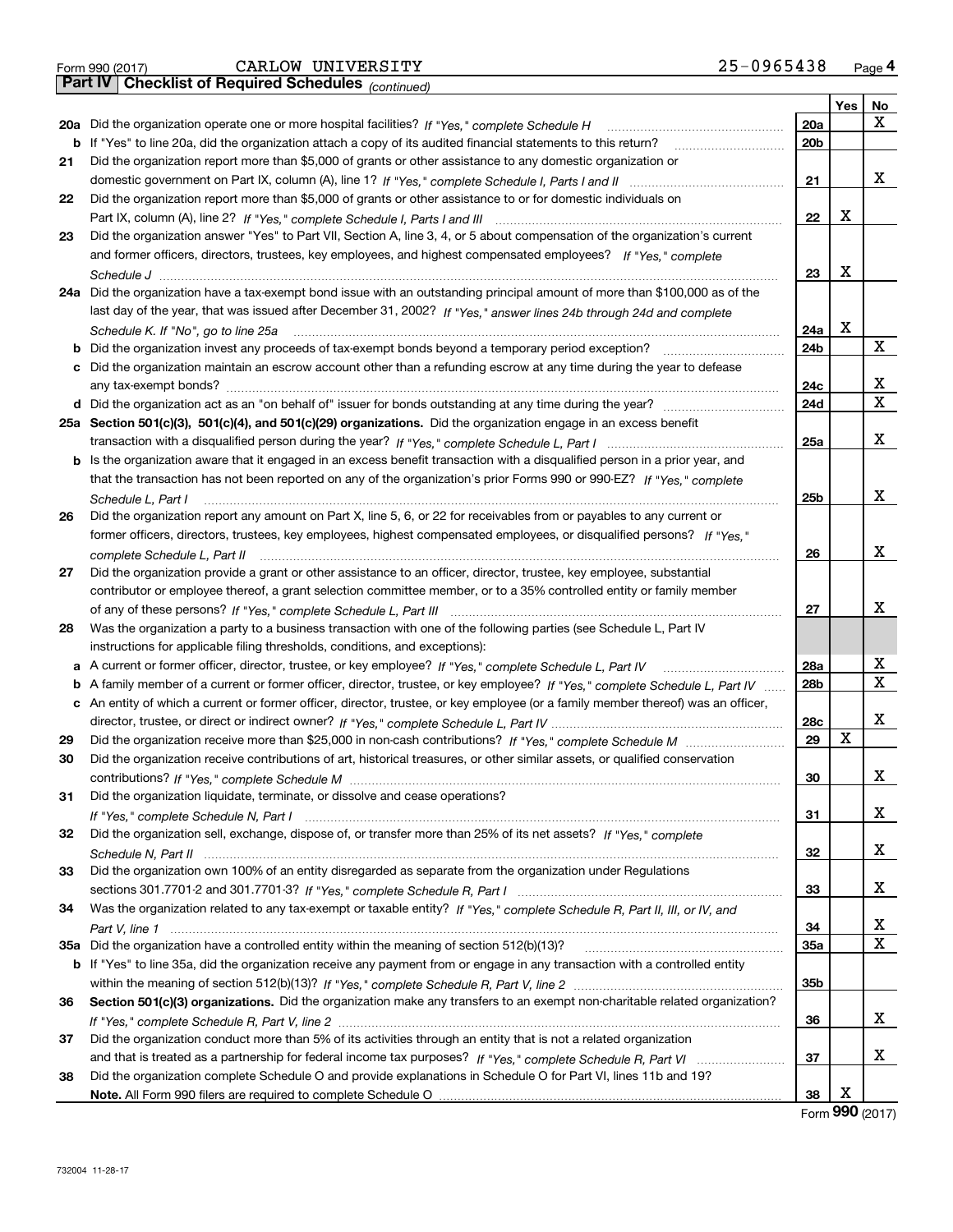Form 990 (2017) CARLOW UNIVERSITY 25-0965438

**Part IV Checklist of Required Schedules** *(continued)*

| | | | Yes | No |
|---|---|---|---|---|
| **20a** | Did the organization operate one or more hospital facilities? *If "Yes," complete Schedule H* | **20a** | | X |
| **b** | If "Yes" to line 20a, did the organization attach a copy of its audited financial statements to this return? | **20b** | | |
| **21** | Did the organization report more than $5,000 of grants or other assistance to any domestic organization or domestic government on Part IX, column (A), line 1? *If "Yes," complete Schedule I, Parts I and II* | **21** | | X |
| **22** | Did the organization report more than $5,000 of grants or other assistance to or for domestic individuals on Part IX, column (A), line 2? *If "Yes," complete Schedule I, Parts I and III* | **22** | X | |
| **23** | Did the organization answer "Yes" to Part VII, Section A, line 3, 4, or 5 about compensation of the organization's current and former officers, directors, trustees, key employees, and highest compensated employees? *If "Yes," complete Schedule J* | **23** | X | |
| **24a** | Did the organization have a tax-exempt bond issue with an outstanding principal amount of more than $100,000 as of the last day of the year, that was issued after December 31, 2002? *If "Yes," answer lines 24b through 24d and complete Schedule K. If "No", go to line 25a* | **24a** | X | |
| **b** | Did the organization invest any proceeds of tax-exempt bonds beyond a temporary period exception? | **24b** | | X |
| **c** | Did the organization maintain an escrow account other than a refunding escrow at any time during the year to defease any tax-exempt bonds? | **24c** | | X |
| **d** | Did the organization act as an "on behalf of" issuer for bonds outstanding at any time during the year? | **24d** | | X |
| **25a** | **Section 501(c)(3), 501(c)(4), and 501(c)(29) organizations.** Did the organization engage in an excess benefit transaction with a disqualified person during the year? *If "Yes," complete Schedule L, Part I* | **25a** | | X |
| **b** | Is the organization aware that it engaged in an excess benefit transaction with a disqualified person in a prior year, and that the transaction has not been reported on any of the organization's prior Forms 990 or 990-EZ? *If "Yes," complete Schedule L, Part I* | **25b** | | X |
| **26** | Did the organization report any amount on Part X, line 5, 6, or 22 for receivables from or payables to any current or former officers, directors, trustees, key employees, highest compensated employees, or disqualified persons? *If "Yes," complete Schedule L, Part II* | **26** | | X |
| **27** | Did the organization provide a grant or other assistance to an officer, director, trustee, key employee, substantial contributor or employee thereof, a grant selection committee member, or to a 35% controlled entity or family member of any of these persons? *If "Yes," complete Schedule L, Part III* | **27** | | X |
| **28** | Was the organization a party to a business transaction with one of the following parties (see Schedule L, Part IV instructions for applicable filing thresholds, conditions, and exceptions): | | | |
| **a** | A current or former officer, director, trustee, or key employee? *If "Yes," complete Schedule L, Part IV* | **28a** | | X |
| **b** | A family member of a current or former officer, director, trustee, or key employee? *If "Yes," complete Schedule L, Part IV* | **28b** | | X |
| **c** | An entity of which a current or former officer, director, trustee, or key employee (or a family member thereof) was an officer, director, trustee, or direct or indirect owner? *If "Yes," complete Schedule L, Part IV* | **28c** | | X |
| **29** | Did the organization receive more than $25,000 in non-cash contributions? *If "Yes," complete Schedule M* | **29** | X | |
| **30** | Did the organization receive contributions of art, historical treasures, or other similar assets, or qualified conservation contributions? *If "Yes," complete Schedule M* | **30** | | X |
| **31** | Did the organization liquidate, terminate, or dissolve and cease operations? *If "Yes," complete Schedule N, Part I* | **31** | | X |
| **32** | Did the organization sell, exchange, dispose of, or transfer more than 25% of its net assets? *If "Yes," complete Schedule N, Part II* | **32** | | X |
| **33** | Did the organization own 100% of an entity disregarded as separate from the organization under Regulations sections 301.7701-2 and 301.7701-3? *If "Yes," complete Schedule R, Part I* | **33** | | X |
| **34** | Was the organization related to any tax-exempt or taxable entity? *If "Yes," complete Schedule R, Part II, III, or IV, and Part V, line 1* | **34** | | X |
| **35a** | Did the organization have a controlled entity within the meaning of section 512(b)(13)? | **35a** | | X |
| **b** | If "Yes" to line 35a, did the organization receive any payment from or engage in any transaction with a controlled entity within the meaning of section 512(b)(13)? *If "Yes," complete Schedule R, Part V, line 2* | **35b** | | |
| **36** | **Section 501(c)(3) organizations.** Did the organization make any transfers to an exempt non-charitable related organization? *If "Yes," complete Schedule R, Part V, line 2* | **36** | | X |
| **37** | Did the organization conduct more than 5% of its activities through an entity that is not a related organization and that is treated as a partnership for federal income tax purposes? *If "Yes," complete Schedule R, Part VI* | **37** | | X |
| **38** | Did the organization complete Schedule O and provide explanations in Schedule O for Part VI, lines 11b and 19? **Note.** All Form 990 filers are required to complete Schedule O | **38** | X | |

Form **990** (2017)

732004 11-28-17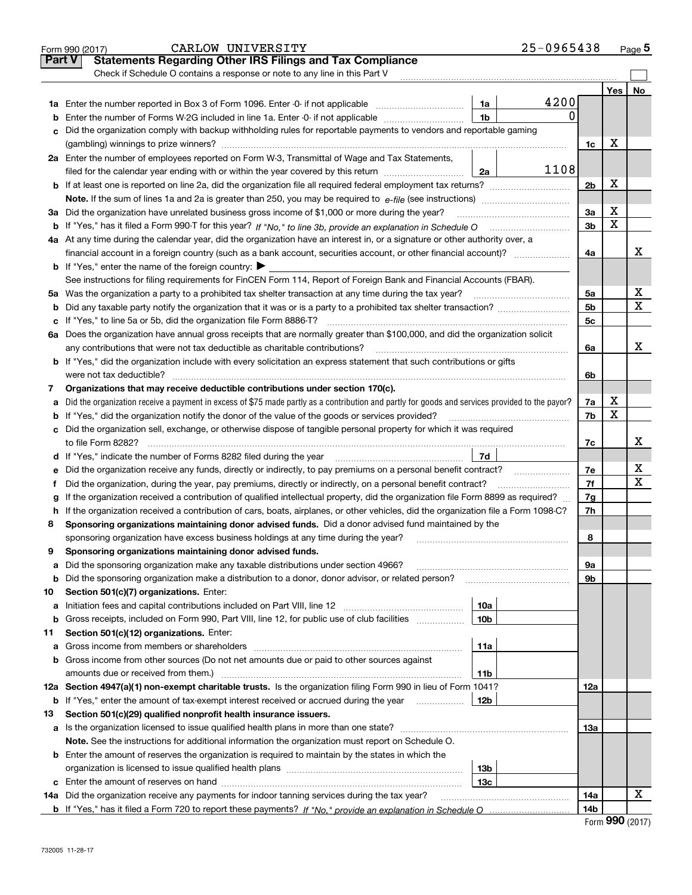Form 990 (2017) CARLOW UNIVERSITY 25-0965438

## Part V Statements Regarding Other IRS Filings and Tax Compliance

Check if Schedule O contains a response or note to any line in this Part V

| | | | | | Yes | No |
|---|---|---|---|---|---|---|
| **1a** | Enter the number reported in Box 3 of Form 1096. Enter -0- if not applicable | 1a | 4200 | | | |
| **b** | Enter the number of Forms W-2G included in line 1a. Enter -0- if not applicable | 1b | 0 | | | |
| **c** | Did the organization comply with backup withholding rules for reportable payments to vendors and reportable gaming (gambling) winnings to prize winners? | | | 1c | X | |
| **2a** | Enter the number of employees reported on Form W-3, Transmittal of Wage and Tax Statements, filed for the calendar year ending with or within the year covered by this return | 2a | 1108 | | | |
| **b** | If at least one is reported on line 2a, did the organization file all required federal employment tax returns? | | | 2b | X | |
| | **Note.** If the sum of lines 1a and 2a is greater than 250, you may be required to *e-file* (see instructions) | | | | | |
| **3a** | Did the organization have unrelated business gross income of $1,000 or more during the year? | | | 3a | X | |
| **b** | If "Yes," has it filed a Form 990-T for this year? *If "No," to line 3b, provide an explanation in Schedule O* | | | 3b | X | |
| **4a** | At any time during the calendar year, did the organization have an interest in, or a signature or other authority over, a financial account in a foreign country (such as a bank account, securities account, or other financial account)? | | | 4a | | X |
| **b** | If "Yes," enter the name of the foreign country: ▶ | | | | | |
| | See instructions for filing requirements for FinCEN Form 114, Report of Foreign Bank and Financial Accounts (FBAR). | | | | | |
| **5a** | Was the organization a party to a prohibited tax shelter transaction at any time during the tax year? | | | 5a | | X |
| **b** | Did any taxable party notify the organization that it was or is a party to a prohibited tax shelter transaction? | | | 5b | | X |
| **c** | If "Yes," to line 5a or 5b, did the organization file Form 8886-T? | | | 5c | | |
| **6a** | Does the organization have annual gross receipts that are normally greater than $100,000, and did the organization solicit any contributions that were not tax deductible as charitable contributions? | | | 6a | | X |
| **b** | If "Yes," did the organization include with every solicitation an express statement that such contributions or gifts were not tax deductible? | | | 6b | | |
| **7** | **Organizations that may receive deductible contributions under section 170(c).** | | | | | |
| **a** | Did the organization receive a payment in excess of $75 made partly as a contribution and partly for goods and services provided to the payor? | | | 7a | X | |
| **b** | If "Yes," did the organization notify the donor of the value of the goods or services provided? | | | 7b | X | |
| **c** | Did the organization sell, exchange, or otherwise dispose of tangible personal property for which it was required to file Form 8282? | | | 7c | | X |
| **d** | If "Yes," indicate the number of Forms 8282 filed during the year | 7d | | | | |
| **e** | Did the organization receive any funds, directly or indirectly, to pay premiums on a personal benefit contract? | | | 7e | | X |
| **f** | Did the organization, during the year, pay premiums, directly or indirectly, on a personal benefit contract? | | | 7f | | X |
| **g** | If the organization received a contribution of qualified intellectual property, did the organization file Form 8899 as required? | | | 7g | | |
| **h** | If the organization received a contribution of cars, boats, airplanes, or other vehicles, did the organization file a Form 1098-C? | | | 7h | | |
| **8** | **Sponsoring organizations maintaining donor advised funds.** Did a donor advised fund maintained by the sponsoring organization have excess business holdings at any time during the year? | | | 8 | | |
| **9** | **Sponsoring organizations maintaining donor advised funds.** | | | | | |
| **a** | Did the sponsoring organization make any taxable distributions under section 4966? | | | 9a | | |
| **b** | Did the sponsoring organization make a distribution to a donor, donor advisor, or related person? | | | 9b | | |
| **10** | **Section 501(c)(7) organizations.** Enter: | | | | | |
| **a** | Initiation fees and capital contributions included on Part VIII, line 12 | 10a | | | | |
| **b** | Gross receipts, included on Form 990, Part VIII, line 12, for public use of club facilities | 10b | | | | |
| **11** | **Section 501(c)(12) organizations.** Enter: | | | | | |
| **a** | Gross income from members or shareholders | 11a | | | | |
| **b** | Gross income from other sources (Do not net amounts due or paid to other sources against amounts due or received from them.) | 11b | | | | |
| **12a** | **Section 4947(a)(1) non-exempt charitable trusts.** Is the organization filing Form 990 in lieu of Form 1041? | | | 12a | | |
| **b** | If "Yes," enter the amount of tax-exempt interest received or accrued during the year | 12b | | | | |
| **13** | **Section 501(c)(29) qualified nonprofit health insurance issuers.** | | | | | |
| **a** | Is the organization licensed to issue qualified health plans in more than one state? | | | 13a | | |
| | **Note.** See the instructions for additional information the organization must report on Schedule O. | | | | | |
| **b** | Enter the amount of reserves the organization is required to maintain by the states in which the organization is licensed to issue qualified health plans | 13b | | | | |
| **c** | Enter the amount of reserves on hand | 13c | | | | |
| **14a** | Did the organization receive any payments for indoor tanning services during the tax year? | | | 14a | | X |
| **b** | If "Yes," has it filed a Form 720 to report these payments? *If "No," provide an explanation in Schedule O* | | | 14b | | |

Form **990** (2017)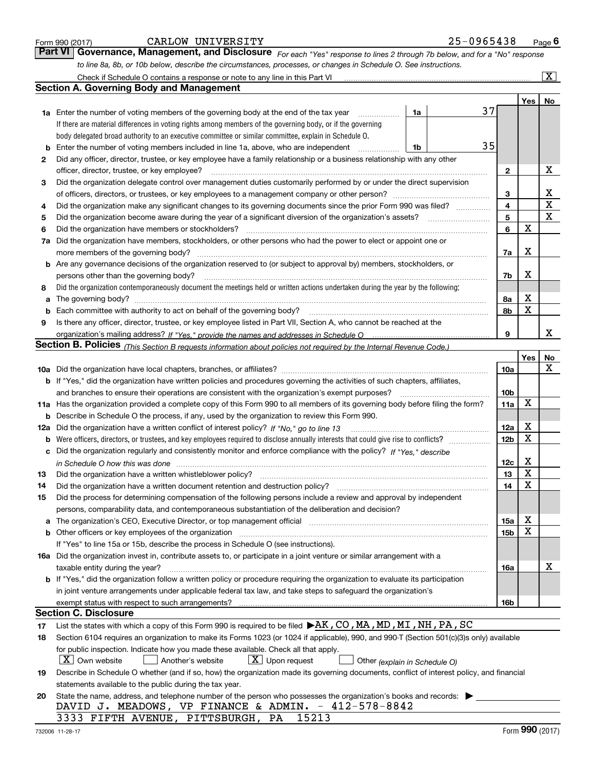Form 990 (2017) CARLOW UNIVERSITY 25-0965438

## Part VI Governance, Management, and Disclosure

*For each "Yes" response to lines 2 through 7b below, and for a "No" response to line 8a, 8b, or 10b below, describe the circumstances, processes, or changes in Schedule O. See instructions.*

Check if Schedule O contains a response or note to any line in this Part VI .......... [X]

### Section A. Governing Body and Management

| | | | | Yes | No |
|---|---|---|---|---|---|
| 1a | Enter the number of voting members of the governing body at the end of the tax year (1a) | 37 | | | |
| | If there are material differences in voting rights among members of the governing body, or if the governing body delegated broad authority to an executive committee or similar committee, explain in Schedule O. | | | | |
| b | Enter the number of voting members included in line 1a, above, who are independent (1b) | 35 | | | |
| 2 | Did any officer, director, trustee, or key employee have a family relationship or a business relationship with any other officer, director, trustee, or key employee? | | 2 | | X |
| 3 | Did the organization delegate control over management duties customarily performed by or under the direct supervision of officers, directors, or trustees, or key employees to a management company or other person? | | 3 | | X |
| 4 | Did the organization make any significant changes to its governing documents since the prior Form 990 was filed? | | 4 | | X |
| 5 | Did the organization become aware during the year of a significant diversion of the organization's assets? | | 5 | | X |
| 6 | Did the organization have members or stockholders? | | 6 | X | |
| 7a | Did the organization have members, stockholders, or other persons who had the power to elect or appoint one or more members of the governing body? | | 7a | X | |
| b | Are any governance decisions of the organization reserved to (or subject to approval by) members, stockholders, or persons other than the governing body? | | 7b | X | |
| 8 | Did the organization contemporaneously document the meetings held or written actions undertaken during the year by the following: | | | | |
| a | The governing body? | | 8a | X | |
| b | Each committee with authority to act on behalf of the governing body? | | 8b | X | |
| 9 | Is there any officer, director, trustee, or key employee listed in Part VII, Section A, who cannot be reached at the organization's mailing address? *If "Yes," provide the names and addresses in Schedule O* | | 9 | | X |

### Section B. Policies *(This Section B requests information about policies not required by the Internal Revenue Code.)*

| | | | Yes | No |
|---|---|---|---|---|
| 10a | Did the organization have local chapters, branches, or affiliates? | 10a | | X |
| b | If "Yes," did the organization have written policies and procedures governing the activities of such chapters, affiliates, and branches to ensure their operations are consistent with the organization's exempt purposes? | 10b | | |
| 11a | Has the organization provided a complete copy of this Form 990 to all members of its governing body before filing the form? | 11a | X | |
| b | Describe in Schedule O the process, if any, used by the organization to review this Form 990. | | | |
| 12a | Did the organization have a written conflict of interest policy? *If "No," go to line 13* | 12a | X | |
| b | Were officers, directors, or trustees, and key employees required to disclose annually interests that could give rise to conflicts? | 12b | X | |
| c | Did the organization regularly and consistently monitor and enforce compliance with the policy? *If "Yes," describe in Schedule O how this was done* | 12c | X | |
| 13 | Did the organization have a written whistleblower policy? | 13 | X | |
| 14 | Did the organization have a written document retention and destruction policy? | 14 | X | |
| 15 | Did the process for determining compensation of the following persons include a review and approval by independent persons, comparability data, and contemporaneous substantiation of the deliberation and decision? | | | |
| a | The organization's CEO, Executive Director, or top management official | 15a | X | |
| b | Other officers or key employees of the organization | 15b | X | |
| | If "Yes" to line 15a or 15b, describe the process in Schedule O (see instructions). | | | |
| 16a | Did the organization invest in, contribute assets to, or participate in a joint venture or similar arrangement with a taxable entity during the year? | 16a | | X |
| b | If "Yes," did the organization follow a written policy or procedure requiring the organization to evaluate its participation in joint venture arrangements under applicable federal tax law, and take steps to safeguard the organization's exempt status with respect to such arrangements? | 16b | | |

### Section C. Disclosure

17 List the states with which a copy of this Form 990 is required to be filed ▶ AK, CO, MA, MD, MI, NH, PA, SC

18 Section 6104 requires an organization to make its Forms 1023 (or 1024 if applicable), 990, and 990-T (Section 501(c)(3)s only) available for public inspection. Indicate how you made these available. Check all that apply.

[X] Own website [ ] Another's website [X] Upon request [ ] Other *(explain in Schedule O)*

19 Describe in Schedule O whether (and if so, how) the organization made its governing documents, conflict of interest policy, and financial statements available to the public during the tax year.

20 State the name, address, and telephone number of the person who possesses the organization's books and records: ▶

DAVID J. MEADOWS, VP FINANCE & ADMIN. - 412-578-8842
3333 FIFTH AVENUE, PITTSBURGH, PA 15213

732006 11-28-17 Form **990** (2017)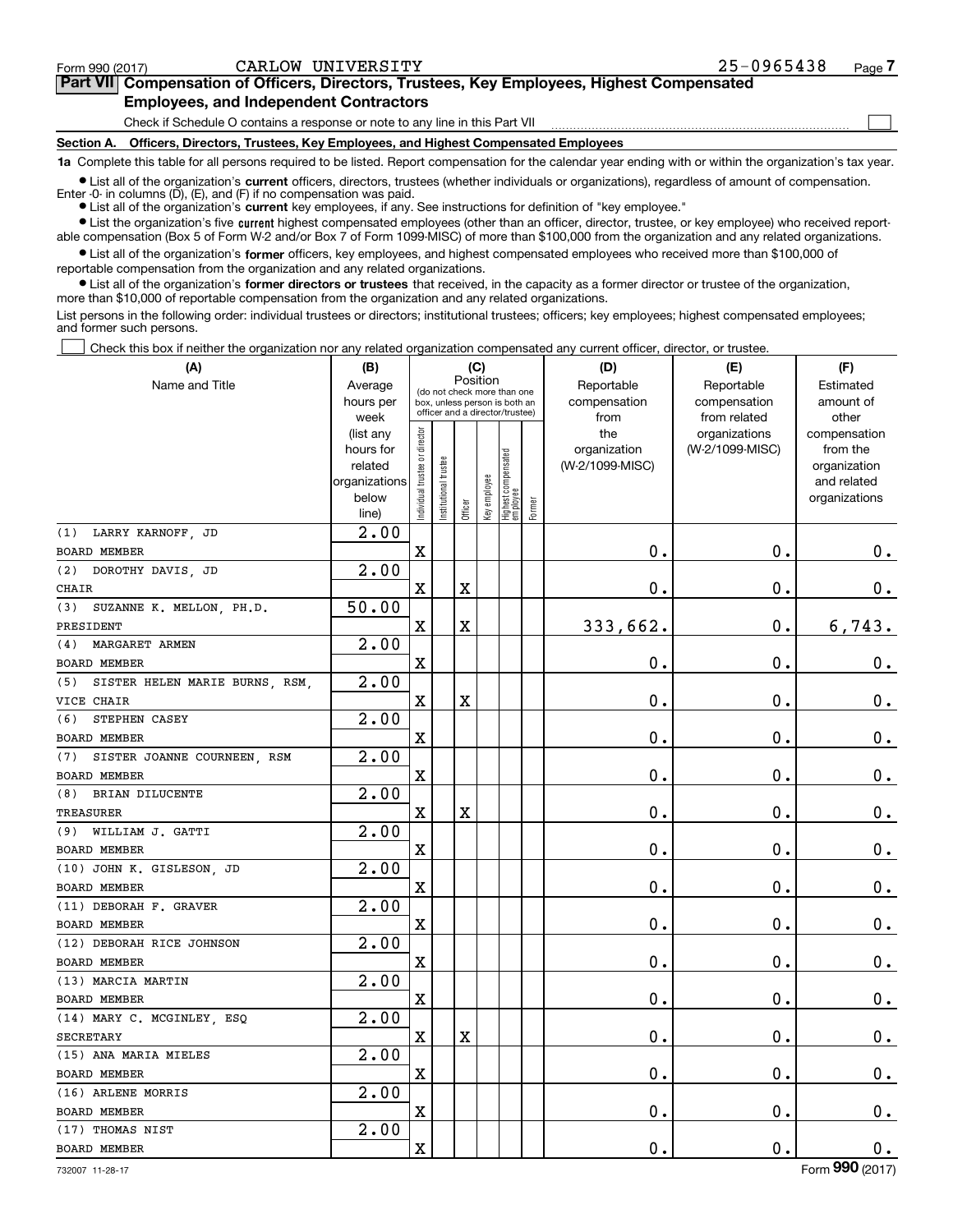Form 990 (2017) CARLOW UNIVERSITY 25-0965438

## Part VII Compensation of Officers, Directors, Trustees, Key Employees, Highest Compensated Employees, and Independent Contractors

Check if Schedule O contains a response or note to any line in this Part VII

### Section A. Officers, Directors, Trustees, Key Employees, and Highest Compensated Employees

**1a** Complete this table for all persons required to be listed. Report compensation for the calendar year ending with or within the organization's tax year.

- List all of the organization's **current** officers, directors, trustees (whether individuals or organizations), regardless of amount of compensation. Enter -0- in columns (D), (E), and (F) if no compensation was paid.
- List all of the organization's **current** key employees, if any. See instructions for definition of "key employee."
- List the organization's five **current** highest compensated employees (other than an officer, director, trustee, or key employee) who received reportable compensation (Box 5 of Form W-2 and/or Box 7 of Form 1099-MISC) of more than $100,000 from the organization and any related organizations.
- List all of the organization's **former** officers, key employees, and highest compensated employees who received more than $100,000 of reportable compensation from the organization and any related organizations.
- List all of the organization's **former directors or trustees** that received, in the capacity as a former director or trustee of the organization, more than $10,000 of reportable compensation from the organization and any related organizations.

List persons in the following order: individual trustees or directors; institutional trustees; officers; key employees; highest compensated employees; and former such persons.

Check this box if neither the organization nor any related organization compensated any current officer, director, or trustee.

| (A) Name and Title | (B) Average hours per week (list any hours for related organizations below line) | (C) Position: Individual trustee or director | Institutional trustee | Officer | Key employee | Highest compensated employee | Former | (D) Reportable compensation from the organization (W-2/1099-MISC) | (E) Reportable compensation from related organizations (W-2/1099-MISC) | (F) Estimated amount of other compensation from the organization and related organizations |
|---|---|---|---|---|---|---|---|---|---|---|
| (1) LARRY KARNOFF, JD<br>BOARD MEMBER | 2.00 | X | | | | | | 0. | 0. | 0. |
| (2) DOROTHY DAVIS, JD<br>CHAIR | 2.00 | X | | X | | | | 0. | 0. | 0. |
| (3) SUZANNE K. MELLON, PH.D.<br>PRESIDENT | 50.00 | X | | X | | | | 333,662. | 0. | 6,743. |
| (4) MARGARET ARMEN<br>BOARD MEMBER | 2.00 | X | | | | | | 0. | 0. | 0. |
| (5) SISTER HELEN MARIE BURNS, RSM,<br>VICE CHAIR | 2.00 | X | | X | | | | 0. | 0. | 0. |
| (6) STEPHEN CASEY<br>BOARD MEMBER | 2.00 | X | | | | | | 0. | 0. | 0. |
| (7) SISTER JOANNE COURNEEN, RSM<br>BOARD MEMBER | 2.00 | X | | | | | | 0. | 0. | 0. |
| (8) BRIAN DILUCENTE<br>TREASURER | 2.00 | X | | X | | | | 0. | 0. | 0. |
| (9) WILLIAM J. GATTI<br>BOARD MEMBER | 2.00 | X | | | | | | 0. | 0. | 0. |
| (10) JOHN K. GISLESON, JD<br>BOARD MEMBER | 2.00 | X | | | | | | 0. | 0. | 0. |
| (11) DEBORAH F. GRAVER<br>BOARD MEMBER | 2.00 | X | | | | | | 0. | 0. | 0. |
| (12) DEBORAH RICE JOHNSON<br>BOARD MEMBER | 2.00 | X | | | | | | 0. | 0. | 0. |
| (13) MARCIA MARTIN<br>BOARD MEMBER | 2.00 | X | | | | | | 0. | 0. | 0. |
| (14) MARY C. MCGINLEY, ESQ<br>SECRETARY | 2.00 | X | | X | | | | 0. | 0. | 0. |
| (15) ANA MARIA MIELES<br>BOARD MEMBER | 2.00 | X | | | | | | 0. | 0. | 0. |
| (16) ARLENE MORRIS<br>BOARD MEMBER | 2.00 | X | | | | | | 0. | 0. | 0. |
| (17) THOMAS NIST<br>BOARD MEMBER | 2.00 | X | | | | | | 0. | 0. | 0. |

732007 11-28-17 Form **990** (2017)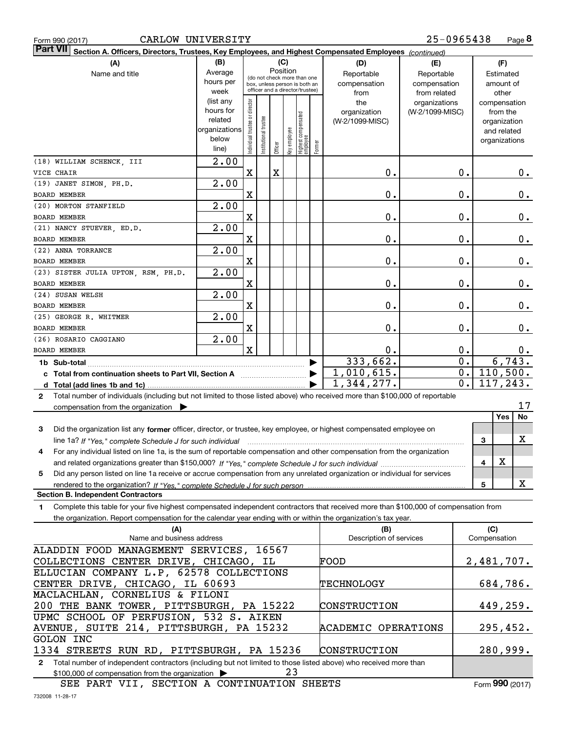Form 990 (2017) CARLOW UNIVERSITY 25-0965438 Page **8**

**Part VII** Section A. Officers, Directors, Trustees, Key Employees, and Highest Compensated Employees *(continued)*

| (A) Name and title | (B) Average hours per week (list any hours for related organizations below line) | (C) Position: Individual trustee or director | Institutional trustee | Officer | Key employee | Highest compensated employee | Former | (D) Reportable compensation from the organization (W-2/1099-MISC) | (E) Reportable compensation from related organizations (W-2/1099-MISC) | (F) Estimated amount of other compensation from the organization and related organizations |
|---|---|---|---|---|---|---|---|---|---|---|
| (18) WILLIAM SCHENCK, III<br>VICE CHAIR | 2.00 | X | | X | | | | 0. | 0. | 0. |
| (19) JANET SIMON, PH.D.<br>BOARD MEMBER | 2.00 | X | | | | | | 0. | 0. | 0. |
| (20) MORTON STANFIELD<br>BOARD MEMBER | 2.00 | X | | | | | | 0. | 0. | 0. |
| (21) NANCY STUEVER, ED.D.<br>BOARD MEMBER | 2.00 | X | | | | | | 0. | 0. | 0. |
| (22) ANNA TORRANCE<br>BOARD MEMBER | 2.00 | X | | | | | | 0. | 0. | 0. |
| (23) SISTER JULIA UPTON, RSM, PH.D.<br>BOARD MEMBER | 2.00 | X | | | | | | 0. | 0. | 0. |
| (24) SUSAN WELSH<br>BOARD MEMBER | 2.00 | X | | | | | | 0. | 0. | 0. |
| (25) GEORGE R. WHITMER<br>BOARD MEMBER | 2.00 | X | | | | | | 0. | 0. | 0. |
| (26) ROSARIO CAGGIANO<br>BOARD MEMBER | 2.00 | X | | | | | | 0. | 0. | 0. |
| **1b Sub-total** | | | | | | | | 333,662. | 0. | 6,743. |
| **c Total from continuation sheets to Part VII, Section A** | | | | | | | | 1,010,615. | 0. | 110,500. |
| **d Total (add lines 1b and 1c)** | | | | | | | | 1,344,277. | 0. | 117,243. |

**2** Total number of individuals (including but not limited to those listed above) who received more than $100,000 of reportable compensation from the organization ▶ 17

| | | Yes | No |
|---|---|---|---|
| **3** Did the organization list any **former** officer, director, or trustee, key employee, or highest compensated employee on line 1a? *If "Yes," complete Schedule J for such individual* | 3 | | X |
| **4** For any individual listed on line 1a, is the sum of reportable compensation and other compensation from the organization and related organizations greater than $150,000? *If "Yes," complete Schedule J for such individual* | 4 | X | |
| **5** Did any person listed on line 1a receive or accrue compensation from any unrelated organization or individual for services rendered to the organization? *If "Yes," complete Schedule J for such person* | 5 | | X |

**Section B. Independent Contractors**

**1** Complete this table for your five highest compensated independent contractors that received more than $100,000 of compensation from the organization. Report compensation for the calendar year ending with or within the organization's tax year.

| (A) Name and business address | (B) Description of services | (C) Compensation |
|---|---|---|
| ALADDIN FOOD MANAGEMENT SERVICES, 16567 COLLECTIONS CENTER DRIVE, CHICAGO, IL | FOOD | 2,481,707. |
| ELLUCIAN COMPANY L.P, 62578 COLLECTIONS CENTER DRIVE, CHICAGO, IL 60693 | TECHNOLOGY | 684,786. |
| MACLACHLAN, CORNELIUS & FILONI 200 THE BANK TOWER, PITTSBURGH, PA 15222 | CONSTRUCTION | 449,259. |
| UPMC SCHOOL OF PERFUSION, 532 S. AIKEN AVENUE, SUITE 214, PITTSBURGH, PA 15232 | ACADEMIC OPERATIONS | 295,452. |
| GOLON INC 1334 STREETS RUN RD, PITTSBURGH, PA 15236 | CONSTRUCTION | 280,999. |

**2** Total number of independent contractors (including but not limited to those listed above) who received more than $100,000 of compensation from the organization ▶ 23

SEE PART VII, SECTION A CONTINUATION SHEETS

Form **990** (2017)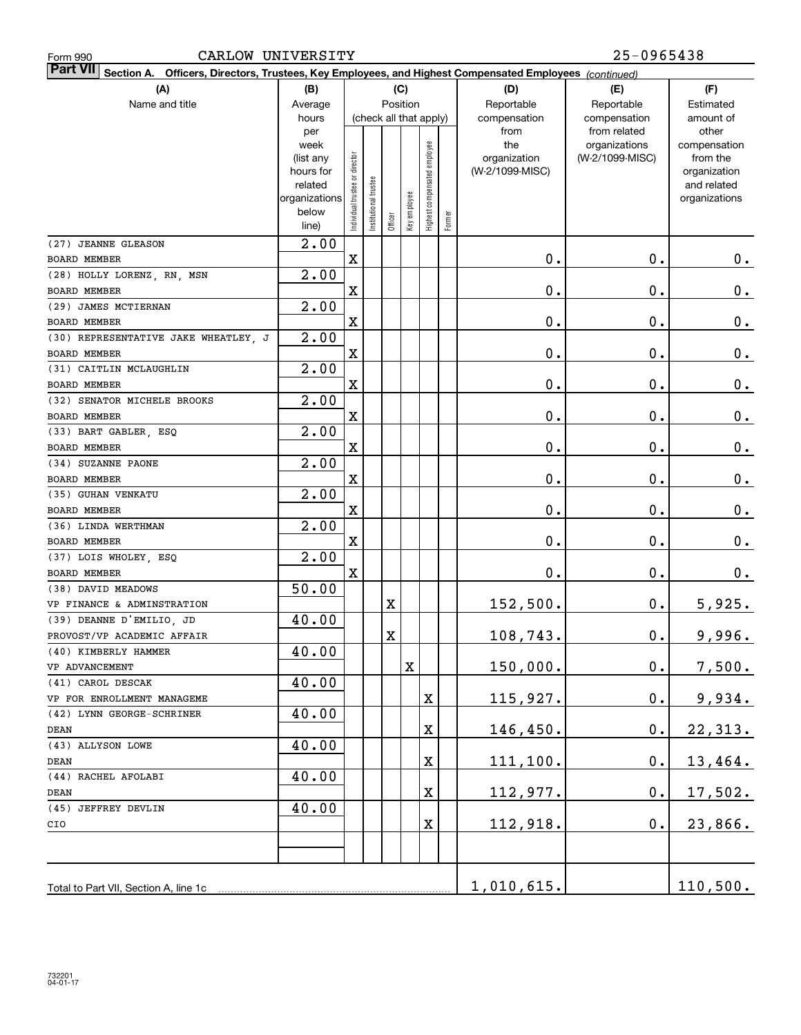Form 990 CARLOW UNIVERSITY 25-0965438

**Part VII Section A. Officers, Directors, Trustees, Key Employees, and Highest Compensated Employees** *(continued)*

| (A) Name and title | (B) Average hours per week (list any hours for related organizations below line) | (C) Position: Individual trustee or director | Institutional trustee | Officer | Key employee | Highest compensated employee | Former | (D) Reportable compensation from the organization (W-2/1099-MISC) | (E) Reportable compensation from related organizations (W-2/1099-MISC) | (F) Estimated amount of other compensation from the organization and related organizations |
|---|---|---|---|---|---|---|---|---|---|---|
| (27) JEANNE GLEASON<br>BOARD MEMBER | 2.00 | X | | | | | | 0. | 0. | 0. |
| (28) HOLLY LORENZ, RN, MSN<br>BOARD MEMBER | 2.00 | X | | | | | | 0. | 0. | 0. |
| (29) JAMES MCTIERNAN<br>BOARD MEMBER | 2.00 | X | | | | | | 0. | 0. | 0. |
| (30) REPRESENTATIVE JAKE WHEATLEY, J<br>BOARD MEMBER | 2.00 | X | | | | | | 0. | 0. | 0. |
| (31) CAITLIN MCLAUGHLIN<br>BOARD MEMBER | 2.00 | X | | | | | | 0. | 0. | 0. |
| (32) SENATOR MICHELE BROOKS<br>BOARD MEMBER | 2.00 | X | | | | | | 0. | 0. | 0. |
| (33) BART GABLER, ESQ<br>BOARD MEMBER | 2.00 | X | | | | | | 0. | 0. | 0. |
| (34) SUZANNE PAONE<br>BOARD MEMBER | 2.00 | X | | | | | | 0. | 0. | 0. |
| (35) GUHAN VENKATU<br>BOARD MEMBER | 2.00 | X | | | | | | 0. | 0. | 0. |
| (36) LINDA WERTHMAN<br>BOARD MEMBER | 2.00 | X | | | | | | 0. | 0. | 0. |
| (37) LOIS WHOLEY, ESQ<br>BOARD MEMBER | 2.00 | X | | | | | | 0. | 0. | 0. |
| (38) DAVID MEADOWS<br>VP FINANCE & ADMINSTRATION | 50.00 | | | X | | | | 152,500. | 0. | 5,925. |
| (39) DEANNE D'EMILIO, JD<br>PROVOST/VP ACADEMIC AFFAIR | 40.00 | | | X | | | | 108,743. | 0. | 9,996. |
| (40) KIMBERLY HAMMER<br>VP ADVANCEMENT | 40.00 | | | | X | | | 150,000. | 0. | 7,500. |
| (41) CAROL DESCAK<br>VP FOR ENROLLMENT MANAGEME | 40.00 | | | | | X | | 115,927. | 0. | 9,934. |
| (42) LYNN GEORGE-SCHRINER<br>DEAN | 40.00 | | | | | X | | 146,450. | 0. | 22,313. |
| (43) ALLYSON LOWE<br>DEAN | 40.00 | | | | | X | | 111,100. | 0. | 13,464. |
| (44) RACHEL AFOLABI<br>DEAN | 40.00 | | | | | X | | 112,977. | 0. | 17,502. |
| (45) JEFFREY DEVLIN<br>CIO | 40.00 | | | | | X | | 112,918. | 0. | 23,866. |
| Total to Part VII, Section A, line 1c | | | | | | | | 1,010,615. | | 110,500. |

732201 04-01-17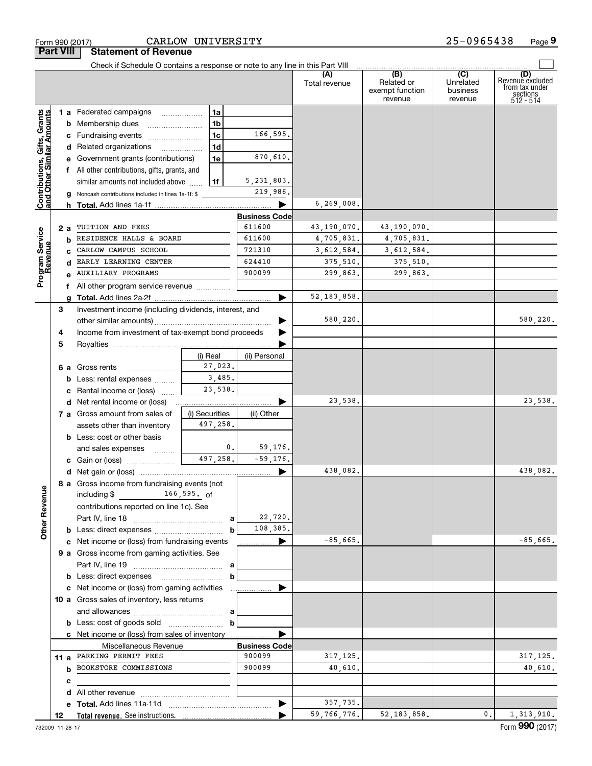Form 990 (2017) CARLOW UNIVERSITY 25-0965438 Page 9

## Part VIII Statement of Revenue

Check if Schedule O contains a response or note to any line in this Part VIII

| | | | | (A) Total revenue | (B) Related or exempt function revenue | (C) Unrelated business revenue | (D) Revenue excluded from tax under sections 512 - 514 |
|---|---|---|---|---|---|---|---|
| **Contributions, Gifts, Grants and Other Similar Amounts** | 1 a Federated campaigns | 1a | | | | | |
| | b Membership dues | 1b | | | | | |
| | c Fundraising events | 1c | 166,595. | | | | |
| | d Related organizations | 1d | | | | | |
| | e Government grants (contributions) | 1e | 870,610. | | | | |
| | f All other contributions, gifts, grants, and similar amounts not included above | 1f | 5,231,803. | | | | |
| | g Noncash contributions included in lines 1a-1f: $ | | 219,986. | | | | |
| | h **Total.** Add lines 1a-1f | | | 6,269,008. | | | |
| **Program Service Revenue** | | | **Business Code** | | | | |
| | 2 a TUITION AND FEES | | 611600 | 43,190,070. | 43,190,070. | | |
| | b RESIDENCE HALLS & BOARD | | 611600 | 4,705,831. | 4,705,831. | | |
| | c CARLOW CAMPUS SCHOOL | | 721310 | 3,612,584. | 3,612,584. | | |
| | d EARLY LEARNING CENTER | | 624410 | 375,510. | 375,510. | | |
| | e AUXILIARY PROGRAMS | | 900099 | 299,863. | 299,863. | | |
| | f All other program service revenue | | | | | | |
| | g **Total.** Add lines 2a-2f | | | 52,183,858. | | | |
| **Other Revenue** | 3 Investment income (including dividends, interest, and other similar amounts) | | | 580,220. | | | 580,220. |
| | 4 Income from investment of tax-exempt bond proceeds | | | | | | |
| | 5 Royalties | | | | | | |
| | | (i) Real | (ii) Personal | | | | |
| | 6 a Gross rents | 27,023. | | | | | |
| | b Less: rental expenses | 3,485. | | | | | |
| | c Rental income or (loss) | 23,538. | | | | | |
| | d Net rental income or (loss) | | | 23,538. | | | 23,538. |
| | | (i) Securities | (ii) Other | | | | |
| | 7 a Gross amount from sales of assets other than inventory | 497,258. | | | | | |
| | b Less: cost or other basis and sales expenses | 0. | 59,176. | | | | |
| | c Gain or (loss) | 497,258. | -59,176. | | | | |
| | d Net gain or (loss) | | | 438,082. | | | 438,082. |
| | 8 a Gross income from fundraising events (not including $ 166,595. of contributions reported on line 1c). See Part IV, line 18 | a | 22,720. | | | | |
| | b Less: direct expenses | b | 108,385. | | | | |
| | c Net income or (loss) from fundraising events | | | -85,665. | | | -85,665. |
| | 9 a Gross income from gaming activities. See Part IV, line 19 | a | | | | | |
| | b Less: direct expenses | b | | | | | |
| | c Net income or (loss) from gaming activities | | | | | | |
| | 10 a Gross sales of inventory, less returns and allowances | a | | | | | |
| | b Less: cost of goods sold | b | | | | | |
| | c Net income or (loss) from sales of inventory | | | | | | |
| | Miscellaneous Revenue | | **Business Code** | | | | |
| | 11 a PARKING PERMIT FEES | | 900099 | 317,125. | | | 317,125. |
| | b BOOKSTORE COMMISSIONS | | 900099 | 40,610. | | | 40,610. |
| | c | | | | | | |
| | d All other revenue | | | | | | |
| | e **Total.** Add lines 11a-11d | | | 357,735. | | | |
| | 12 **Total revenue.** See instructions. | | | 59,766,776. | 52,183,858. | 0. | 1,313,910. |

732009 11-28-17 Form **990** (2017)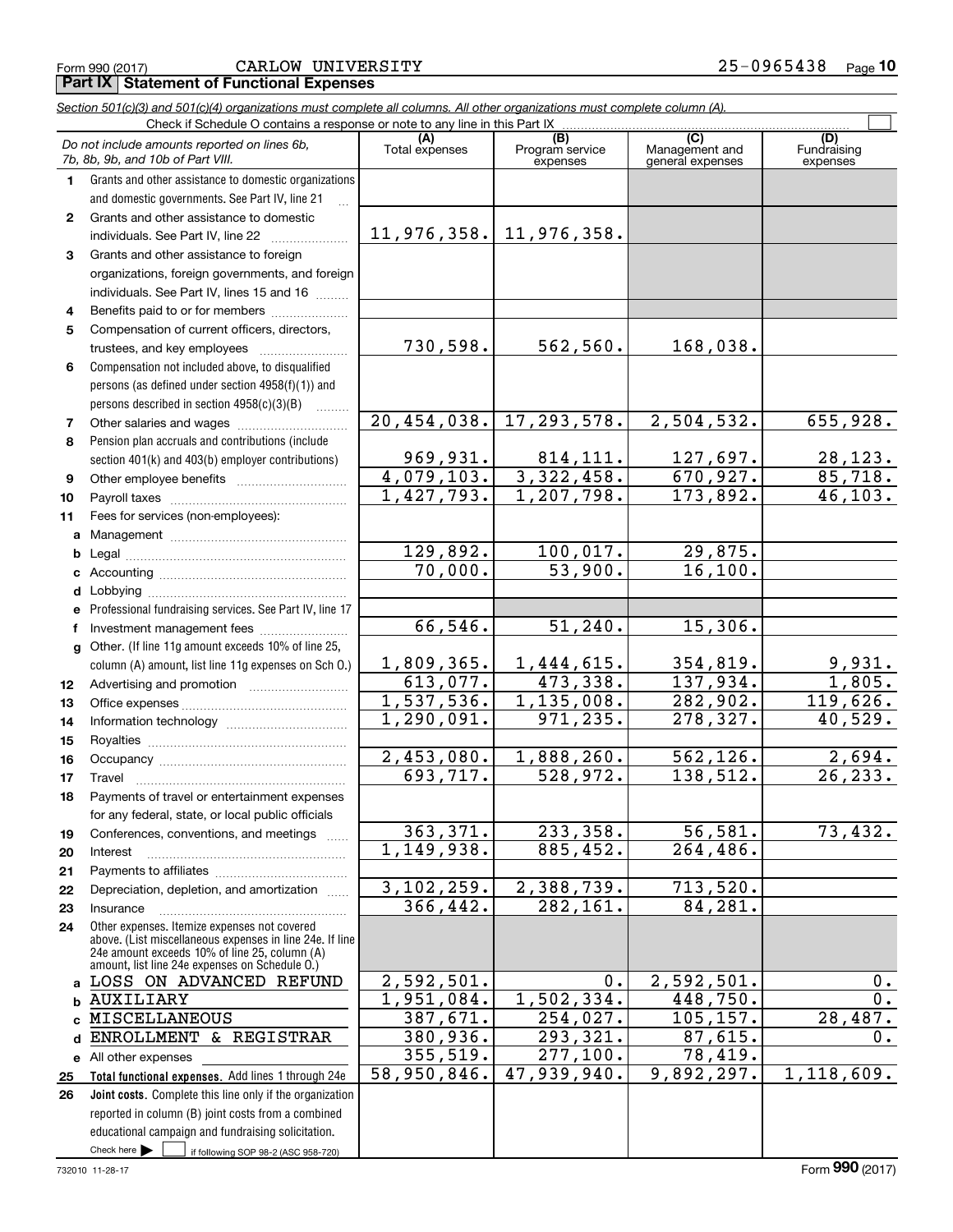Form 990 (2017) CARLOW UNIVERSITY 25-0965438

## Part IX Statement of Functional Expenses

*Section 501(c)(3) and 501(c)(4) organizations must complete all columns. All other organizations must complete column (A).*

Check if Schedule O contains a response or note to any line in this Part IX

| | *Do not include amounts reported on lines 6b, 7b, 8b, 9b, and 10b of Part VIII.* | (A) Total expenses | (B) Program service expenses | (C) Management and general expenses | (D) Fundraising expenses |
|---|---|---|---|---|---|
| 1 | Grants and other assistance to domestic organizations and domestic governments. See Part IV, line 21 | | | | |
| 2 | Grants and other assistance to domestic individuals. See Part IV, line 22 | 11,976,358. | 11,976,358. | | |
| 3 | Grants and other assistance to foreign organizations, foreign governments, and foreign individuals. See Part IV, lines 15 and 16 | | | | |
| 4 | Benefits paid to or for members | | | | |
| 5 | Compensation of current officers, directors, trustees, and key employees | 730,598. | 562,560. | 168,038. | |
| 6 | Compensation not included above, to disqualified persons (as defined under section 4958(f)(1)) and persons described in section 4958(c)(3)(B) | | | | |
| 7 | Other salaries and wages | 20,454,038. | 17,293,578. | 2,504,532. | 655,928. |
| 8 | Pension plan accruals and contributions (include section 401(k) and 403(b) employer contributions) | 969,931. | 814,111. | 127,697. | 28,123. |
| 9 | Other employee benefits | 4,079,103. | 3,322,458. | 670,927. | 85,718. |
| 10 | Payroll taxes | 1,427,793. | 1,207,798. | 173,892. | 46,103. |
| 11 | Fees for services (non-employees): | | | | |
| a | Management | | | | |
| b | Legal | 129,892. | 100,017. | 29,875. | |
| c | Accounting | 70,000. | 53,900. | 16,100. | |
| d | Lobbying | | | | |
| e | Professional fundraising services. See Part IV, line 17 | | | | |
| f | Investment management fees | 66,546. | 51,240. | 15,306. | |
| g | Other. (If line 11g amount exceeds 10% of line 25, column (A) amount, list line 11g expenses on Sch O.) | 1,809,365. | 1,444,615. | 354,819. | 9,931. |
| 12 | Advertising and promotion | 613,077. | 473,338. | 137,934. | 1,805. |
| 13 | Office expenses | 1,537,536. | 1,135,008. | 282,902. | 119,626. |
| 14 | Information technology | 1,290,091. | 971,235. | 278,327. | 40,529. |
| 15 | Royalties | | | | |
| 16 | Occupancy | 2,453,080. | 1,888,260. | 562,126. | 2,694. |
| 17 | Travel | 693,717. | 528,972. | 138,512. | 26,233. |
| 18 | Payments of travel or entertainment expenses for any federal, state, or local public officials | | | | |
| 19 | Conferences, conventions, and meetings | 363,371. | 233,358. | 56,581. | 73,432. |
| 20 | Interest | 1,149,938. | 885,452. | 264,486. | |
| 21 | Payments to affiliates | | | | |
| 22 | Depreciation, depletion, and amortization | 3,102,259. | 2,388,739. | 713,520. | |
| 23 | Insurance | 366,442. | 282,161. | 84,281. | |
| 24 | Other expenses. Itemize expenses not covered above. (List miscellaneous expenses in line 24e. If line 24e amount exceeds 10% of line 25, column (A) amount, list line 24e expenses on Schedule O.) | | | | |
| a | LOSS ON ADVANCED REFUND | 2,592,501. | 0. | 2,592,501. | 0. |
| b | AUXILIARY | 1,951,084. | 1,502,334. | 448,750. | 0. |
| c | MISCELLANEOUS | 387,671. | 254,027. | 105,157. | 28,487. |
| d | ENROLLMENT & REGISTRAR | 380,936. | 293,321. | 87,615. | 0. |
| e | All other expenses | 355,519. | 277,100. | 78,419. | |
| 25 | **Total functional expenses.** Add lines 1 through 24e | 58,950,846. | 47,939,940. | 9,892,297. | 1,118,609. |
| 26 | **Joint costs.** Complete this line only if the organization reported in column (B) joint costs from a combined educational campaign and fundraising solicitation. Check here ☐ if following SOP 98-2 (ASC 958-720) | | | | |

732010 11-28-17

Form **990** (2017)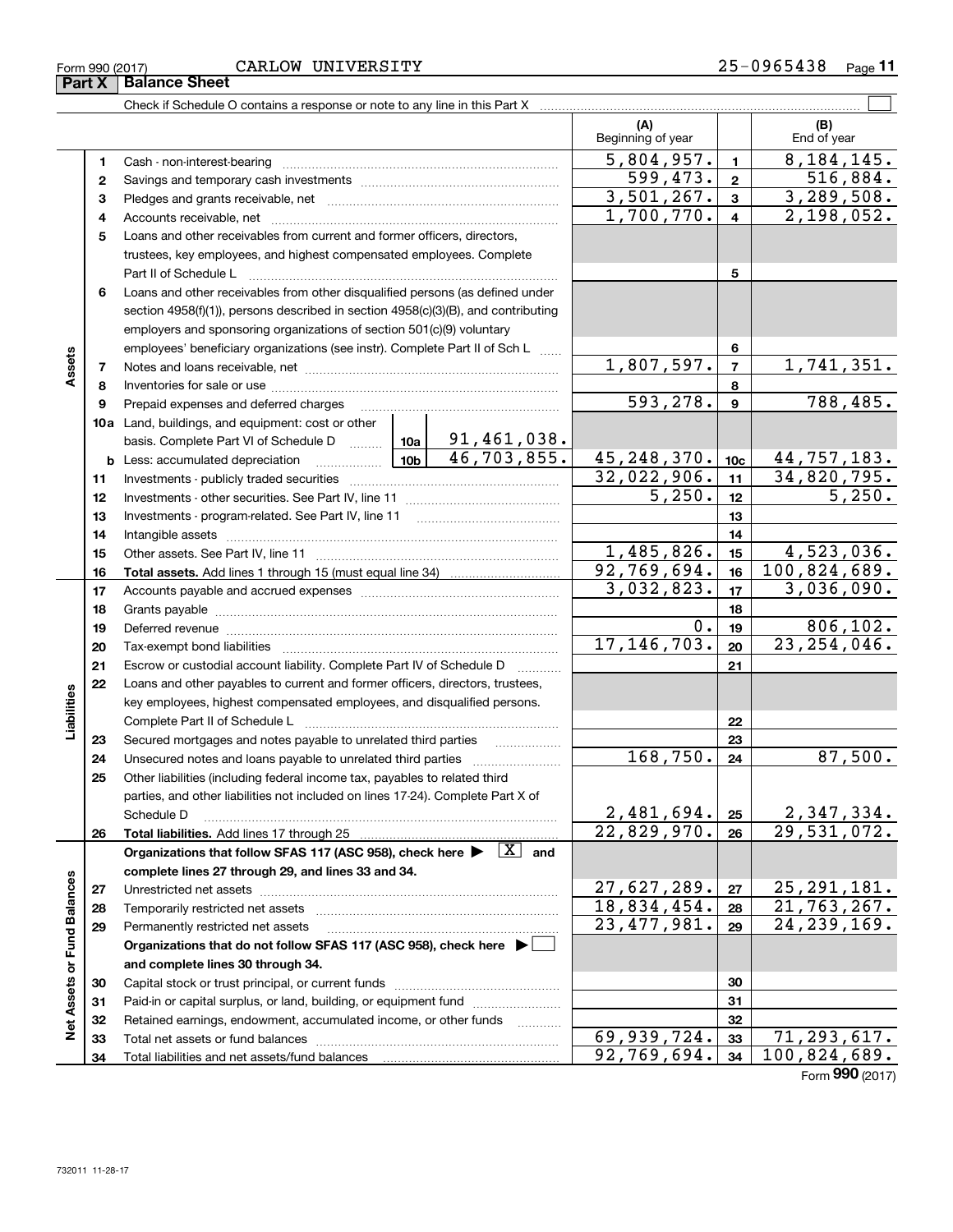Form 990 (2017) CARLOW UNIVERSITY 25-0965438

## Part X Balance Sheet

Check if Schedule O contains a response or note to any line in this Part X ☐

| | | | | (A) Beginning of year | | (B) End of year |
|---|---|---|---|---|---|---|
| **Assets** | 1 | Cash - non-interest-bearing | | 5,804,957. | 1 | 8,184,145. |
| | 2 | Savings and temporary cash investments | | 599,473. | 2 | 516,884. |
| | 3 | Pledges and grants receivable, net | | 3,501,267. | 3 | 3,289,508. |
| | 4 | Accounts receivable, net | | 1,700,770. | 4 | 2,198,052. |
| | 5 | Loans and other receivables from current and former officers, directors, trustees, key employees, and highest compensated employees. Complete Part II of Schedule L | | | 5 | |
| | 6 | Loans and other receivables from other disqualified persons (as defined under section 4958(f)(1)), persons described in section 4958(c)(3)(B), and contributing employers and sponsoring organizations of section 501(c)(9) voluntary employees' beneficiary organizations (see instr). Complete Part II of Sch L | | | 6 | |
| | 7 | Notes and loans receivable, net | | 1,807,597. | 7 | 1,741,351. |
| | 8 | Inventories for sale or use | | | 8 | |
| | 9 | Prepaid expenses and deferred charges | | 593,278. | 9 | 788,485. |
| | 10a | Land, buildings, and equipment: cost or other basis. Complete Part VI of Schedule D | 10a 91,461,038. | | | |
| | b | Less: accumulated depreciation | 10b 46,703,855. | 45,248,370. | 10c | 44,757,183. |
| | 11 | Investments - publicly traded securities | | 32,022,906. | 11 | 34,820,795. |
| | 12 | Investments - other securities. See Part IV, line 11 | | 5,250. | 12 | 5,250. |
| | 13 | Investments - program-related. See Part IV, line 11 | | | 13 | |
| | 14 | Intangible assets | | | 14 | |
| | 15 | Other assets. See Part IV, line 11 | | 1,485,826. | 15 | 4,523,036. |
| | 16 | **Total assets.** Add lines 1 through 15 (must equal line 34) | | 92,769,694. | 16 | 100,824,689. |
| **Liabilities** | 17 | Accounts payable and accrued expenses | | 3,032,823. | 17 | 3,036,090. |
| | 18 | Grants payable | | | 18 | |
| | 19 | Deferred revenue | | 0. | 19 | 806,102. |
| | 20 | Tax-exempt bond liabilities | | 17,146,703. | 20 | 23,254,046. |
| | 21 | Escrow or custodial account liability. Complete Part IV of Schedule D | | | 21 | |
| | 22 | Loans and other payables to current and former officers, directors, trustees, key employees, highest compensated employees, and disqualified persons. Complete Part II of Schedule L | | | 22 | |
| | 23 | Secured mortgages and notes payable to unrelated third parties | | | 23 | |
| | 24 | Unsecured notes and loans payable to unrelated third parties | | 168,750. | 24 | 87,500. |
| | 25 | Other liabilities (including federal income tax, payables to related third parties, and other liabilities not included on lines 17-24). Complete Part X of Schedule D | | 2,481,694. | 25 | 2,347,334. |
| | 26 | **Total liabilities.** Add lines 17 through 25 | | 22,829,970. | 26 | 29,531,072. |
| **Net Assets or Fund Balances** | | **Organizations that follow SFAS 117 (ASC 958), check here ▶ [X] and complete lines 27 through 29, and lines 33 and 34.** | | | | |
| | 27 | Unrestricted net assets | | 27,627,289. | 27 | 25,291,181. |
| | 28 | Temporarily restricted net assets | | 18,834,454. | 28 | 21,763,267. |
| | 29 | Permanently restricted net assets | | 23,477,981. | 29 | 24,239,169. |
| | | **Organizations that do not follow SFAS 117 (ASC 958), check here ▶ ☐ and complete lines 30 through 34.** | | | | |
| | 30 | Capital stock or trust principal, or current funds | | | 30 | |
| | 31 | Paid-in or capital surplus, or land, building, or equipment fund | | | 31 | |
| | 32 | Retained earnings, endowment, accumulated income, or other funds | | | 32 | |
| | 33 | Total net assets or fund balances | | 69,939,724. | 33 | 71,293,617. |
| | 34 | Total liabilities and net assets/fund balances | | 92,769,694. | 34 | 100,824,689. |

Form **990** (2017)

732011 11-28-17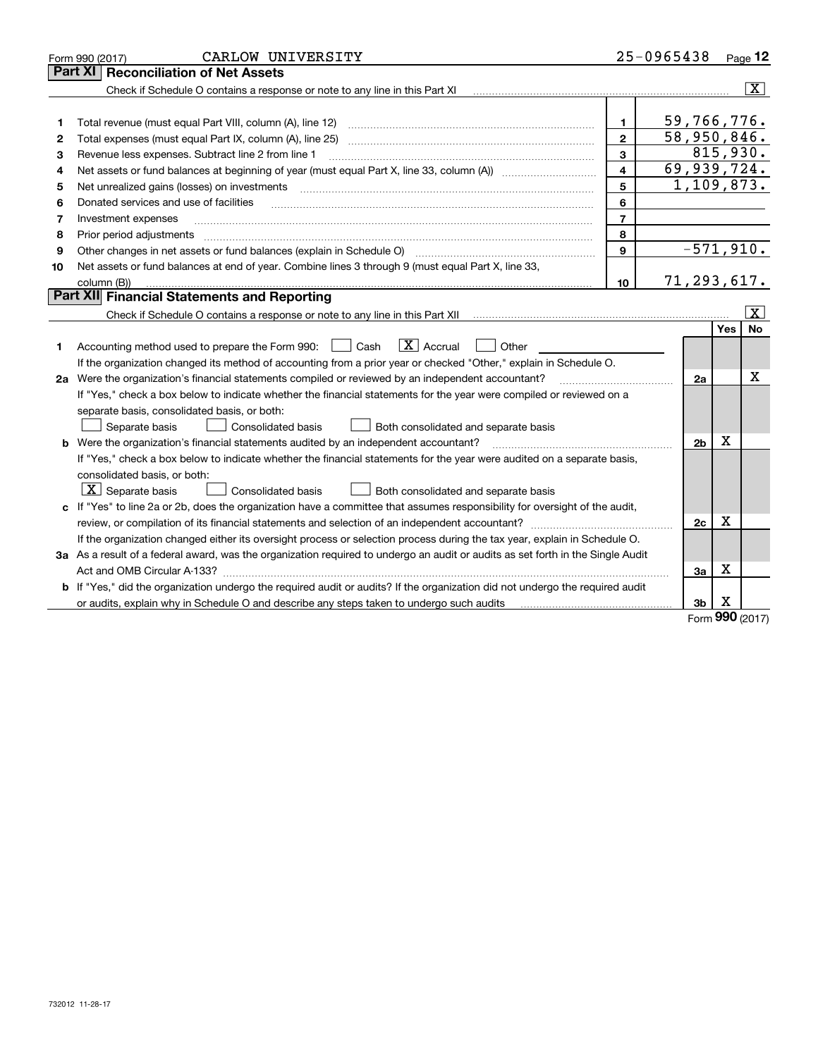Form 990 (2017) CARLOW UNIVERSITY 25-0965438

## Part XI Reconciliation of Net Assets

Check if Schedule O contains a response or note to any line in this Part XI [X]

| | | | |
|---|---|---|---|
| 1 | Total revenue (must equal Part VIII, column (A), line 12) | 1 | 59,766,776. |
| 2 | Total expenses (must equal Part IX, column (A), line 25) | 2 | 58,950,846. |
| 3 | Revenue less expenses. Subtract line 2 from line 1 | 3 | 815,930. |
| 4 | Net assets or fund balances at beginning of year (must equal Part X, line 33, column (A)) | 4 | 69,939,724. |
| 5 | Net unrealized gains (losses) on investments | 5 | 1,109,873. |
| 6 | Donated services and use of facilities | 6 | |
| 7 | Investment expenses | 7 | |
| 8 | Prior period adjustments | 8 | |
| 9 | Other changes in net assets or fund balances (explain in Schedule O) | 9 | -571,910. |
| 10 | Net assets or fund balances at end of year. Combine lines 3 through 9 (must equal Part X, line 33, column (B)) | 10 | 71,293,617. |

## Part XII Financial Statements and Reporting

Check if Schedule O contains a response or note to any line in this Part XII [X]

| | | | Yes | No |
|---|---|---|---|---|
| 1 | Accounting method used to prepare the Form 990: [ ] Cash [X] Accrual [ ] Other<br>If the organization changed its method of accounting from a prior year or checked "Other," explain in Schedule O. | | | |
| 2a | Were the organization's financial statements compiled or reviewed by an independent accountant?<br>If "Yes," check a box below to indicate whether the financial statements for the year were compiled or reviewed on a separate basis, consolidated basis, or both:<br>[ ] Separate basis [ ] Consolidated basis [ ] Both consolidated and separate basis | 2a | | X |
| b | Were the organization's financial statements audited by an independent accountant?<br>If "Yes," check a box below to indicate whether the financial statements for the year were audited on a separate basis, consolidated basis, or both:<br>[X] Separate basis [ ] Consolidated basis [ ] Both consolidated and separate basis | 2b | X | |
| c | If "Yes" to line 2a or 2b, does the organization have a committee that assumes responsibility for oversight of the audit, review, or compilation of its financial statements and selection of an independent accountant?<br>If the organization changed either its oversight process or selection process during the tax year, explain in Schedule O. | 2c | X | |
| 3a | As a result of a federal award, was the organization required to undergo an audit or audits as set forth in the Single Audit Act and OMB Circular A-133? | 3a | X | |
| b | If "Yes," did the organization undergo the required audit or audits? If the organization did not undergo the required audit or audits, explain why in Schedule O and describe any steps taken to undergo such audits | 3b | X | |

Form 990 (2017)

732012 11-28-17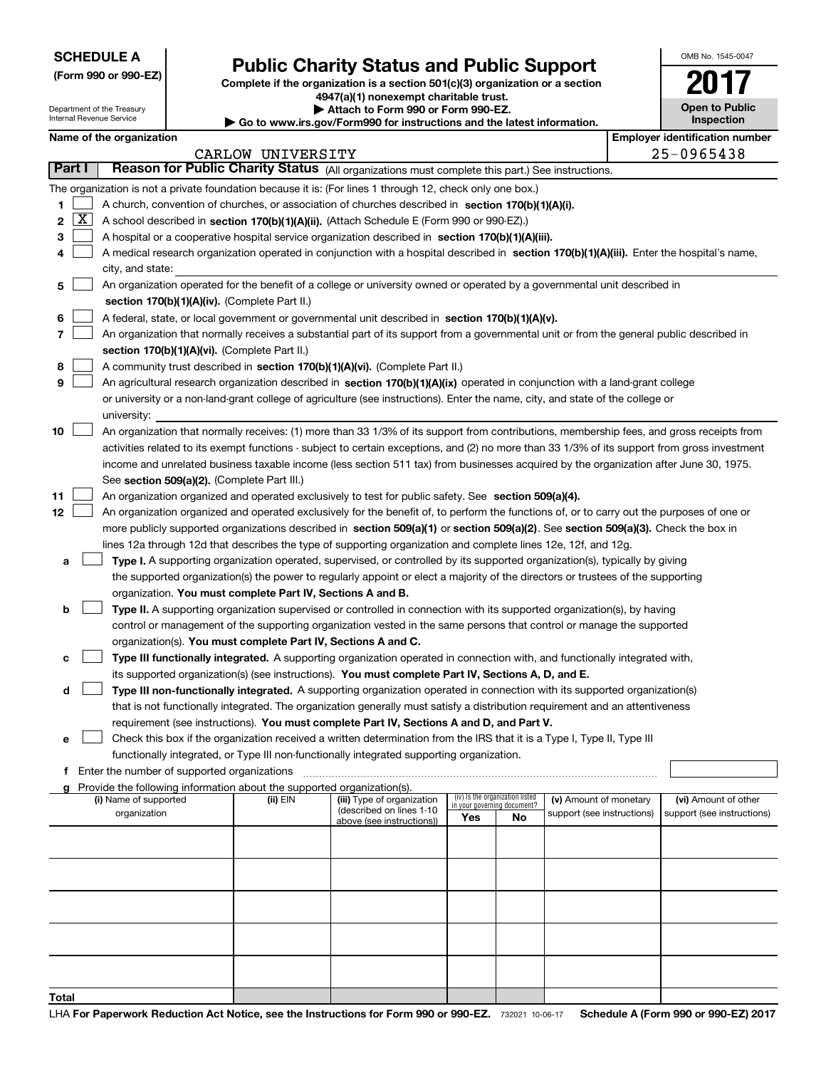**SCHEDULE A**
**(Form 990 or 990-EZ)**

Department of the Treasury
Internal Revenue Service

# Public Charity Status and Public Support

**Complete if the organization is a section 501(c)(3) organization or a section 4947(a)(1) nonexempt charitable trust.**
**▶ Attach to Form 990 or Form 990-EZ.**
**▶ Go to www.irs.gov/Form990 for instructions and the latest information.**

OMB No. 1545-0047

**2017**

**Open to Public Inspection**

**Name of the organization:** CARLOW UNIVERSITY
**Employer identification number:** 25-0965438

## Part I — Reason for Public Charity Status (All organizations must complete this part.) See instructions.

The organization is not a private foundation because it is: (For lines 1 through 12, check only one box.)

1. [ ] A church, convention of churches, or association of churches described in **section 170(b)(1)(A)(i).**
2. [X] A school described in **section 170(b)(1)(A)(ii).** (Attach Schedule E (Form 990 or 990-EZ).)
3. [ ] A hospital or a cooperative hospital service organization described in **section 170(b)(1)(A)(iii).**
4. [ ] A medical research organization operated in conjunction with a hospital described in **section 170(b)(1)(A)(iii).** Enter the hospital's name, city, and state:
5. [ ] An organization operated for the benefit of a college or university owned or operated by a governmental unit described in **section 170(b)(1)(A)(iv).** (Complete Part II.)
6. [ ] A federal, state, or local government or governmental unit described in **section 170(b)(1)(A)(v).**
7. [ ] An organization that normally receives a substantial part of its support from a governmental unit or from the general public described in **section 170(b)(1)(A)(vi).** (Complete Part II.)
8. [ ] A community trust described in **section 170(b)(1)(A)(vi).** (Complete Part II.)
9. [ ] An agricultural research organization described in **section 170(b)(1)(A)(ix)** operated in conjunction with a land-grant college or university or a non-land-grant college of agriculture (see instructions). Enter the name, city, and state of the college or university:
10. [ ] An organization that normally receives: (1) more than 33 1/3% of its support from contributions, membership fees, and gross receipts from activities related to its exempt functions - subject to certain exceptions, and (2) no more than 33 1/3% of its support from gross investment income and unrelated business taxable income (less section 511 tax) from businesses acquired by the organization after June 30, 1975. See **section 509(a)(2).** (Complete Part III.)
11. [ ] An organization organized and operated exclusively to test for public safety. See **section 509(a)(4).**
12. [ ] An organization organized and operated exclusively for the benefit of, to perform the functions of, or to carry out the purposes of one or more publicly supported organizations described in **section 509(a)(1)** or **section 509(a)(2).** See **section 509(a)(3).** Check the box in lines 12a through 12d that describes the type of supporting organization and complete lines 12e, 12f, and 12g.
   - **a** [ ] **Type I.** A supporting organization operated, supervised, or controlled by its supported organization(s), typically by giving the supported organization(s) the power to regularly appoint or elect a majority of the directors or trustees of the supporting organization. **You must complete Part IV, Sections A and B.**
   - **b** [ ] **Type II.** A supporting organization supervised or controlled in connection with its supported organization(s), by having control or management of the supporting organization vested in the same persons that control or manage the supported organization(s). **You must complete Part IV, Sections A and C.**
   - **c** [ ] **Type III functionally integrated.** A supporting organization operated in connection with, and functionally integrated with, its supported organization(s) (see instructions). **You must complete Part IV, Sections A, D, and E.**
   - **d** [ ] **Type III non-functionally integrated.** A supporting organization operated in connection with its supported organization(s) that is not functionally integrated. The organization generally must satisfy a distribution requirement and an attentiveness requirement (see instructions). **You must complete Part IV, Sections A and D, and Part V.**
   - **e** [ ] Check this box if the organization received a written determination from the IRS that it is a Type I, Type II, Type III functionally integrated, or Type III non-functionally integrated supporting organization.
   - **f** Enter the number of supported organizations
   - **g** Provide the following information about the supported organization(s).

| (i) Name of supported organization | (ii) EIN | (iii) Type of organization (described on lines 1-10 above (see instructions)) | (iv) Is the organization listed in your governing document? Yes | No | (v) Amount of monetary support (see instructions) | (vi) Amount of other support (see instructions) |
|---|---|---|---|---|---|---|
| | | | | | | |
| | | | | | | |
| | | | | | | |
| | | | | | | |
| | | | | | | |
| **Total** | | | | | | |

LHA **For Paperwork Reduction Act Notice, see the Instructions for Form 990 or 990-EZ.** 732021 10-06-17 **Schedule A (Form 990 or 990-EZ) 2017**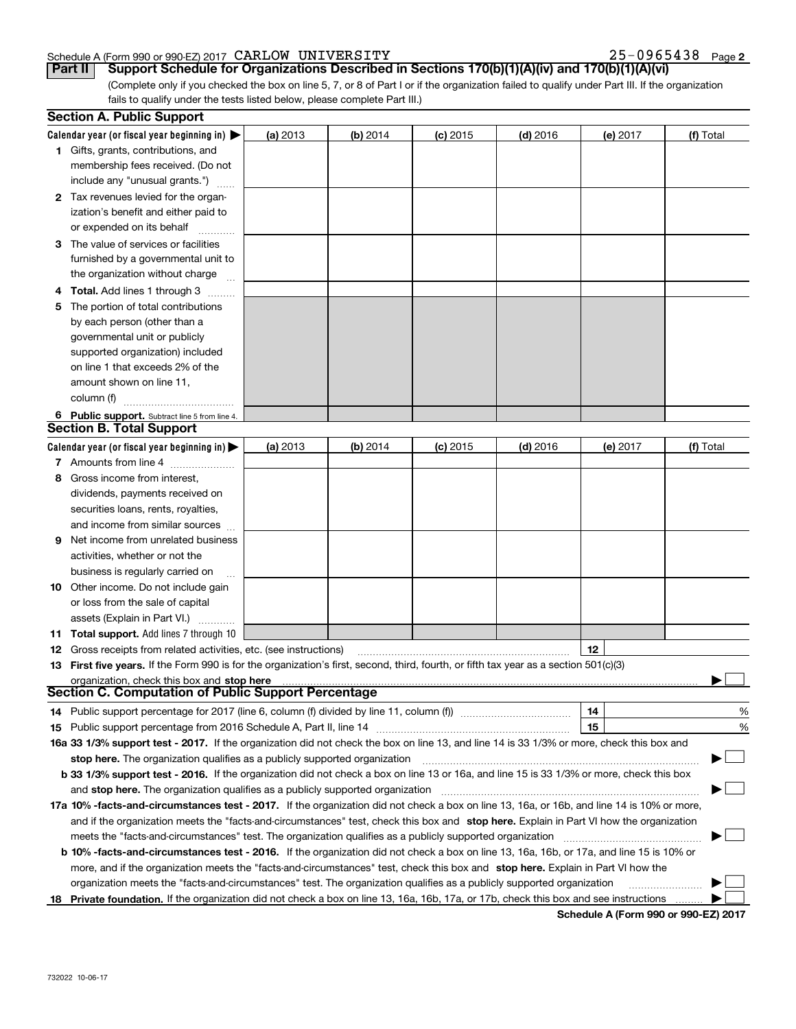Schedule A (Form 990 or 990-EZ) 2017 CARLOW UNIVERSITY 25-0965438

## Part II Support Schedule for Organizations Described in Sections 170(b)(1)(A)(iv) and 170(b)(1)(A)(vi)

(Complete only if you checked the box on line 5, 7, or 8 of Part I or if the organization failed to qualify under Part III. If the organization fails to qualify under the tests listed below, please complete Part III.)

### Section A. Public Support

| Calendar year (or fiscal year beginning in) ▶ | (a) 2013 | (b) 2014 | (c) 2015 | (d) 2016 | (e) 2017 | (f) Total |
|---|---|---|---|---|---|---|
| 1 Gifts, grants, contributions, and membership fees received. (Do not include any "unusual grants.") | | | | | | |
| 2 Tax revenues levied for the organization's benefit and either paid to or expended on its behalf | | | | | | |
| 3 The value of services or facilities furnished by a governmental unit to the organization without charge | | | | | | |
| 4 Total. Add lines 1 through 3 | | | | | | |
| 5 The portion of total contributions by each person (other than a governmental unit or publicly supported organization) included on line 1 that exceeds 2% of the amount shown on line 11, column (f) | | | | | | |
| 6 Public support. Subtract line 5 from line 4. | | | | | | |

### Section B. Total Support

| Calendar year (or fiscal year beginning in) ▶ | (a) 2013 | (b) 2014 | (c) 2015 | (d) 2016 | (e) 2017 | (f) Total |
|---|---|---|---|---|---|---|
| 7 Amounts from line 4 | | | | | | |
| 8 Gross income from interest, dividends, payments received on securities loans, rents, royalties, and income from similar sources | | | | | | |
| 9 Net income from unrelated business activities, whether or not the business is regularly carried on | | | | | | |
| 10 Other income. Do not include gain or loss from the sale of capital assets (Explain in Part VI.) | | | | | | |
| 11 Total support. Add lines 7 through 10 | | | | | | |

**12** Gross receipts from related activities, etc. (see instructions) **12**

**13 First five years.** If the Form 990 is for the organization's first, second, third, fourth, or fifth tax year as a section 501(c)(3) organization, check this box and **stop here** ▶ ☐

### Section C. Computation of Public Support Percentage

**14** Public support percentage for 2017 (line 6, column (f) divided by line 11, column (f)) **14** %

**15** Public support percentage from 2016 Schedule A, Part II, line 14 **15** %

**16a 33 1/3% support test - 2017.** If the organization did not check the box on line 13, and line 14 is 33 1/3% or more, check this box and **stop here.** The organization qualifies as a publicly supported organization ▶ ☐

**b 33 1/3% support test - 2016.** If the organization did not check a box on line 13 or 16a, and line 15 is 33 1/3% or more, check this box and **stop here.** The organization qualifies as a publicly supported organization ▶ ☐

**17a 10% -facts-and-circumstances test - 2017.** If the organization did not check a box on line 13, 16a, or 16b, and line 14 is 10% or more, and if the organization meets the "facts-and-circumstances" test, check this box and **stop here.** Explain in Part VI how the organization meets the "facts-and-circumstances" test. The organization qualifies as a publicly supported organization ▶ ☐

**b 10% -facts-and-circumstances test - 2016.** If the organization did not check a box on line 13, 16a, 16b, or 17a, and line 15 is 10% or more, and if the organization meets the "facts-and-circumstances" test, check this box and **stop here.** Explain in Part VI how the organization meets the "facts-and-circumstances" test. The organization qualifies as a publicly supported organization ▶ ☐

**18 Private foundation.** If the organization did not check a box on line 13, 16a, 16b, 17a, or 17b, check this box and see instructions ▶ ☐

**Schedule A (Form 990 or 990-EZ) 2017**

732022 10-06-17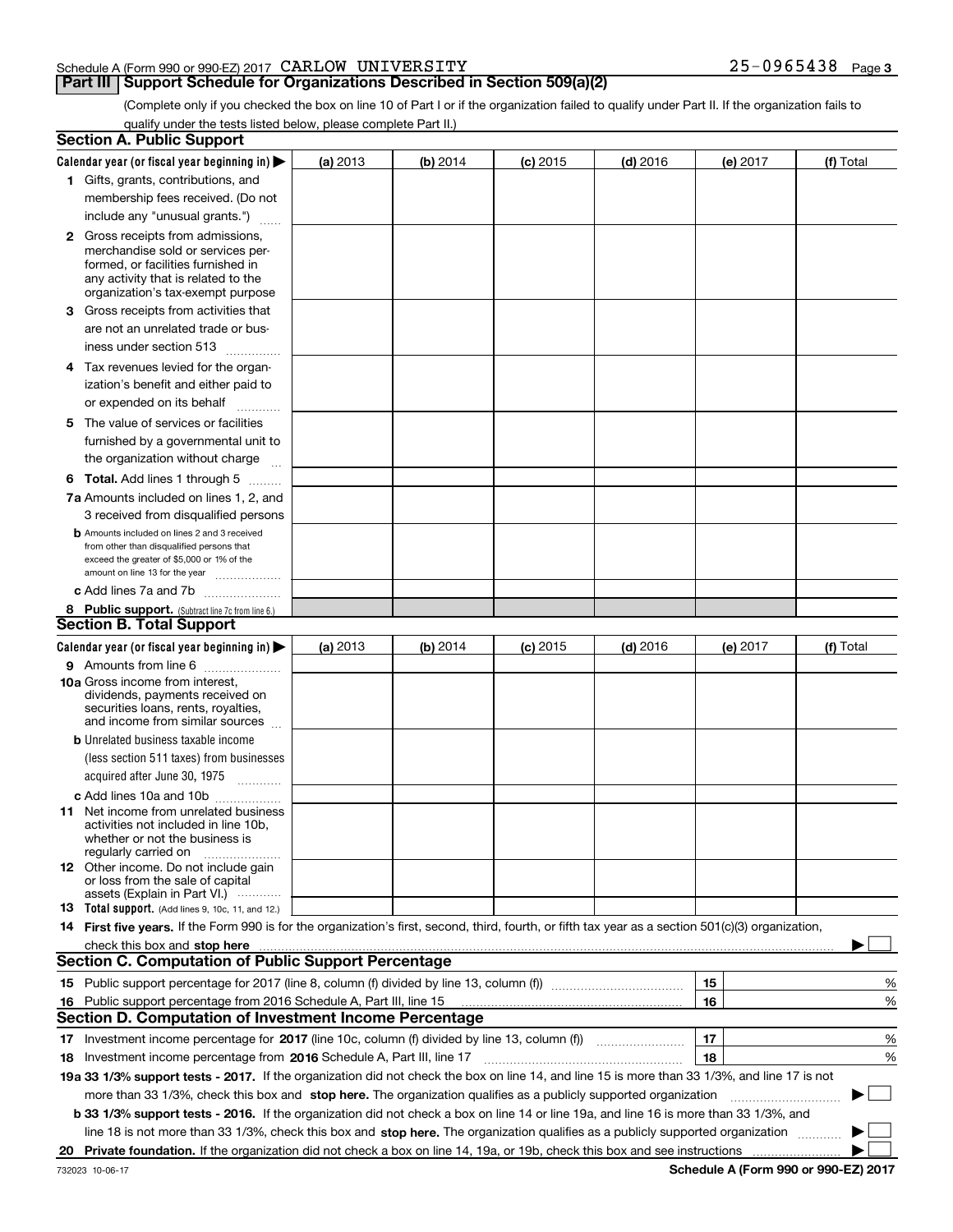Schedule A (Form 990 or 990-EZ) 2017 CARLOW UNIVERSITY 25-0965438 Page 3

## Part III | Support Schedule for Organizations Described in Section 509(a)(2)

(Complete only if you checked the box on line 10 of Part I or if the organization failed to qualify under Part II. If the organization fails to qualify under the tests listed below, please complete Part II.)

### Section A. Public Support

| Calendar year (or fiscal year beginning in) ▶ | (a) 2013 | (b) 2014 | (c) 2015 | (d) 2016 | (e) 2017 | (f) Total |
|---|---|---|---|---|---|---|
| **1** Gifts, grants, contributions, and membership fees received. (Do not include any "unusual grants.") | | | | | | |
| **2** Gross receipts from admissions, merchandise sold or services performed, or facilities furnished in any activity that is related to the organization's tax-exempt purpose | | | | | | |
| **3** Gross receipts from activities that are not an unrelated trade or business under section 513 | | | | | | |
| **4** Tax revenues levied for the organization's benefit and either paid to or expended on its behalf | | | | | | |
| **5** The value of services or facilities furnished by a governmental unit to the organization without charge | | | | | | |
| **6 Total.** Add lines 1 through 5 | | | | | | |
| **7a** Amounts included on lines 1, 2, and 3 received from disqualified persons | | | | | | |
| **b** Amounts included on lines 2 and 3 received from other than disqualified persons that exceed the greater of $5,000 or 1% of the amount on line 13 for the year | | | | | | |
| **c** Add lines 7a and 7b | | | | | | |
| **8 Public support.** (Subtract line 7c from line 6.) | | | | | | |

### Section B. Total Support

| Calendar year (or fiscal year beginning in) ▶ | (a) 2013 | (b) 2014 | (c) 2015 | (d) 2016 | (e) 2017 | (f) Total |
|---|---|---|---|---|---|---|
| **9** Amounts from line 6 | | | | | | |
| **10a** Gross income from interest, dividends, payments received on securities loans, rents, royalties, and income from similar sources | | | | | | |
| **b** Unrelated business taxable income (less section 511 taxes) from businesses acquired after June 30, 1975 | | | | | | |
| **c** Add lines 10a and 10b | | | | | | |
| **11** Net income from unrelated business activities not included in line 10b, whether or not the business is regularly carried on | | | | | | |
| **12** Other income. Do not include gain or loss from the sale of capital assets (Explain in Part VI.) | | | | | | |
| **13 Total support.** (Add lines 9, 10c, 11, and 12.) | | | | | | |

**14 First five years.** If the Form 990 is for the organization's first, second, third, fourth, or fifth tax year as a section 501(c)(3) organization, check this box and **stop here** ▶ ☐

### Section C. Computation of Public Support Percentage

| | | | |
|---|---|---|---|
| **15** | Public support percentage for 2017 (line 8, column (f) divided by line 13, column (f)) | 15 | % |
| **16** | Public support percentage from 2016 Schedule A, Part III, line 15 | 16 | % |

### Section D. Computation of Investment Income Percentage

| | | | |
|---|---|---|---|
| **17** | Investment income percentage for **2017** (line 10c, column (f) divided by line 13, column (f)) | 17 | % |
| **18** | Investment income percentage from **2016** Schedule A, Part III, line 17 | 18 | % |

**19a 33 1/3% support tests - 2017.** If the organization did not check the box on line 14, and line 15 is more than 33 1/3%, and line 17 is not more than 33 1/3%, check this box and **stop here.** The organization qualifies as a publicly supported organization ▶ ☐

**b 33 1/3% support tests - 2016.** If the organization did not check a box on line 14 or line 19a, and line 16 is more than 33 1/3%, and line 18 is not more than 33 1/3%, check this box and **stop here.** The organization qualifies as a publicly supported organization ▶ ☐

**20 Private foundation.** If the organization did not check a box on line 14, 19a, or 19b, check this box and see instructions ▶ ☐

732023 10-06-17 **Schedule A (Form 990 or 990-EZ) 2017**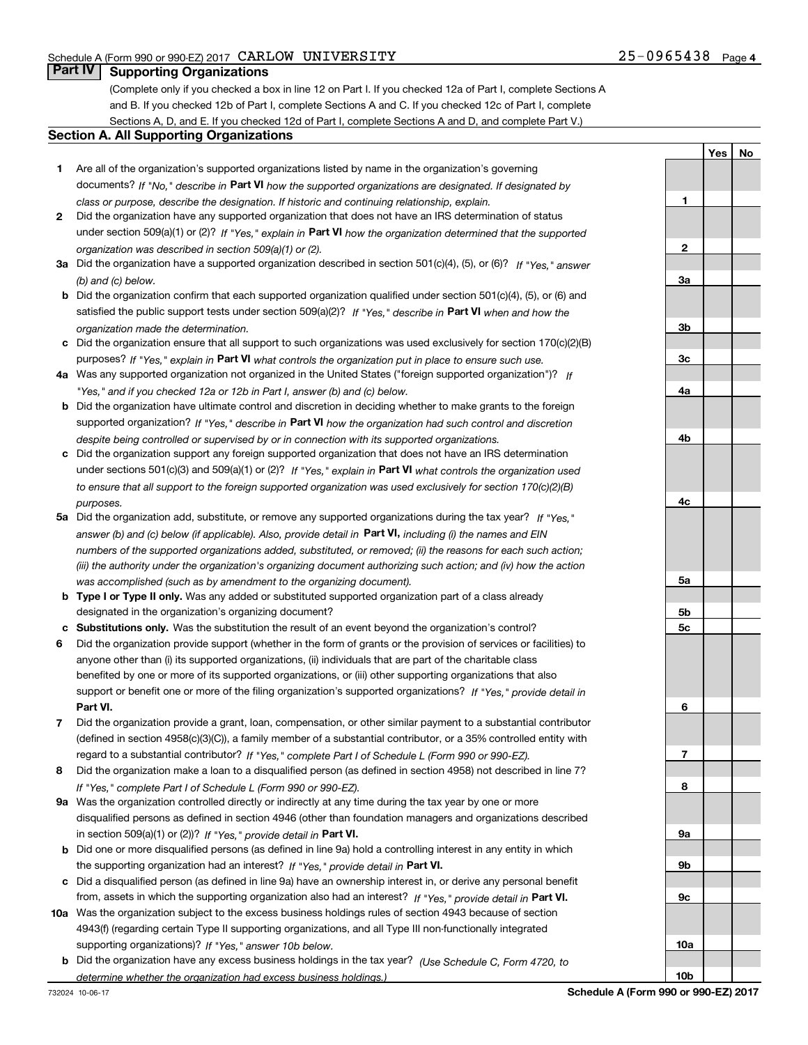Schedule A (Form 990 or 990-EZ) 2017 CARLOW UNIVERSITY 25-0965438 Page 4

## Part IV Supporting Organizations

(Complete only if you checked a box in line 12 on Part I. If you checked 12a of Part I, complete Sections A and B. If you checked 12b of Part I, complete Sections A and C. If you checked 12c of Part I, complete Sections A, D, and E. If you checked 12d of Part I, complete Sections A and D, and complete Part V.)

### Section A. All Supporting Organizations

| | | | Yes | No |
|---|---|---|---|---|
| 1 | Are all of the organization's supported organizations listed by name in the organization's governing documents? *If "No," describe in* **Part VI** *how the supported organizations are designated. If designated by class or purpose, describe the designation. If historic and continuing relationship, explain.* | 1 | | |
| 2 | Did the organization have any supported organization that does not have an IRS determination of status under section 509(a)(1) or (2)? *If "Yes," explain in* **Part VI** *how the organization determined that the supported organization was described in section 509(a)(1) or (2).* | 2 | | |
| 3a | Did the organization have a supported organization described in section 501(c)(4), (5), or (6)? *If "Yes," answer (b) and (c) below.* | 3a | | |
| b | Did the organization confirm that each supported organization qualified under section 501(c)(4), (5), or (6) and satisfied the public support tests under section 509(a)(2)? *If "Yes," describe in* **Part VI** *when and how the organization made the determination.* | 3b | | |
| c | Did the organization ensure that all support to such organizations was used exclusively for section 170(c)(2)(B) purposes? *If "Yes," explain in* **Part VI** *what controls the organization put in place to ensure such use.* | 3c | | |
| 4a | Was any supported organization not organized in the United States ("foreign supported organization")? *If "Yes," and if you checked 12a or 12b in Part I, answer (b) and (c) below.* | 4a | | |
| b | Did the organization have ultimate control and discretion in deciding whether to make grants to the foreign supported organization? *If "Yes," describe in* **Part VI** *how the organization had such control and discretion despite being controlled or supervised by or in connection with its supported organizations.* | 4b | | |
| c | Did the organization support any foreign supported organization that does not have an IRS determination under sections 501(c)(3) and 509(a)(1) or (2)? *If "Yes," explain in* **Part VI** *what controls the organization used to ensure that all support to the foreign supported organization was used exclusively for section 170(c)(2)(B) purposes.* | 4c | | |
| 5a | Did the organization add, substitute, or remove any supported organizations during the tax year? *If "Yes," answer (b) and (c) below (if applicable). Also, provide detail in* **Part VI,** *including (i) the names and EIN numbers of the supported organizations added, substituted, or removed; (ii) the reasons for each such action; (iii) the authority under the organization's organizing document authorizing such action; and (iv) how the action was accomplished (such as by amendment to the organizing document).* | 5a | | |
| b | **Type I or Type II only.** Was any added or substituted supported organization part of a class already designated in the organization's organizing document? | 5b | | |
| c | **Substitutions only.** Was the substitution the result of an event beyond the organization's control? | 5c | | |
| 6 | Did the organization provide support (whether in the form of grants or the provision of services or facilities) to anyone other than (i) its supported organizations, (ii) individuals that are part of the charitable class benefited by one or more of its supported organizations, or (iii) other supporting organizations that also support or benefit one or more of the filing organization's supported organizations? *If "Yes," provide detail in* **Part VI.** | 6 | | |
| 7 | Did the organization provide a grant, loan, compensation, or other similar payment to a substantial contributor (defined in section 4958(c)(3)(C)), a family member of a substantial contributor, or a 35% controlled entity with regard to a substantial contributor? *If "Yes," complete Part I of Schedule L (Form 990 or 990-EZ).* | 7 | | |
| 8 | Did the organization make a loan to a disqualified person (as defined in section 4958) not described in line 7? *If "Yes," complete Part I of Schedule L (Form 990 or 990-EZ).* | 8 | | |
| 9a | Was the organization controlled directly or indirectly at any time during the tax year by one or more disqualified persons as defined in section 4946 (other than foundation managers and organizations described in section 509(a)(1) or (2))? *If "Yes," provide detail in* **Part VI.** | 9a | | |
| b | Did one or more disqualified persons (as defined in line 9a) hold a controlling interest in any entity in which the supporting organization had an interest? *If "Yes," provide detail in* **Part VI.** | 9b | | |
| c | Did a disqualified person (as defined in line 9a) have an ownership interest in, or derive any personal benefit from, assets in which the supporting organization also had an interest? *If "Yes," provide detail in* **Part VI.** | 9c | | |
| 10a | Was the organization subject to the excess business holdings rules of section 4943 because of section 4943(f) (regarding certain Type II supporting organizations, and all Type III non-functionally integrated supporting organizations)? *If "Yes," answer 10b below.* | 10a | | |
| b | Did the organization have any excess business holdings in the tax year? *(Use Schedule C, Form 4720, to determine whether the organization had excess business holdings.)* | 10b | | |

732024 10-06-17 **Schedule A (Form 990 or 990-EZ) 2017**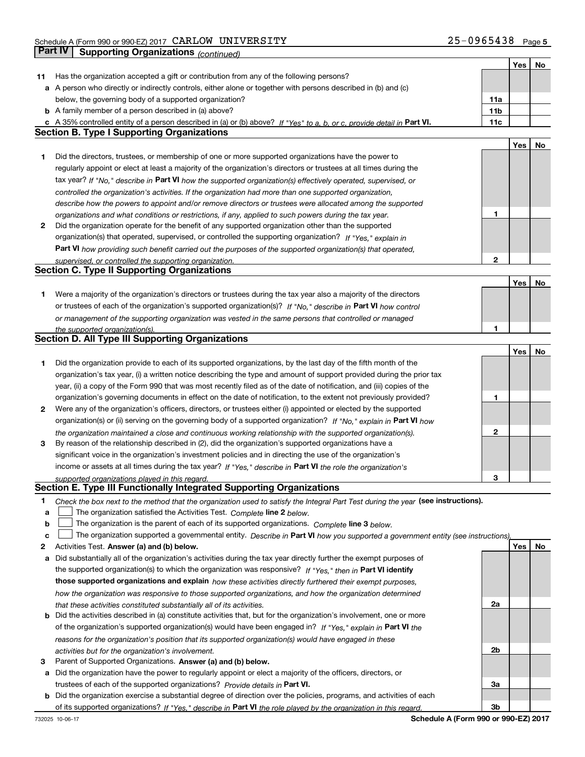Schedule A (Form 990 or 990-EZ) 2017 CARLOW UNIVERSITY 25-0965438

## Part IV Supporting Organizations *(continued)*

| | | | Yes | No |
|---|---|---|---|---|
| **11** | Has the organization accepted a gift or contribution from any of the following persons? | | | |
| **a** | A person who directly or indirectly controls, either alone or together with persons described in (b) and (c) below, the governing body of a supported organization? | **11a** | | |
| **b** | A family member of a person described in (a) above? | **11b** | | |
| **c** | A 35% controlled entity of a person described in (a) or (b) above? *If "Yes" to a, b, or c, provide detail in* **Part VI.** | **11c** | | |

### Section B. Type I Supporting Organizations

| | | | Yes | No |
|---|---|---|---|---|
| **1** | Did the directors, trustees, or membership of one or more supported organizations have the power to regularly appoint or elect at least a majority of the organization's directors or trustees at all times during the tax year? *If "No," describe in* **Part VI** *how the supported organization(s) effectively operated, supervised, or controlled the organization's activities. If the organization had more than one supported organization, describe how the powers to appoint and/or remove directors or trustees were allocated among the supported organizations and what conditions or restrictions, if any, applied to such powers during the tax year.* | **1** | | |
| **2** | Did the organization operate for the benefit of any supported organization other than the supported organization(s) that operated, supervised, or controlled the supporting organization? *If "Yes," explain in* **Part VI** *how providing such benefit carried out the purposes of the supported organization(s) that operated, supervised, or controlled the supporting organization.* | **2** | | |

### Section C. Type II Supporting Organizations

| | | | Yes | No |
|---|---|---|---|---|
| **1** | Were a majority of the organization's directors or trustees during the tax year also a majority of the directors or trustees of each of the organization's supported organization(s)? *If "No," describe in* **Part VI** *how control or management of the supporting organization was vested in the same persons that controlled or managed the supported organization(s).* | **1** | | |

### Section D. All Type III Supporting Organizations

| | | | Yes | No |
|---|---|---|---|---|
| **1** | Did the organization provide to each of its supported organizations, by the last day of the fifth month of the organization's tax year, (i) a written notice describing the type and amount of support provided during the prior tax year, (ii) a copy of the Form 990 that was most recently filed as of the date of notification, and (iii) copies of the organization's governing documents in effect on the date of notification, to the extent not previously provided? | **1** | | |
| **2** | Were any of the organization's officers, directors, or trustees either (i) appointed or elected by the supported organization(s) or (ii) serving on the governing body of a supported organization? *If "No," explain in* **Part VI** *how the organization maintained a close and continuous working relationship with the supported organization(s).* | **2** | | |
| **3** | By reason of the relationship described in (2), did the organization's supported organizations have a significant voice in the organization's investment policies and in directing the use of the organization's income or assets at all times during the tax year? *If "Yes," describe in* **Part VI** *the role the organization's supported organizations played in this regard.* | **3** | | |

### Section E. Type III Functionally Integrated Supporting Organizations

**1** *Check the box next to the method that the organization used to satisfy the Integral Part Test during the year* **(see instructions).**

- **a** ☐ The organization satisfied the Activities Test. *Complete* **line 2** *below.*
- **b** ☐ The organization is the parent of each of its supported organizations. *Complete* **line 3** *below.*
- **c** ☐ The organization supported a governmental entity. *Describe in* **Part VI** *how you supported a government entity (see instructions).*

| | | | Yes | No |
|---|---|---|---|---|
| **2** | Activities Test. **Answer (a) and (b) below.** | | | |
| **a** | Did substantially all of the organization's activities during the tax year directly further the exempt purposes of the supported organization(s) to which the organization was responsive? *If "Yes," then in* **Part VI identify those supported organizations and explain** *how these activities directly furthered their exempt purposes, how the organization was responsive to those supported organizations, and how the organization determined that these activities constituted substantially all of its activities.* | **2a** | | |
| **b** | Did the activities described in (a) constitute activities that, but for the organization's involvement, one or more of the organization's supported organization(s) would have been engaged in? *If "Yes," explain in* **Part VI** *the reasons for the organization's position that its supported organization(s) would have engaged in these activities but for the organization's involvement.* | **2b** | | |
| **3** | Parent of Supported Organizations. **Answer (a) and (b) below.** | | | |
| **a** | Did the organization have the power to regularly appoint or elect a majority of the officers, directors, or trustees of each of the supported organizations? *Provide details in* **Part VI.** | **3a** | | |
| **b** | Did the organization exercise a substantial degree of direction over the policies, programs, and activities of each of its supported organizations? *If "Yes," describe in* **Part VI** *the role played by the organization in this regard.* | **3b** | | |

732025 10-06-17 **Schedule A (Form 990 or 990-EZ) 2017**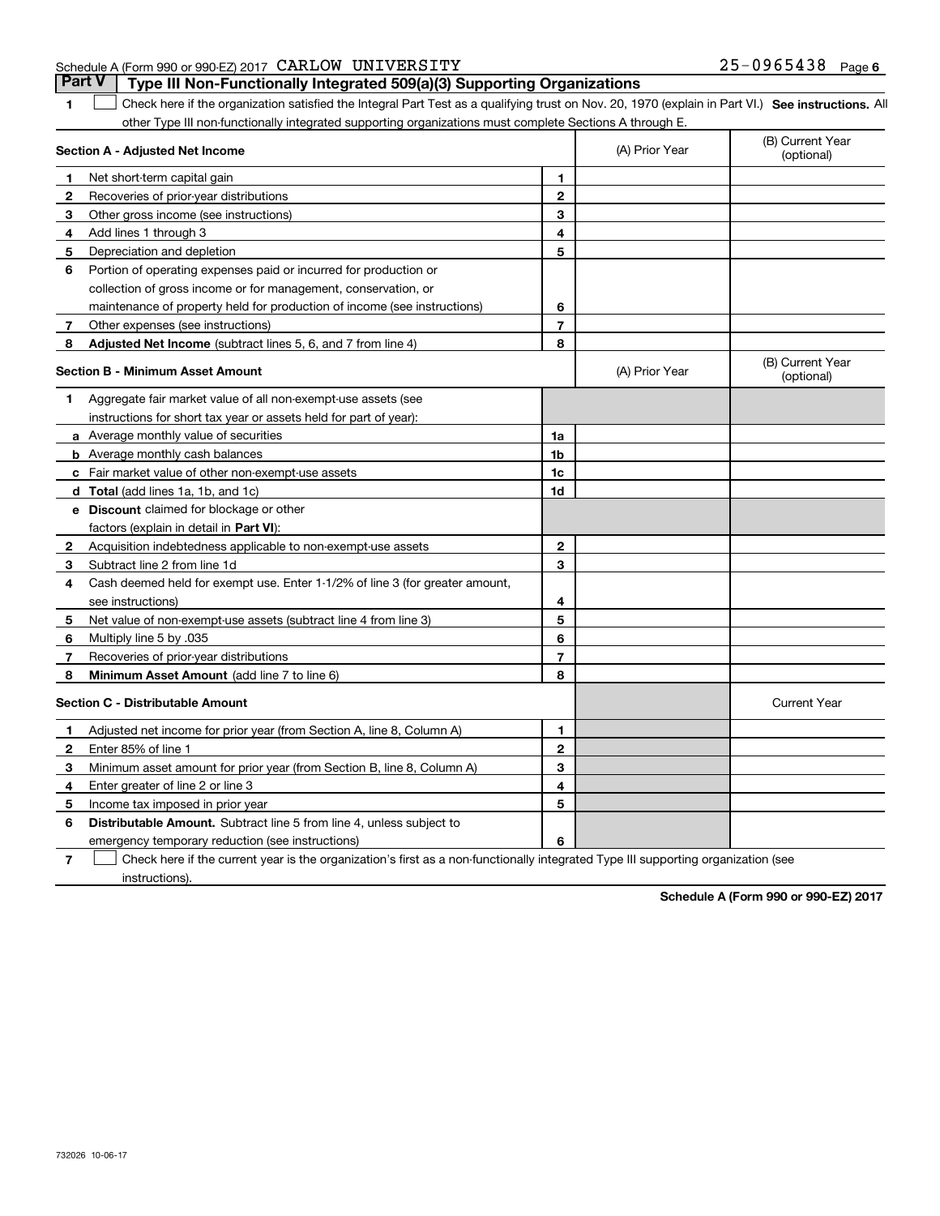Schedule A (Form 990 or 990-EZ) 2017 CARLOW UNIVERSITY 25-0965438

## Part V Type III Non-Functionally Integrated 509(a)(3) Supporting Organizations

1 ☐ Check here if the organization satisfied the Integral Part Test as a qualifying trust on Nov. 20, 1970 (explain in Part VI.) **See instructions.** All other Type III non-functionally integrated supporting organizations must complete Sections A through E.

| **Section A - Adjusted Net Income** | | (A) Prior Year | (B) Current Year (optional) |
|---|---|---|---|
| **1** Net short-term capital gain | **1** | | |
| **2** Recoveries of prior-year distributions | **2** | | |
| **3** Other gross income (see instructions) | **3** | | |
| **4** Add lines 1 through 3 | **4** | | |
| **5** Depreciation and depletion | **5** | | |
| **6** Portion of operating expenses paid or incurred for production or collection of gross income or for management, conservation, or maintenance of property held for production of income (see instructions) | **6** | | |
| **7** Other expenses (see instructions) | **7** | | |
| **8** **Adjusted Net Income** (subtract lines 5, 6, and 7 from line 4) | **8** | | |

| **Section B - Minimum Asset Amount** | | (A) Prior Year | (B) Current Year (optional) |
|---|---|---|---|
| **1** Aggregate fair market value of all non-exempt-use assets (see instructions for short tax year or assets held for part of year): | | | |
| **a** Average monthly value of securities | **1a** | | |
| **b** Average monthly cash balances | **1b** | | |
| **c** Fair market value of other non-exempt-use assets | **1c** | | |
| **d** **Total** (add lines 1a, 1b, and 1c) | **1d** | | |
| **e** **Discount** claimed for blockage or other factors (explain in detail in **Part VI**): | | | |
| **2** Acquisition indebtedness applicable to non-exempt-use assets | **2** | | |
| **3** Subtract line 2 from line 1d | **3** | | |
| **4** Cash deemed held for exempt use. Enter 1-1/2% of line 3 (for greater amount, see instructions) | **4** | | |
| **5** Net value of non-exempt-use assets (subtract line 4 from line 3) | **5** | | |
| **6** Multiply line 5 by .035 | **6** | | |
| **7** Recoveries of prior-year distributions | **7** | | |
| **8** **Minimum Asset Amount** (add line 7 to line 6) | **8** | | |

| **Section C - Distributable Amount** | | | Current Year |
|---|---|---|---|
| **1** Adjusted net income for prior year (from Section A, line 8, Column A) | **1** | | |
| **2** Enter 85% of line 1 | **2** | | |
| **3** Minimum asset amount for prior year (from Section B, line 8, Column A) | **3** | | |
| **4** Enter greater of line 2 or line 3 | **4** | | |
| **5** Income tax imposed in prior year | **5** | | |
| **6** **Distributable Amount.** Subtract line 5 from line 4, unless subject to emergency temporary reduction (see instructions) | **6** | | |

7 ☐ Check here if the current year is the organization's first as a non-functionally integrated Type III supporting organization (see instructions).

**Schedule A (Form 990 or 990-EZ) 2017**

732026 10-06-17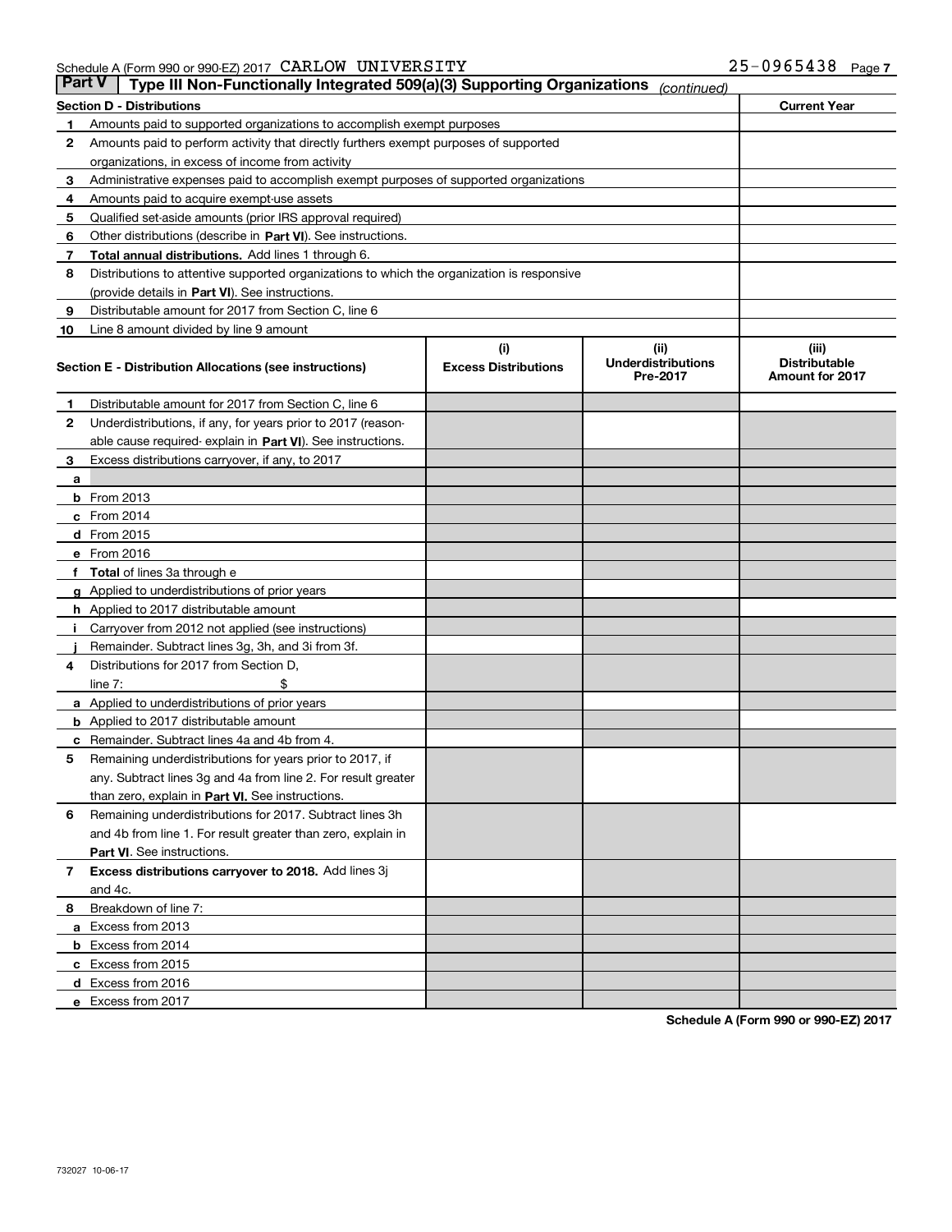Schedule A (Form 990 or 990-EZ) 2017 CARLOW UNIVERSITY 25-0965438

## Part V Type III Non-Functionally Integrated 509(a)(3) Supporting Organizations *(continued)*

| Section D - Distributions | | Current Year |
|---|---|---|
| 1 | Amounts paid to supported organizations to accomplish exempt purposes | |
| 2 | Amounts paid to perform activity that directly furthers exempt purposes of supported organizations, in excess of income from activity | |
| 3 | Administrative expenses paid to accomplish exempt purposes of supported organizations | |
| 4 | Amounts paid to acquire exempt-use assets | |
| 5 | Qualified set-aside amounts (prior IRS approval required) | |
| 6 | Other distributions (describe in **Part VI**). See instructions. | |
| 7 | **Total annual distributions.** Add lines 1 through 6. | |
| 8 | Distributions to attentive supported organizations to which the organization is responsive (provide details in **Part VI**). See instructions. | |
| 9 | Distributable amount for 2017 from Section C, line 6 | |
| 10 | Line 8 amount divided by line 9 amount | |

| | Section E - Distribution Allocations (see instructions) | (i) Excess Distributions | (ii) Underdistributions Pre-2017 | (iii) Distributable Amount for 2017 |
|---|---|---|---|---|
| 1 | Distributable amount for 2017 from Section C, line 6 | | | |
| 2 | Underdistributions, if any, for years prior to 2017 (reasonable cause required- explain in **Part VI**). See instructions. | | | |
| 3 | Excess distributions carryover, if any, to 2017 | | | |
| a | | | | |
| b | From 2013 | | | |
| c | From 2014 | | | |
| d | From 2015 | | | |
| e | From 2016 | | | |
| f | **Total** of lines 3a through e | | | |
| g | Applied to underdistributions of prior years | | | |
| h | Applied to 2017 distributable amount | | | |
| i | Carryover from 2012 not applied (see instructions) | | | |
| j | Remainder. Subtract lines 3g, 3h, and 3i from 3f. | | | |
| 4 | Distributions for 2017 from Section D, line 7: $ | | | |
| a | Applied to underdistributions of prior years | | | |
| b | Applied to 2017 distributable amount | | | |
| c | Remainder. Subtract lines 4a and 4b from 4. | | | |
| 5 | Remaining underdistributions for years prior to 2017, if any. Subtract lines 3g and 4a from line 2. For result greater than zero, explain in **Part VI.** See instructions. | | | |
| 6 | Remaining underdistributions for 2017. Subtract lines 3h and 4b from line 1. For result greater than zero, explain in **Part VI**. See instructions. | | | |
| 7 | **Excess distributions carryover to 2018.** Add lines 3j and 4c. | | | |
| 8 | Breakdown of line 7: | | | |
| a | Excess from 2013 | | | |
| b | Excess from 2014 | | | |
| c | Excess from 2015 | | | |
| d | Excess from 2016 | | | |
| e | Excess from 2017 | | | |

**Schedule A (Form 990 or 990-EZ) 2017**

732027 10-06-17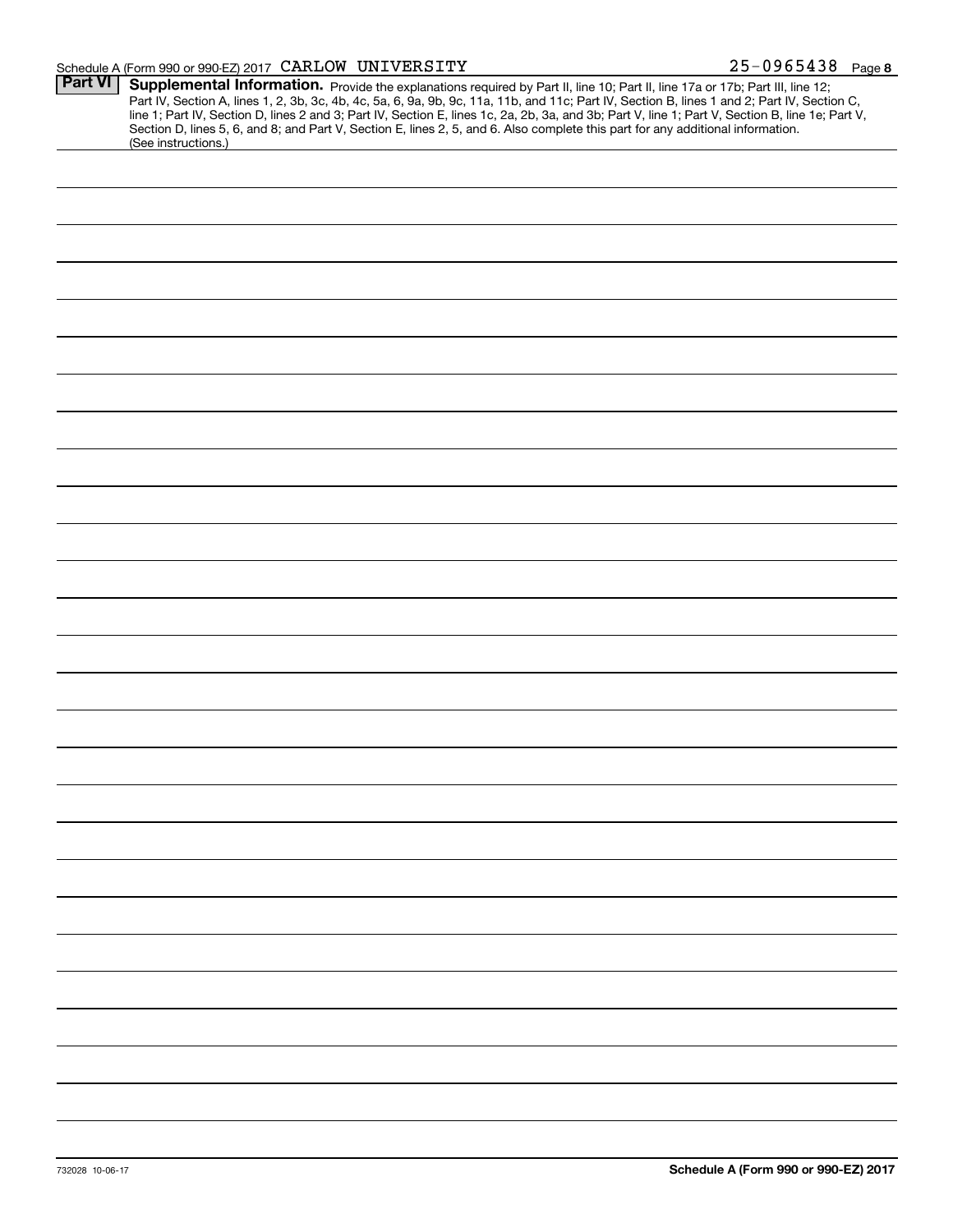Schedule A (Form 990 or 990-EZ) 2017 CARLOW UNIVERSITY 25-0965438 Page **8**

**Part VI** **Supplemental Information.** Provide the explanations required by Part II, line 10; Part II, line 17a or 17b; Part III, line 12; Part IV, Section A, lines 1, 2, 3b, 3c, 4b, 4c, 5a, 6, 9a, 9b, 9c, 11a, 11b, and 11c; Part IV, Section B, lines 1 and 2; Part IV, Section C, line 1; Part IV, Section D, lines 2 and 3; Part IV, Section E, lines 1c, 2a, 2b, 3a, and 3b; Part V, line 1; Part V, Section B, line 1e; Part V, Section D, lines 5, 6, and 8; and Part V, Section E, lines 2, 5, and 6. Also complete this part for any additional information. (See instructions.)

732028 10-06-17

**Schedule A (Form 990 or 990-EZ) 2017**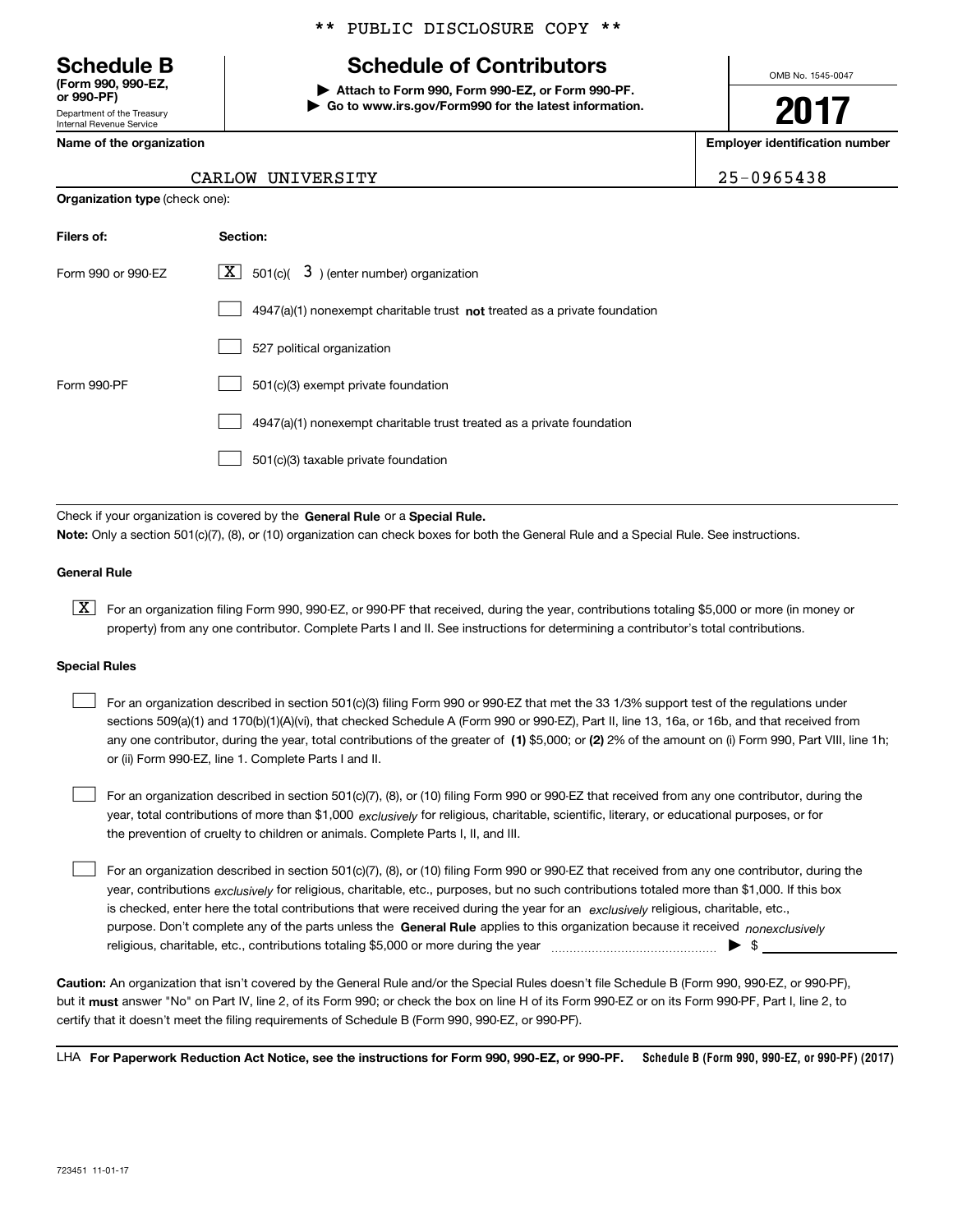\*\* PUBLIC DISCLOSURE COPY \*\*

# Schedule B

**(Form 990, 990-EZ, or 990-PF)**

Department of the Treasury
Internal Revenue Service

## Schedule of Contributors

▶ **Attach to Form 990, Form 990-EZ, or Form 990-PF.**
▶ **Go to www.irs.gov/Form990 for the latest information.**

OMB No. 1545-0047

**2017**

**Name of the organization**: CARLOW UNIVERSITY

**Employer identification number**: 25-0965438

**Organization type** (check one):

| Filers of: | Section: |
|---|---|
| Form 990 or 990-EZ | [X] 501(c)( 3 ) (enter number) organization |
| | [ ] 4947(a)(1) nonexempt charitable trust **not** treated as a private foundation |
| | [ ] 527 political organization |
| Form 990-PF | [ ] 501(c)(3) exempt private foundation |
| | [ ] 4947(a)(1) nonexempt charitable trust treated as a private foundation |
| | [ ] 501(c)(3) taxable private foundation |

Check if your organization is covered by the **General Rule** or a **Special Rule.**

**Note:** Only a section 501(c)(7), (8), or (10) organization can check boxes for both the General Rule and a Special Rule. See instructions.

### General Rule

[X] For an organization filing Form 990, 990-EZ, or 990-PF that received, during the year, contributions totaling $5,000 or more (in money or property) from any one contributor. Complete Parts I and II. See instructions for determining a contributor's total contributions.

### Special Rules

[ ] For an organization described in section 501(c)(3) filing Form 990 or 990-EZ that met the 33 1/3% support test of the regulations under sections 509(a)(1) and 170(b)(1)(A)(vi), that checked Schedule A (Form 990 or 990-EZ), Part II, line 13, 16a, or 16b, and that received from any one contributor, during the year, total contributions of the greater of **(1)** $5,000; or **(2)** 2% of the amount on (i) Form 990, Part VIII, line 1h; or (ii) Form 990-EZ, line 1. Complete Parts I and II.

[ ] For an organization described in section 501(c)(7), (8), or (10) filing Form 990 or 990-EZ that received from any one contributor, during the year, total contributions of more than $1,000 *exclusively* for religious, charitable, scientific, literary, or educational purposes, or for the prevention of cruelty to children or animals. Complete Parts I, II, and III.

[ ] For an organization described in section 501(c)(7), (8), or (10) filing Form 990 or 990-EZ that received from any one contributor, during the year, contributions *exclusively* for religious, charitable, etc., purposes, but no such contributions totaled more than $1,000. If this box is checked, enter here the total contributions that were received during the year for an *exclusively* religious, charitable, etc., purpose. Don't complete any of the parts unless the **General Rule** applies to this organization because it received *nonexclusively* religious, charitable, etc., contributions totaling $5,000 or more during the year ▶ $

**Caution:** An organization that isn't covered by the General Rule and/or the Special Rules doesn't file Schedule B (Form 990, 990-EZ, or 990-PF), but it **must** answer "No" on Part IV, line 2, of its Form 990; or check the box on line H of its Form 990-EZ or on its Form 990-PF, Part I, line 2, to certify that it doesn't meet the filing requirements of Schedule B (Form 990, 990-EZ, or 990-PF).

LHA **For Paperwork Reduction Act Notice, see the instructions for Form 990, 990-EZ, or 990-PF.** **Schedule B (Form 990, 990-EZ, or 990-PF) (2017)**

723451 11-01-17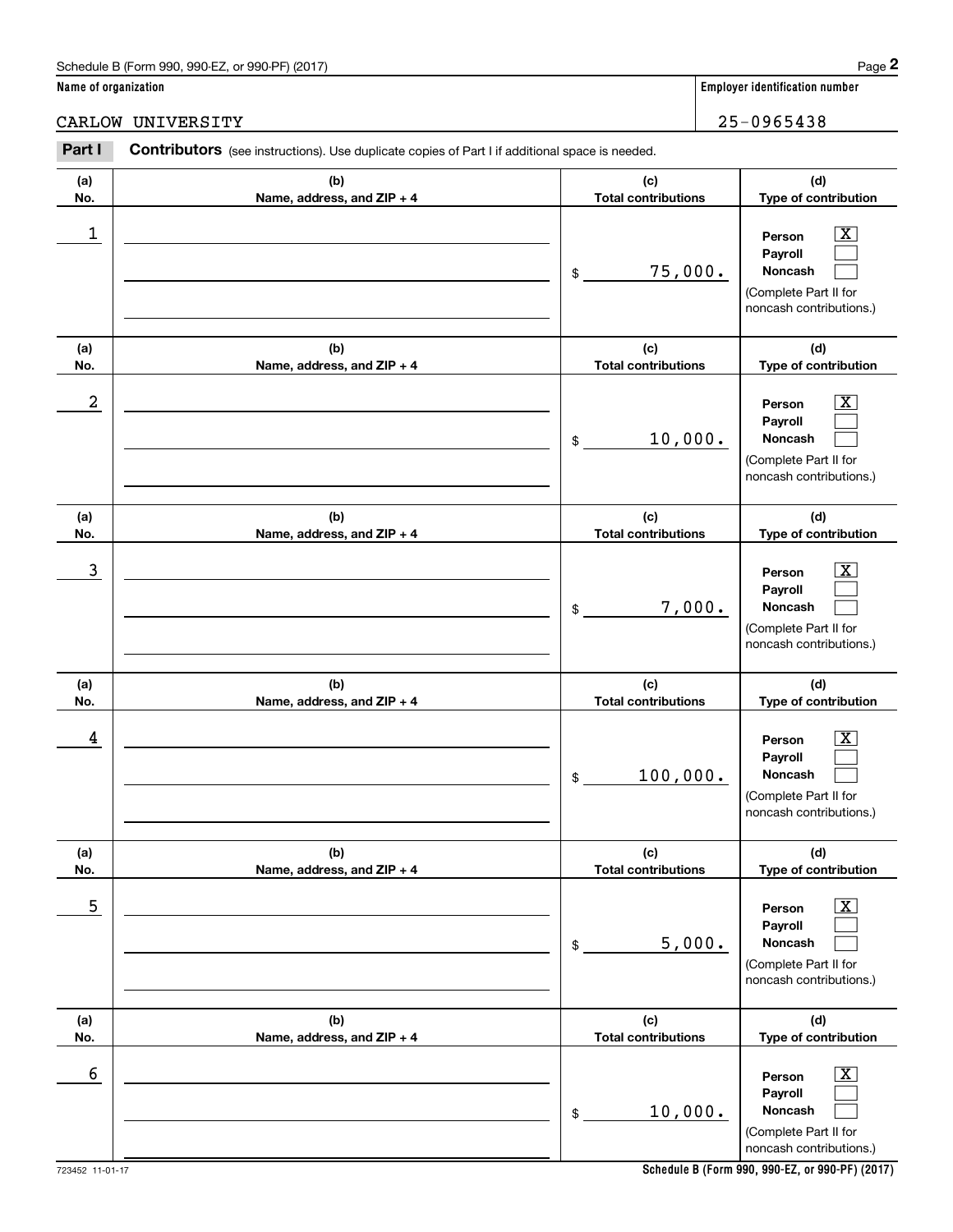Schedule B (Form 990, 990-EZ, or 990-PF) (2017)

**Name of organization**

CARLOW UNIVERSITY

**Employer identification number**

25-0965438

**Part I** **Contributors** (see instructions). Use duplicate copies of Part I if additional space is needed.

| (a) No. | (b) Name, address, and ZIP + 4 | (c) Total contributions | (d) Type of contribution |
|---|---|---|---|
| 1 | | $ 75,000. | Person [X] Payroll [ ] Noncash [ ] (Complete Part II for noncash contributions.) |
| 2 | | $ 10,000. | Person [X] Payroll [ ] Noncash [ ] (Complete Part II for noncash contributions.) |
| 3 | | $ 7,000. | Person [X] Payroll [ ] Noncash [ ] (Complete Part II for noncash contributions.) |
| 4 | | $ 100,000. | Person [X] Payroll [ ] Noncash [ ] (Complete Part II for noncash contributions.) |
| 5 | | $ 5,000. | Person [X] Payroll [ ] Noncash [ ] (Complete Part II for noncash contributions.) |
| 6 | | $ 10,000. | Person [X] Payroll [ ] Noncash [ ] (Complete Part II for noncash contributions.) |

723452 11-01-17

**Schedule B (Form 990, 990-EZ, or 990-PF) (2017)**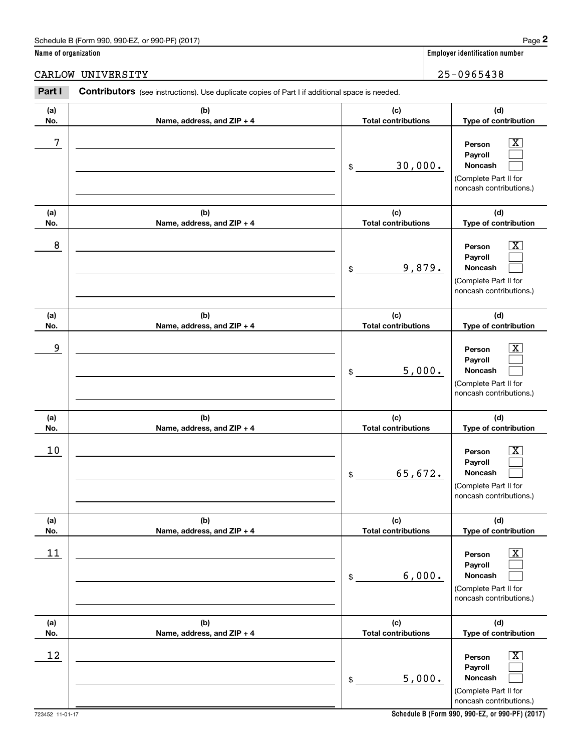Schedule B (Form 990, 990-EZ, or 990-PF) (2017) Page **2**

**Name of organization** | **Employer identification number**

CARLOW UNIVERSITY 25-0965438

**Part I** **Contributors** (see instructions). Use duplicate copies of Part I if additional space is needed.

| (a) No. | (b) Name, address, and ZIP + 4 | (c) Total contributions | (d) Type of contribution |
|---|---|---|---|
| 7 | | $ 30,000. | Person [X] Payroll [ ] Noncash [ ] (Complete Part II for noncash contributions.) |
| 8 | | $ 9,879. | Person [X] Payroll [ ] Noncash [ ] (Complete Part II for noncash contributions.) |
| 9 | | $ 5,000. | Person [X] Payroll [ ] Noncash [ ] (Complete Part II for noncash contributions.) |
| 10 | | $ 65,672. | Person [X] Payroll [ ] Noncash [ ] (Complete Part II for noncash contributions.) |
| 11 | | $ 6,000. | Person [X] Payroll [ ] Noncash [ ] (Complete Part II for noncash contributions.) |
| 12 | | $ 5,000. | Person [X] Payroll [ ] Noncash [ ] (Complete Part II for noncash contributions.) |

723452 11-01-17 **Schedule B (Form 990, 990-EZ, or 990-PF) (2017)**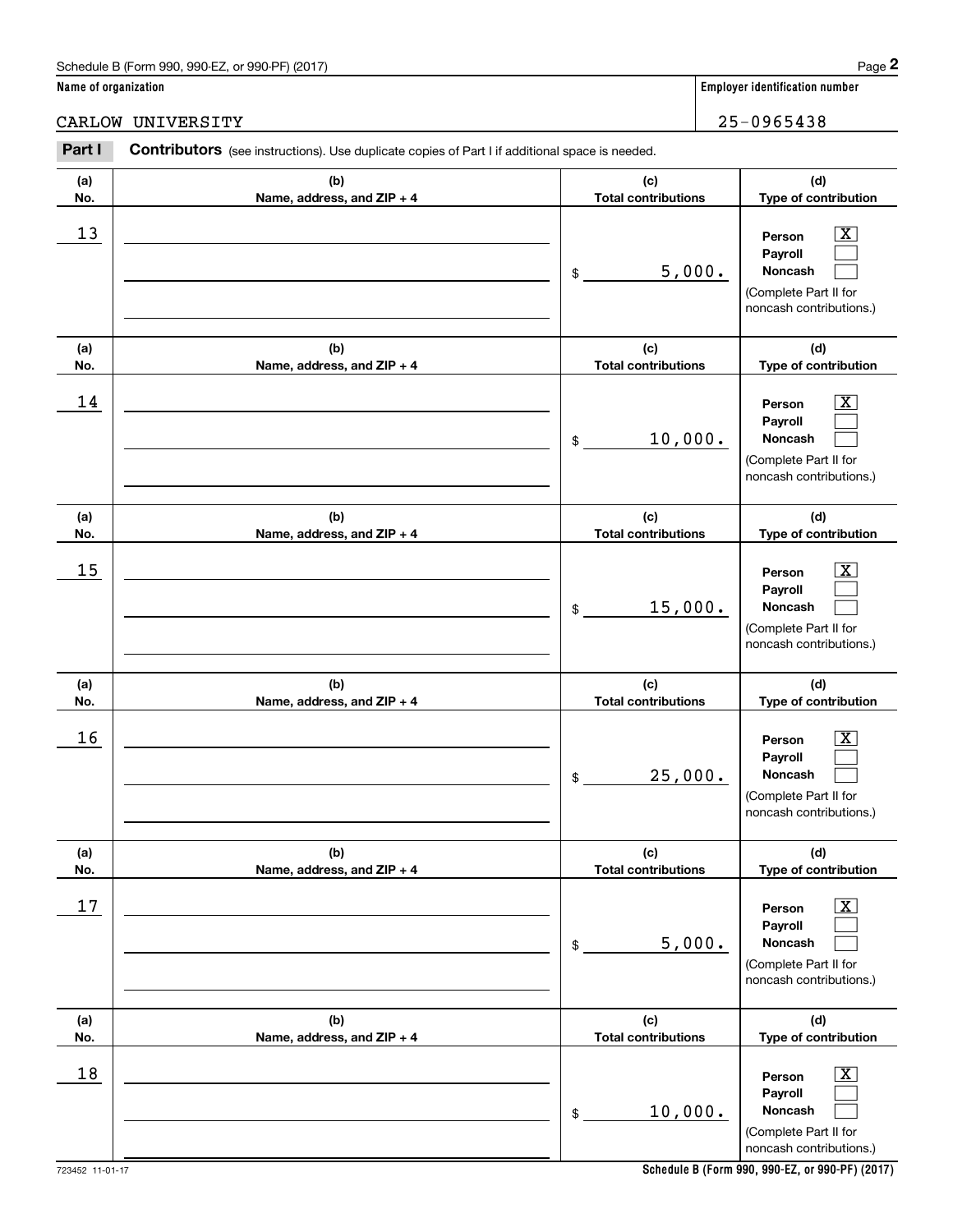Schedule B (Form 990, 990-EZ, or 990-PF) (2017) Page **2**

**Name of organization** | **Employer identification number**

CARLOW UNIVERSITY 25-0965438

**Part I** **Contributors** (see instructions). Use duplicate copies of Part I if additional space is needed.

| (a) No. | (b) Name, address, and ZIP + 4 | (c) Total contributions | (d) Type of contribution |
|---|---|---|---|
| 13 | | $ 5,000. | Person [X] Payroll [ ] Noncash [ ] (Complete Part II for noncash contributions.) |
| 14 | | $ 10,000. | Person [X] Payroll [ ] Noncash [ ] (Complete Part II for noncash contributions.) |
| 15 | | $ 15,000. | Person [X] Payroll [ ] Noncash [ ] (Complete Part II for noncash contributions.) |
| 16 | | $ 25,000. | Person [X] Payroll [ ] Noncash [ ] (Complete Part II for noncash contributions.) |
| 17 | | $ 5,000. | Person [X] Payroll [ ] Noncash [ ] (Complete Part II for noncash contributions.) |
| 18 | | $ 10,000. | Person [X] Payroll [ ] Noncash [ ] (Complete Part II for noncash contributions.) |

723452 11-01-17 **Schedule B (Form 990, 990-EZ, or 990-PF) (2017)**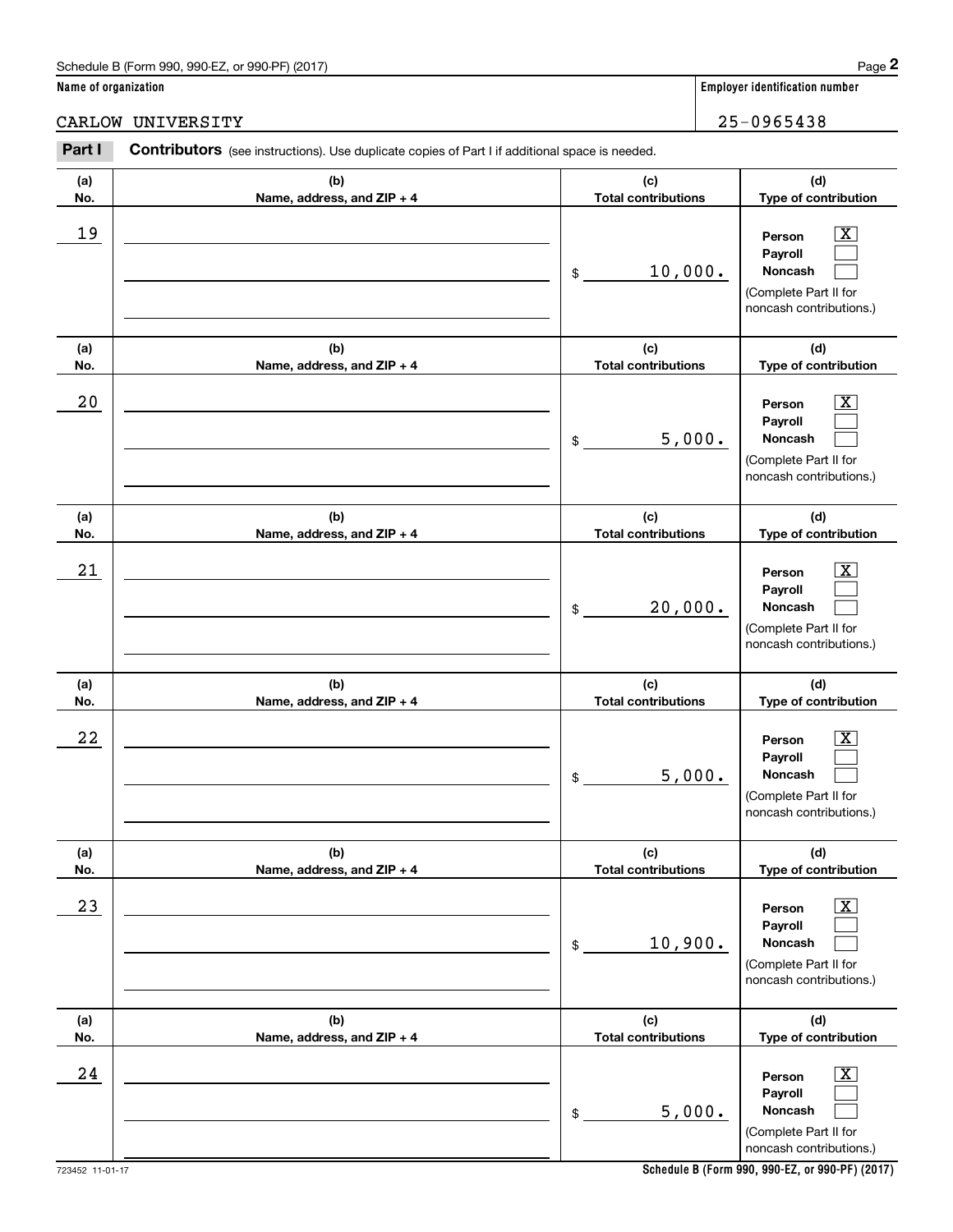Schedule B (Form 990, 990-EZ, or 990-PF) (2017)

**Name of organization**

CARLOW UNIVERSITY

**Employer identification number**

25-0965438

**Part I** **Contributors** (see instructions). Use duplicate copies of Part I if additional space is needed.

| (a) No. | (b) Name, address, and ZIP + 4 | (c) Total contributions | (d) Type of contribution |
|---|---|---|---|
| 19 | | $ 10,000. | Person [X] Payroll [ ] Noncash [ ] (Complete Part II for noncash contributions.) |
| 20 | | $ 5,000. | Person [X] Payroll [ ] Noncash [ ] (Complete Part II for noncash contributions.) |
| 21 | | $ 20,000. | Person [X] Payroll [ ] Noncash [ ] (Complete Part II for noncash contributions.) |
| 22 | | $ 5,000. | Person [X] Payroll [ ] Noncash [ ] (Complete Part II for noncash contributions.) |
| 23 | | $ 10,900. | Person [X] Payroll [ ] Noncash [ ] (Complete Part II for noncash contributions.) |
| 24 | | $ 5,000. | Person [X] Payroll [ ] Noncash [ ] (Complete Part II for noncash contributions.) |

723452 11-01-17

Schedule B (Form 990, 990-EZ, or 990-PF) (2017)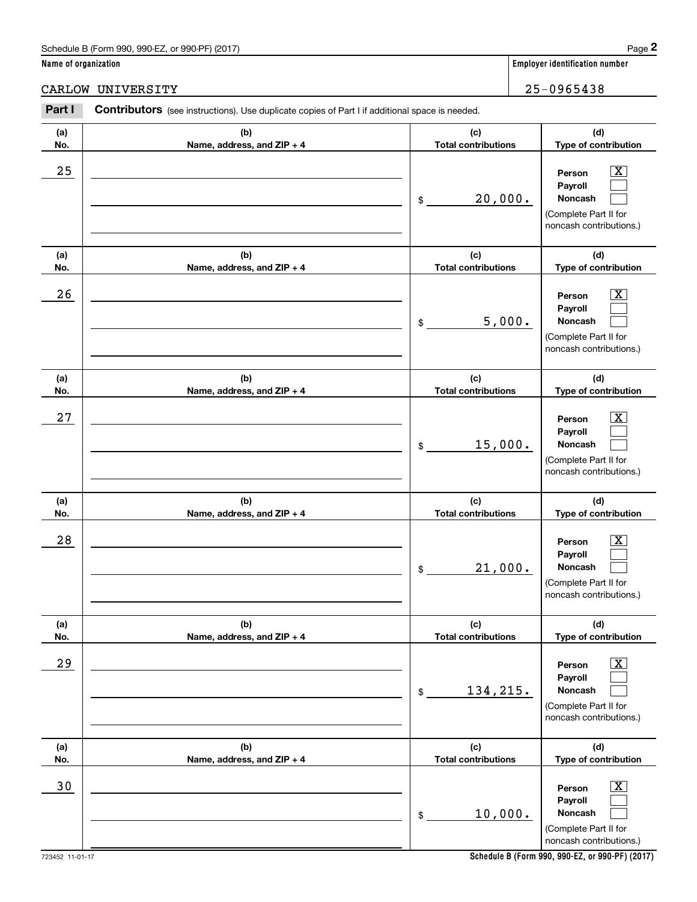Schedule B (Form 990, 990-EZ, or 990-PF) (2017) Page **2**

**Name of organization** | **Employer identification number**

CARLOW UNIVERSITY | 25-0965438

**Part I** **Contributors** (see instructions). Use duplicate copies of Part I if additional space is needed.

| (a) No. | (b) Name, address, and ZIP + 4 | (c) Total contributions | (d) Type of contribution |
|---|---|---|---|
| 25 | | $ 20,000. | Person [X] Payroll [ ] Noncash [ ] (Complete Part II for noncash contributions.) |
| 26 | | $ 5,000. | Person [X] Payroll [ ] Noncash [ ] (Complete Part II for noncash contributions.) |
| 27 | | $ 15,000. | Person [X] Payroll [ ] Noncash [ ] (Complete Part II for noncash contributions.) |
| 28 | | $ 21,000. | Person [X] Payroll [ ] Noncash [ ] (Complete Part II for noncash contributions.) |
| 29 | | $ 134,215. | Person [X] Payroll [ ] Noncash [ ] (Complete Part II for noncash contributions.) |
| 30 | | $ 10,000. | Person [X] Payroll [ ] Noncash [ ] (Complete Part II for noncash contributions.) |

723452 11-01-17 **Schedule B (Form 990, 990-EZ, or 990-PF) (2017)**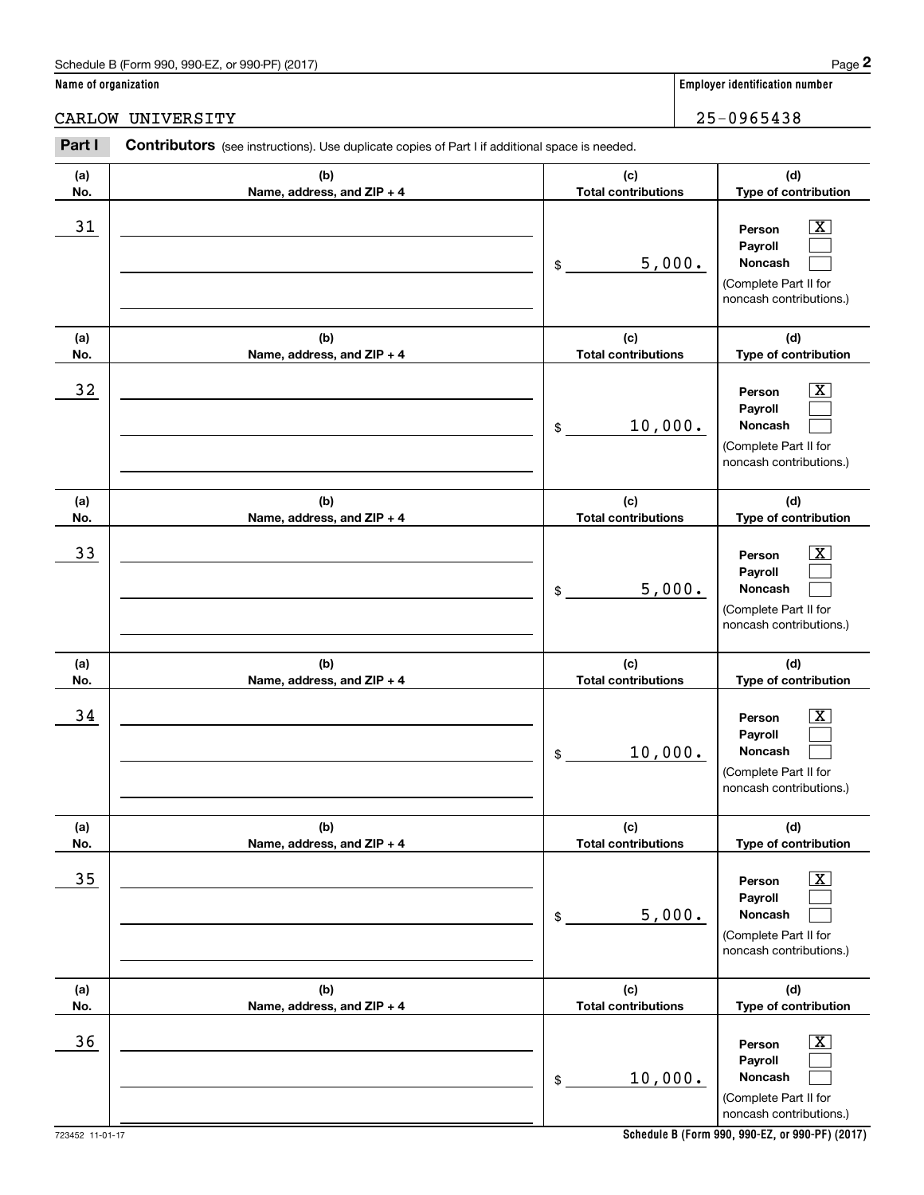Schedule B (Form 990, 990-EZ, or 990-PF) (2017) Page **2**

**Name of organization** | **Employer identification number**

CARLOW UNIVERSITY | 25-0965438

**Part I** **Contributors** (see instructions). Use duplicate copies of Part I if additional space is needed.

| (a) No. | (b) Name, address, and ZIP + 4 | (c) Total contributions | (d) Type of contribution |
|---|---|---|---|
| 31 | | $ 5,000. | Person [X] Payroll [ ] Noncash [ ] (Complete Part II for noncash contributions.) |
| 32 | | $ 10,000. | Person [X] Payroll [ ] Noncash [ ] (Complete Part II for noncash contributions.) |
| 33 | | $ 5,000. | Person [X] Payroll [ ] Noncash [ ] (Complete Part II for noncash contributions.) |
| 34 | | $ 10,000. | Person [X] Payroll [ ] Noncash [ ] (Complete Part II for noncash contributions.) |
| 35 | | $ 5,000. | Person [X] Payroll [ ] Noncash [ ] (Complete Part II for noncash contributions.) |
| 36 | | $ 10,000. | Person [X] Payroll [ ] Noncash [ ] (Complete Part II for noncash contributions.) |

723452 11-01-17 **Schedule B (Form 990, 990-EZ, or 990-PF) (2017)**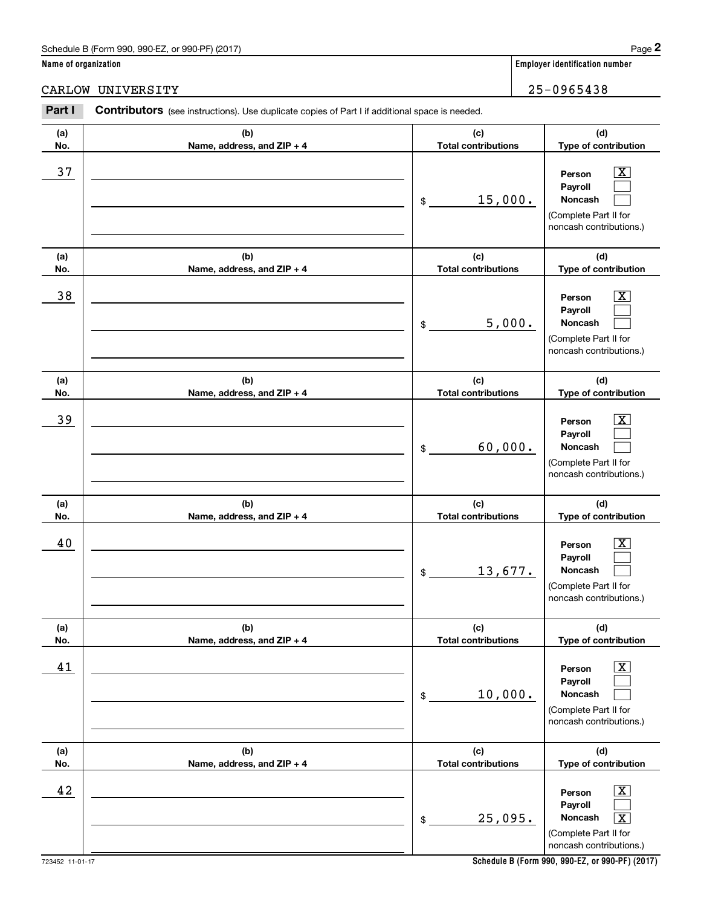Schedule B (Form 990, 990-EZ, or 990-PF) (2017) Page **2**

**Name of organization** | **Employer identification number**

CARLOW UNIVERSITY | 25-0965438

**Part I** **Contributors** (see instructions). Use duplicate copies of Part I if additional space is needed.

| (a) No. | (b) Name, address, and ZIP + 4 | (c) Total contributions | (d) Type of contribution |
|---|---|---|---|
| 37 | | $ 15,000. | Person [X] Payroll [ ] Noncash [ ] (Complete Part II for noncash contributions.) |
| 38 | | $ 5,000. | Person [X] Payroll [ ] Noncash [ ] (Complete Part II for noncash contributions.) |
| 39 | | $ 60,000. | Person [X] Payroll [ ] Noncash [ ] (Complete Part II for noncash contributions.) |
| 40 | | $ 13,677. | Person [X] Payroll [ ] Noncash [ ] (Complete Part II for noncash contributions.) |
| 41 | | $ 10,000. | Person [X] Payroll [ ] Noncash [ ] (Complete Part II for noncash contributions.) |
| 42 | | $ 25,095. | Person [X] Payroll [ ] Noncash [X] (Complete Part II for noncash contributions.) |

723452 11-01-17 **Schedule B (Form 990, 990-EZ, or 990-PF) (2017)**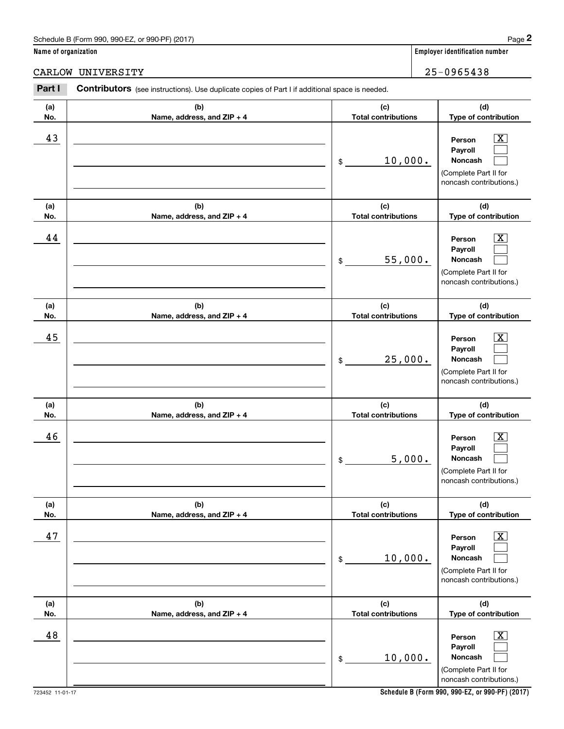Schedule B (Form 990, 990-EZ, or 990-PF) (2017)

**Name of organization**

CARLOW UNIVERSITY

**Employer identification number**

25-0965438

**Part I** **Contributors** (see instructions). Use duplicate copies of Part I if additional space is needed.

| (a) No. | (b) Name, address, and ZIP + 4 | (c) Total contributions | (d) Type of contribution |
|---|---|---|---|
| 43 | | $ 10,000. | Person [X] Payroll [ ] Noncash [ ] (Complete Part II for noncash contributions.) |
| 44 | | $ 55,000. | Person [X] Payroll [ ] Noncash [ ] (Complete Part II for noncash contributions.) |
| 45 | | $ 25,000. | Person [X] Payroll [ ] Noncash [ ] (Complete Part II for noncash contributions.) |
| 46 | | $ 5,000. | Person [X] Payroll [ ] Noncash [ ] (Complete Part II for noncash contributions.) |
| 47 | | $ 10,000. | Person [X] Payroll [ ] Noncash [ ] (Complete Part II for noncash contributions.) |
| 48 | | $ 10,000. | Person [X] Payroll [ ] Noncash [ ] (Complete Part II for noncash contributions.) |

723452 11-01-17

**Schedule B (Form 990, 990-EZ, or 990-PF) (2017)**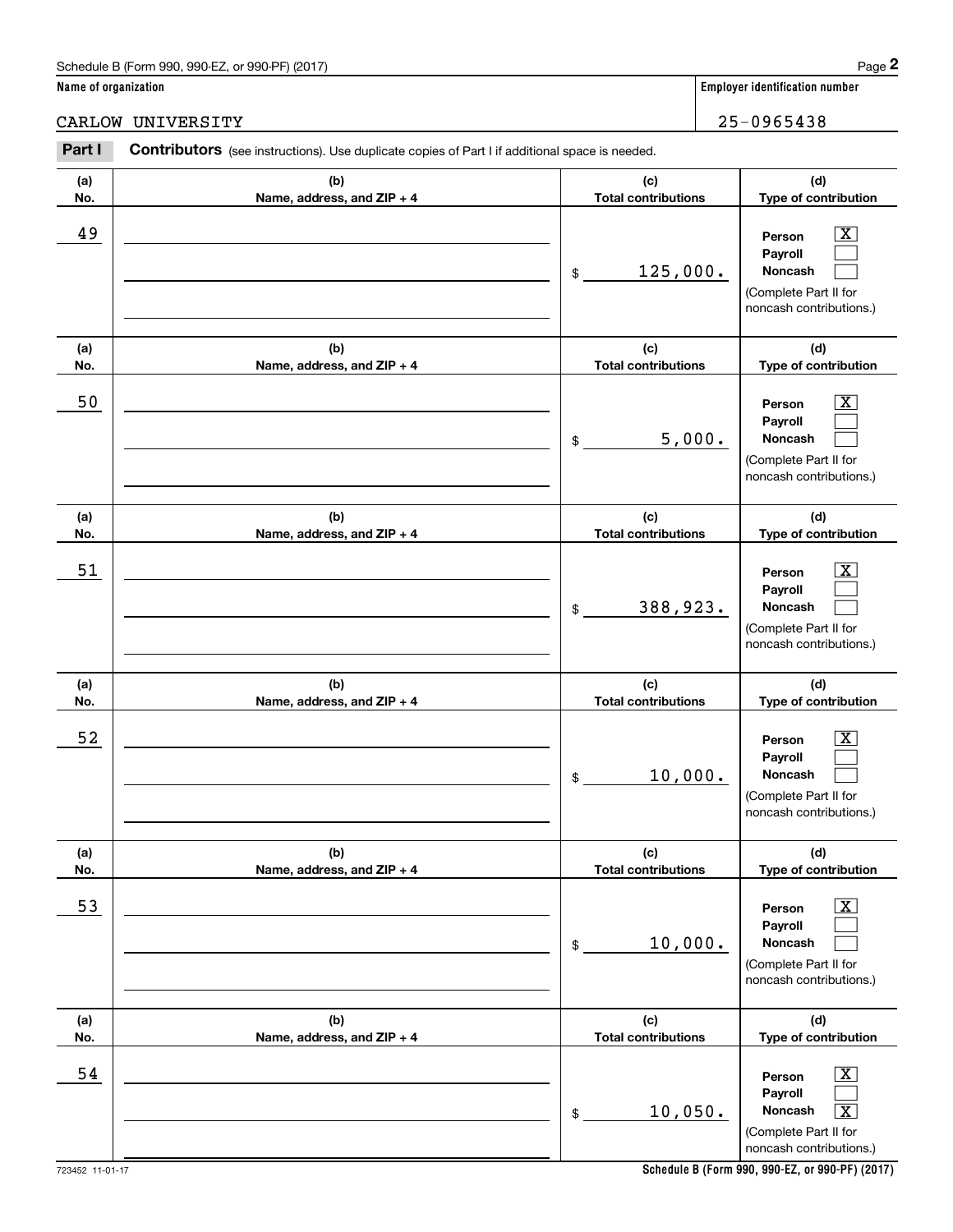Schedule B (Form 990, 990-EZ, or 990-PF) (2017) Page **2**

**Name of organization** | **Employer identification number**

CARLOW UNIVERSITY | 25-0965438

**Part I** **Contributors** (see instructions). Use duplicate copies of Part I if additional space is needed.

| (a) No. | (b) Name, address, and ZIP + 4 | (c) Total contributions | (d) Type of contribution |
|---|---|---|---|
| 49 | | $ 125,000. | Person [X] Payroll [ ] Noncash [ ] (Complete Part II for noncash contributions.) |
| 50 | | $ 5,000. | Person [X] Payroll [ ] Noncash [ ] (Complete Part II for noncash contributions.) |
| 51 | | $ 388,923. | Person [X] Payroll [ ] Noncash [ ] (Complete Part II for noncash contributions.) |
| 52 | | $ 10,000. | Person [X] Payroll [ ] Noncash [ ] (Complete Part II for noncash contributions.) |
| 53 | | $ 10,000. | Person [X] Payroll [ ] Noncash [ ] (Complete Part II for noncash contributions.) |
| 54 | | $ 10,050. | Person [X] Payroll [ ] Noncash [X] (Complete Part II for noncash contributions.) |

723452 11-01-17 **Schedule B (Form 990, 990-EZ, or 990-PF) (2017)**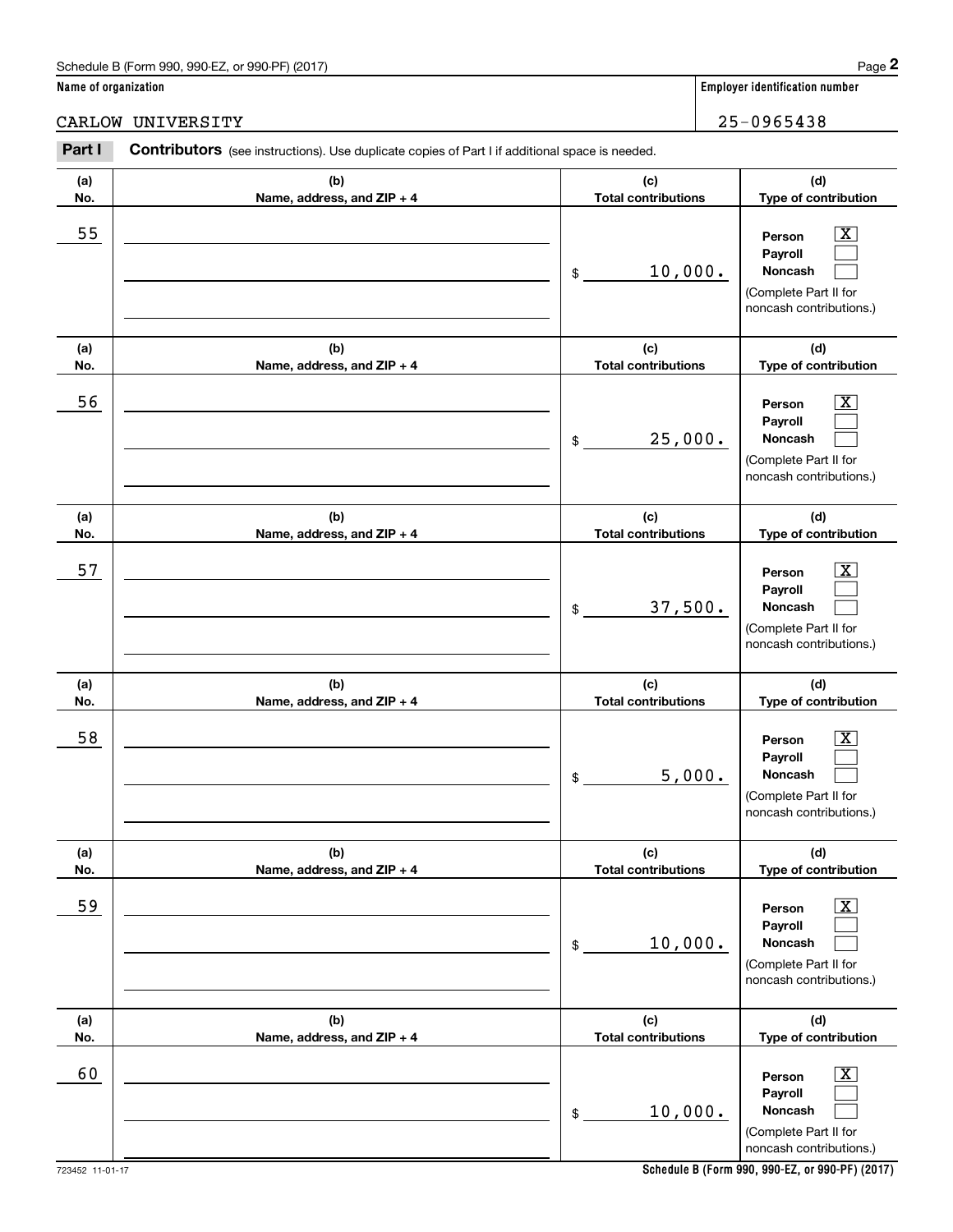Schedule B (Form 990, 990-EZ, or 990-PF) (2017) Page **2**

**Name of organization** | **Employer identification number**

CARLOW UNIVERSITY | 25-0965438

**Part I** **Contributors** (see instructions). Use duplicate copies of Part I if additional space is needed.

| (a) No. | (b) Name, address, and ZIP + 4 | (c) Total contributions | (d) Type of contribution |
|---|---|---|---|
| 55 | | $ 10,000. | Person [X] Payroll [ ] Noncash [ ] (Complete Part II for noncash contributions.) |
| 56 | | $ 25,000. | Person [X] Payroll [ ] Noncash [ ] (Complete Part II for noncash contributions.) |
| 57 | | $ 37,500. | Person [X] Payroll [ ] Noncash [ ] (Complete Part II for noncash contributions.) |
| 58 | | $ 5,000. | Person [X] Payroll [ ] Noncash [ ] (Complete Part II for noncash contributions.) |
| 59 | | $ 10,000. | Person [X] Payroll [ ] Noncash [ ] (Complete Part II for noncash contributions.) |
| 60 | | $ 10,000. | Person [X] Payroll [ ] Noncash [ ] (Complete Part II for noncash contributions.) |

723452 11-01-17 **Schedule B (Form 990, 990-EZ, or 990-PF) (2017)**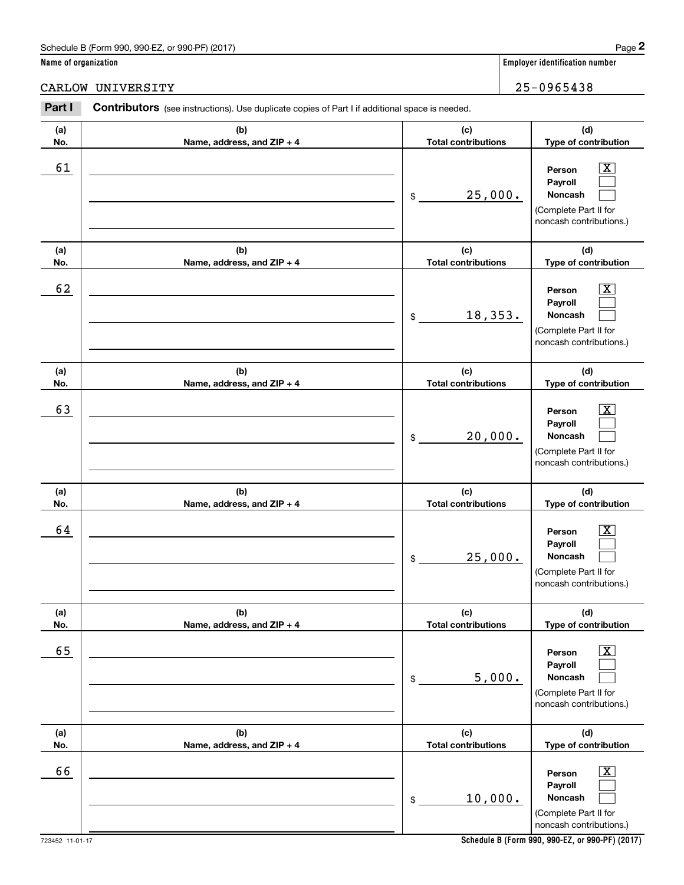Schedule B (Form 990, 990-EZ, or 990-PF) (2017) Page **2**

**Name of organization** CARLOW UNIVERSITY

**Employer identification number** 25-0965438

**Part I** **Contributors** (see instructions). Use duplicate copies of Part I if additional space is needed.

| (a) No. | (b) Name, address, and ZIP + 4 | (c) Total contributions | (d) Type of contribution |
|---|---|---|---|
| 61 | | $ 25,000. | Person [X] Payroll [ ] Noncash [ ] (Complete Part II for noncash contributions.) |
| 62 | | $ 18,353. | Person [X] Payroll [ ] Noncash [ ] (Complete Part II for noncash contributions.) |
| 63 | | $ 20,000. | Person [X] Payroll [ ] Noncash [ ] (Complete Part II for noncash contributions.) |
| 64 | | $ 25,000. | Person [X] Payroll [ ] Noncash [ ] (Complete Part II for noncash contributions.) |
| 65 | | $ 5,000. | Person [X] Payroll [ ] Noncash [ ] (Complete Part II for noncash contributions.) |
| 66 | | $ 10,000. | Person [X] Payroll [ ] Noncash [ ] (Complete Part II for noncash contributions.) |

723452 11-01-17 **Schedule B (Form 990, 990-EZ, or 990-PF) (2017)**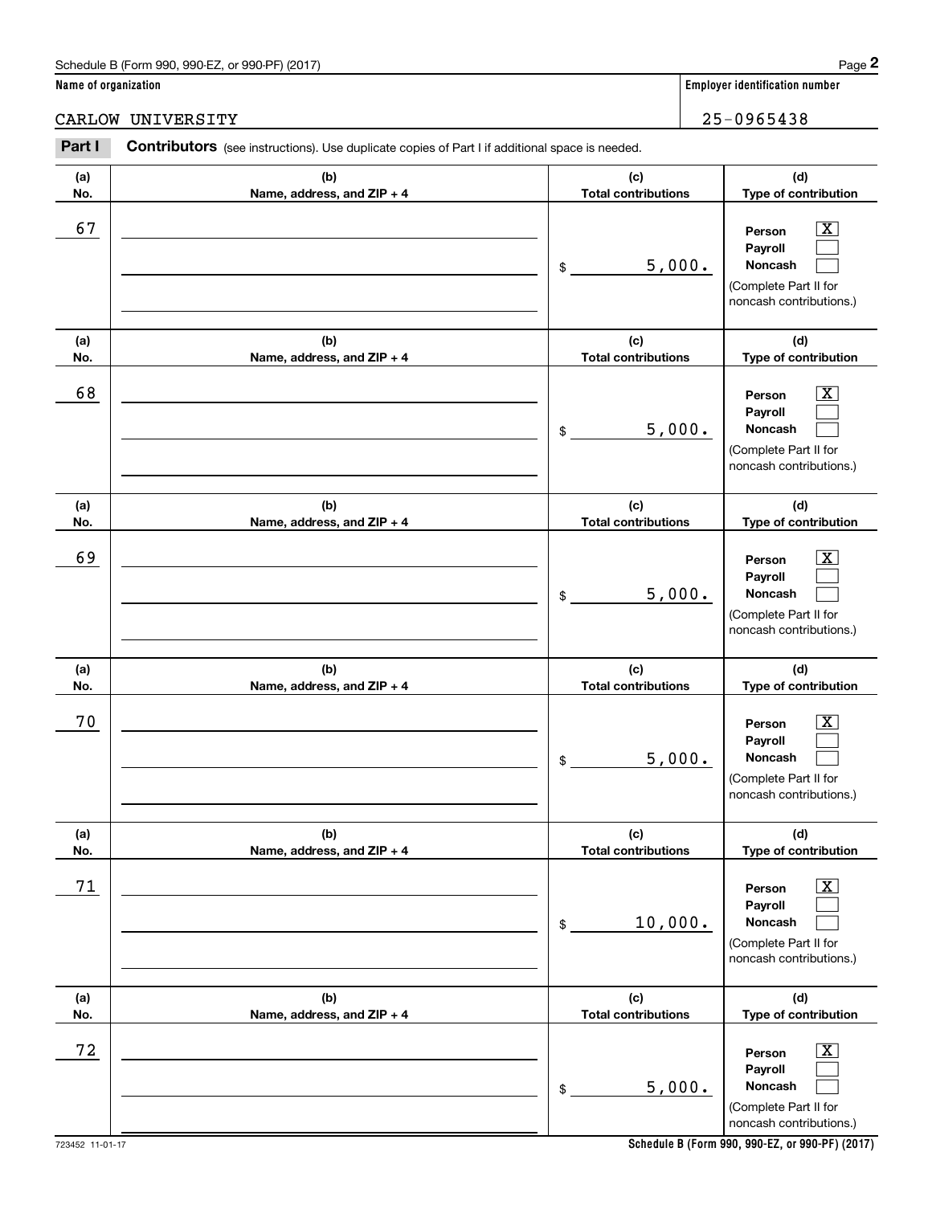Schedule B (Form 990, 990-EZ, or 990-PF) (2017) Page **2**

**Name of organization** | **Employer identification number**

CARLOW UNIVERSITY | 25-0965438

**Part I** **Contributors** (see instructions). Use duplicate copies of Part I if additional space is needed.

| (a) No. | (b) Name, address, and ZIP + 4 | (c) Total contributions | (d) Type of contribution |
|---|---|---|---|
| 67 | | $ 5,000. | Person [X] Payroll [ ] Noncash [ ] (Complete Part II for noncash contributions.) |
| 68 | | $ 5,000. | Person [X] Payroll [ ] Noncash [ ] (Complete Part II for noncash contributions.) |
| 69 | | $ 5,000. | Person [X] Payroll [ ] Noncash [ ] (Complete Part II for noncash contributions.) |
| 70 | | $ 5,000. | Person [X] Payroll [ ] Noncash [ ] (Complete Part II for noncash contributions.) |
| 71 | | $ 10,000. | Person [X] Payroll [ ] Noncash [ ] (Complete Part II for noncash contributions.) |
| 72 | | $ 5,000. | Person [X] Payroll [ ] Noncash [ ] (Complete Part II for noncash contributions.) |

723452 11-01-17 **Schedule B (Form 990, 990-EZ, or 990-PF) (2017)**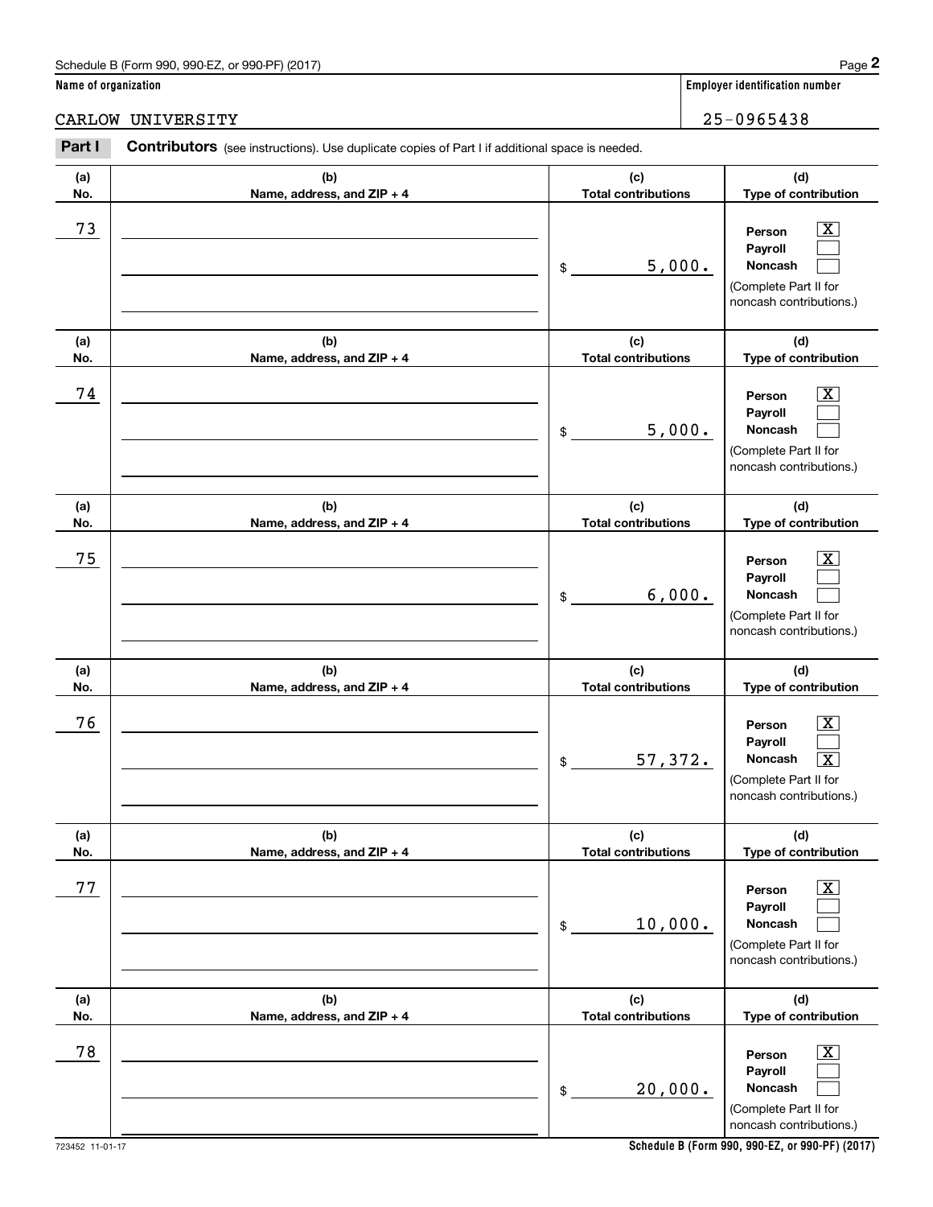Schedule B (Form 990, 990-EZ, or 990-PF) (2017)

**Name of organization**: CARLOW UNIVERSITY

**Employer identification number**: 25-0965438

**Part I** **Contributors** (see instructions). Use duplicate copies of Part I if additional space is needed.

| (a) No. | (b) Name, address, and ZIP + 4 | (c) Total contributions | (d) Type of contribution |
|---|---|---|---|
| 73 | | $ 5,000. | Person [X] Payroll [ ] Noncash [ ] (Complete Part II for noncash contributions.) |
| 74 | | $ 5,000. | Person [X] Payroll [ ] Noncash [ ] (Complete Part II for noncash contributions.) |
| 75 | | $ 6,000. | Person [X] Payroll [ ] Noncash [ ] (Complete Part II for noncash contributions.) |
| 76 | | $ 57,372. | Person [X] Payroll [ ] Noncash [X] (Complete Part II for noncash contributions.) |
| 77 | | $ 10,000. | Person [X] Payroll [ ] Noncash [ ] (Complete Part II for noncash contributions.) |
| 78 | | $ 20,000. | Person [X] Payroll [ ] Noncash [ ] (Complete Part II for noncash contributions.) |

723452 11-01-17

**Schedule B (Form 990, 990-EZ, or 990-PF) (2017)**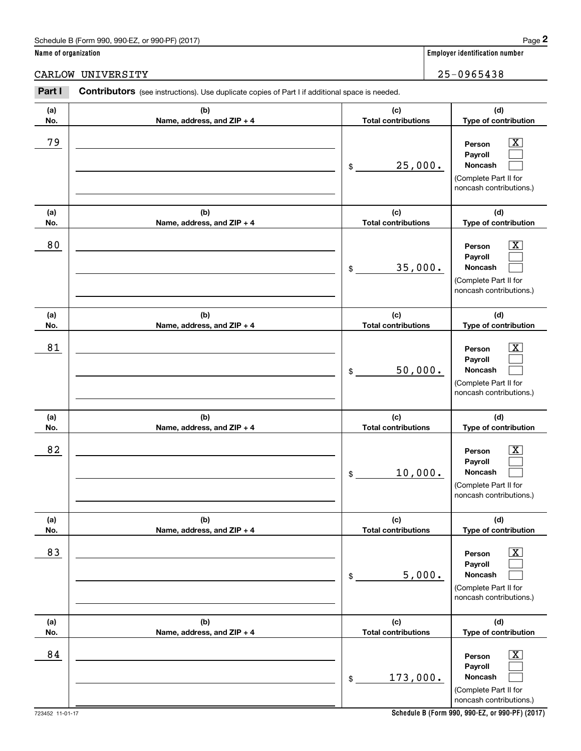Schedule B (Form 990, 990-EZ, or 990-PF) (2017) Page **2**

**Name of organization**

CARLOW UNIVERSITY

**Employer identification number**

25-0965438

**Part I** **Contributors** (see instructions). Use duplicate copies of Part I if additional space is needed.

| (a) No. | (b) Name, address, and ZIP + 4 | (c) Total contributions | (d) Type of contribution |
|---|---|---|---|
| 79 | | $ 25,000. | Person [X] Payroll [ ] Noncash [ ] (Complete Part II for noncash contributions.) |
| 80 | | $ 35,000. | Person [X] Payroll [ ] Noncash [ ] (Complete Part II for noncash contributions.) |
| 81 | | $ 50,000. | Person [X] Payroll [ ] Noncash [ ] (Complete Part II for noncash contributions.) |
| 82 | | $ 10,000. | Person [X] Payroll [ ] Noncash [ ] (Complete Part II for noncash contributions.) |
| 83 | | $ 5,000. | Person [X] Payroll [ ] Noncash [ ] (Complete Part II for noncash contributions.) |
| 84 | | $ 173,000. | Person [X] Payroll [ ] Noncash [ ] (Complete Part II for noncash contributions.) |

723452 11-01-17

**Schedule B (Form 990, 990-EZ, or 990-PF) (2017)**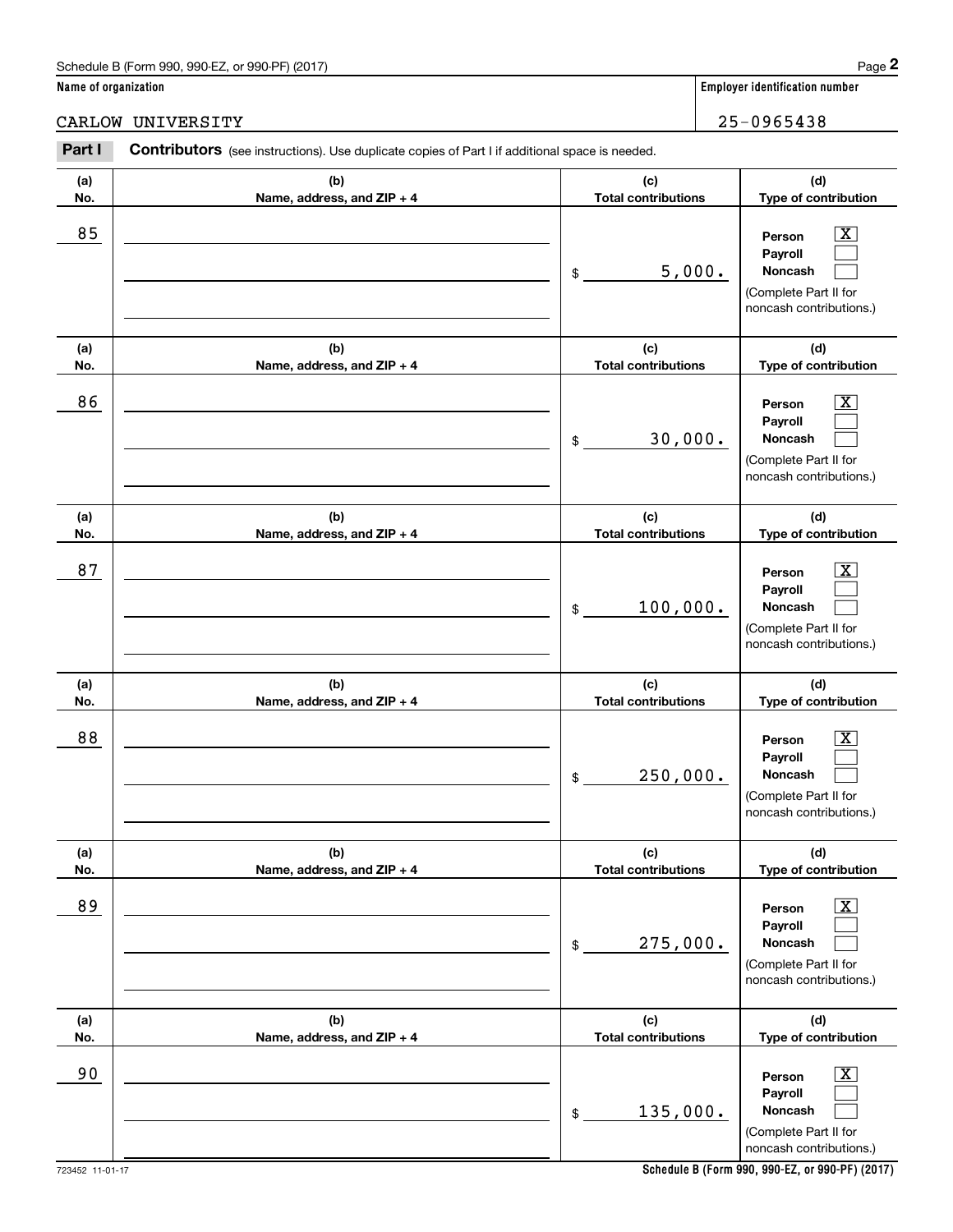Schedule B (Form 990, 990-EZ, or 990-PF) (2017)

**Name of organization**

CARLOW UNIVERSITY

**Employer identification number**

25-0965438

**Part I** **Contributors** (see instructions). Use duplicate copies of Part I if additional space is needed.

| (a) No. | (b) Name, address, and ZIP + 4 | (c) Total contributions | (d) Type of contribution |
|---|---|---|---|
| 85 | | $ 5,000. | Person [X] Payroll [ ] Noncash [ ] (Complete Part II for noncash contributions.) |
| 86 | | $ 30,000. | Person [X] Payroll [ ] Noncash [ ] (Complete Part II for noncash contributions.) |
| 87 | | $ 100,000. | Person [X] Payroll [ ] Noncash [ ] (Complete Part II for noncash contributions.) |
| 88 | | $ 250,000. | Person [X] Payroll [ ] Noncash [ ] (Complete Part II for noncash contributions.) |
| 89 | | $ 275,000. | Person [X] Payroll [ ] Noncash [ ] (Complete Part II for noncash contributions.) |
| 90 | | $ 135,000. | Person [X] Payroll [ ] Noncash [ ] (Complete Part II for noncash contributions.) |

723452 11-01-17 **Schedule B (Form 990, 990-EZ, or 990-PF) (2017)**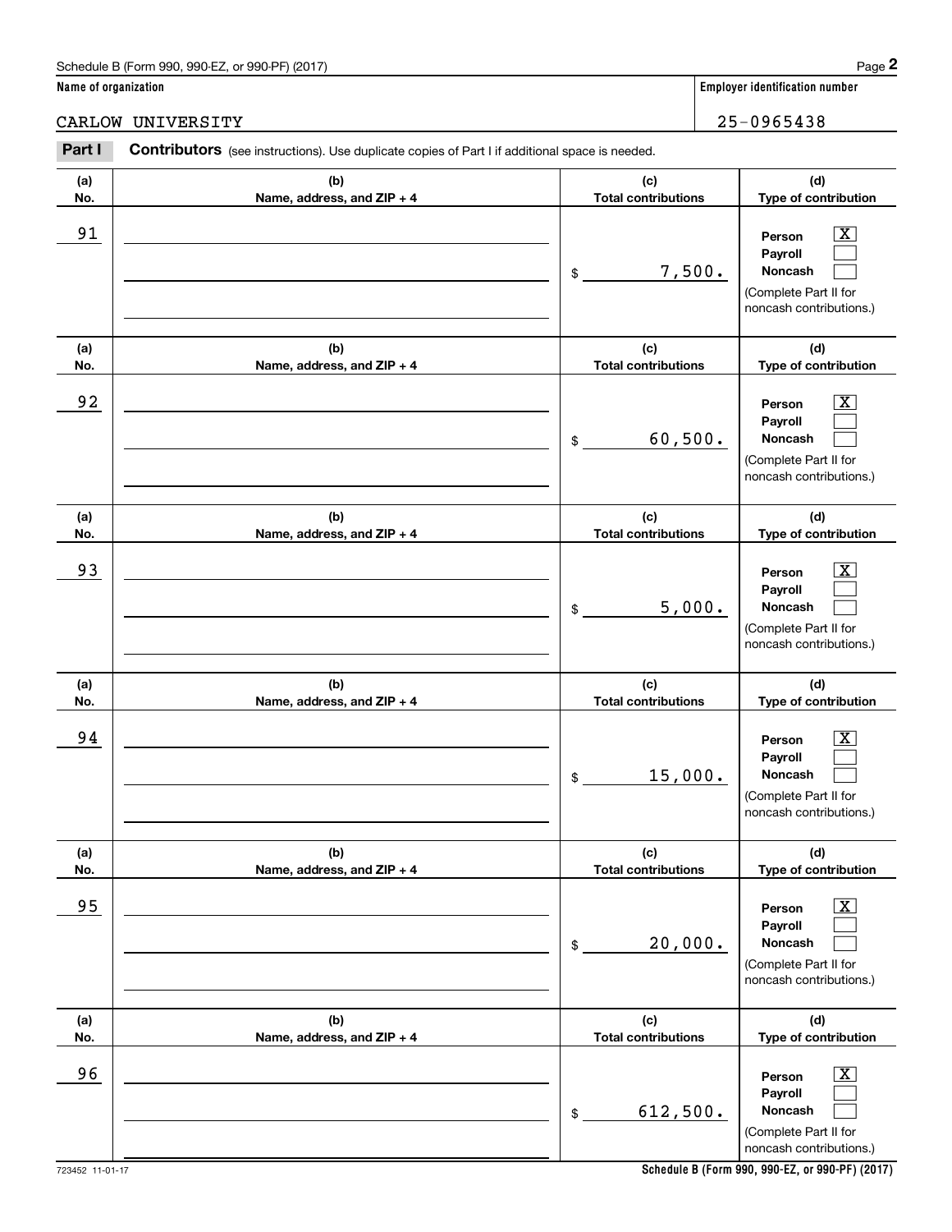Schedule B (Form 990, 990-EZ, or 990-PF) (2017)

**Name of organization**

CARLOW UNIVERSITY

**Employer identification number**

25-0965438

**Part I** **Contributors** (see instructions). Use duplicate copies of Part I if additional space is needed.

| (a) No. | (b) Name, address, and ZIP + 4 | (c) Total contributions | (d) Type of contribution |
|---|---|---|---|
| 91 | | $ 7,500. | Person [X] Payroll [ ] Noncash [ ] (Complete Part II for noncash contributions.) |
| 92 | | $ 60,500. | Person [X] Payroll [ ] Noncash [ ] (Complete Part II for noncash contributions.) |
| 93 | | $ 5,000. | Person [X] Payroll [ ] Noncash [ ] (Complete Part II for noncash contributions.) |
| 94 | | $ 15,000. | Person [X] Payroll [ ] Noncash [ ] (Complete Part II for noncash contributions.) |
| 95 | | $ 20,000. | Person [X] Payroll [ ] Noncash [ ] (Complete Part II for noncash contributions.) |
| 96 | | $ 612,500. | Person [X] Payroll [ ] Noncash [ ] (Complete Part II for noncash contributions.) |

723452 11-01-17

**Schedule B (Form 990, 990-EZ, or 990-PF) (2017)**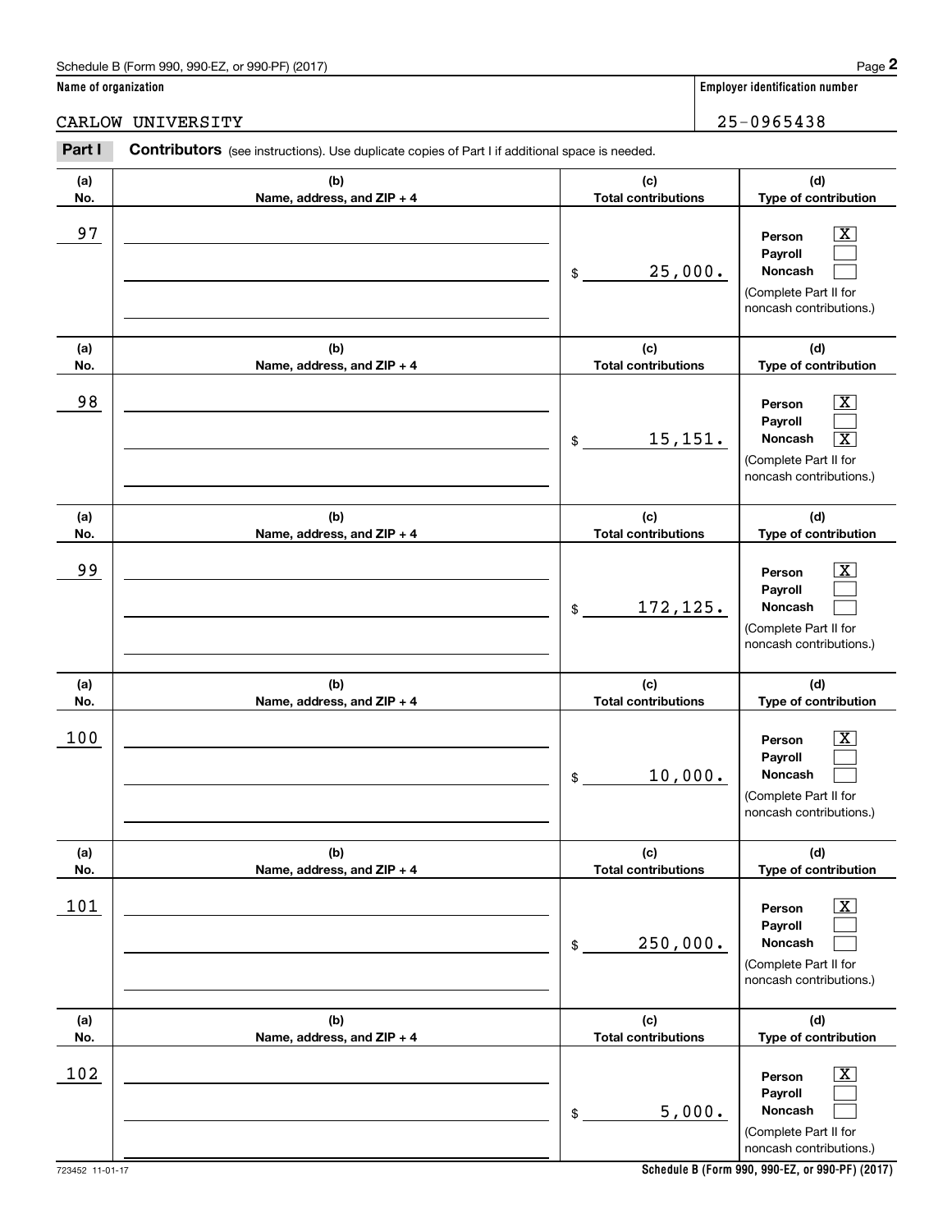Schedule B (Form 990, 990-EZ, or 990-PF) (2017)

**Name of organization**

CARLOW UNIVERSITY

**Employer identification number**

25-0965438

**Part I** **Contributors** (see instructions). Use duplicate copies of Part I if additional space is needed.

| (a) No. | (b) Name, address, and ZIP + 4 | (c) Total contributions | (d) Type of contribution |
|---|---|---|---|
| 97 | | $ 25,000. | Person [X] Payroll [ ] Noncash [ ] (Complete Part II for noncash contributions.) |
| 98 | | $ 15,151. | Person [X] Payroll [ ] Noncash [X] (Complete Part II for noncash contributions.) |
| 99 | | $ 172,125. | Person [X] Payroll [ ] Noncash [ ] (Complete Part II for noncash contributions.) |
| 100 | | $ 10,000. | Person [X] Payroll [ ] Noncash [ ] (Complete Part II for noncash contributions.) |
| 101 | | $ 250,000. | Person [X] Payroll [ ] Noncash [ ] (Complete Part II for noncash contributions.) |
| 102 | | $ 5,000. | Person [X] Payroll [ ] Noncash [ ] (Complete Part II for noncash contributions.) |

723452 11-01-17

**Schedule B (Form 990, 990-EZ, or 990-PF) (2017)**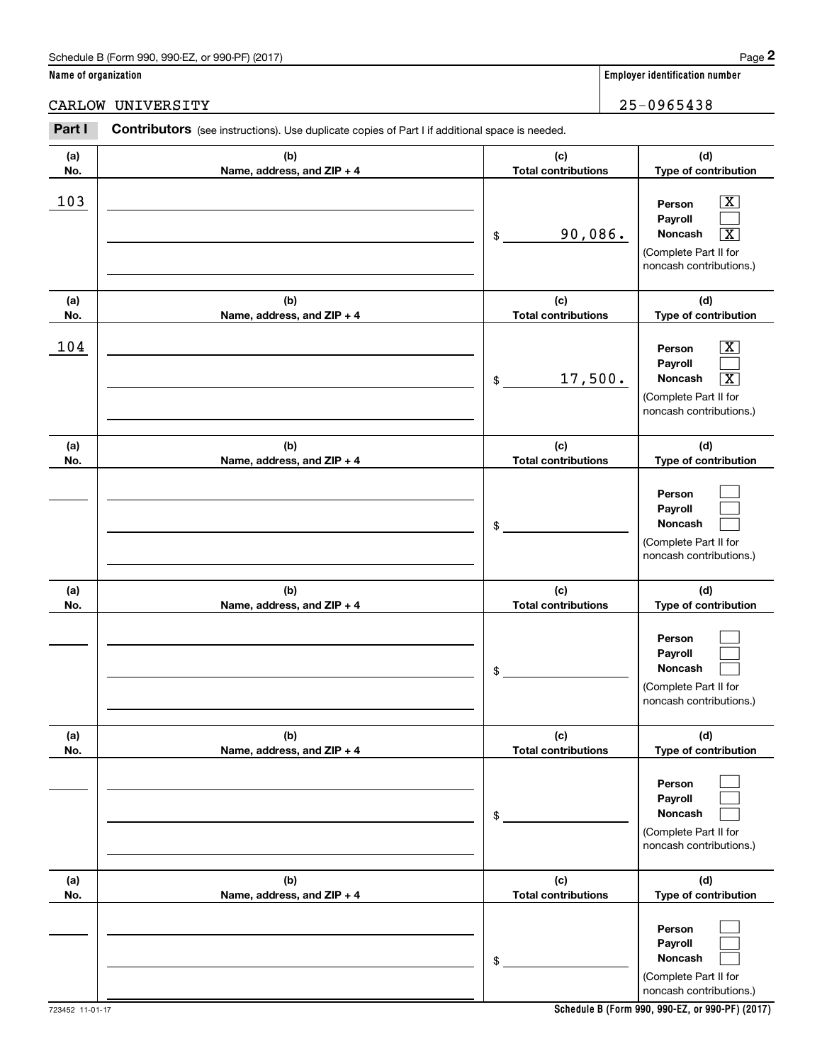Schedule B (Form 990, 990-EZ, or 990-PF) (2017) Page **2**

**Name of organization**

CARLOW UNIVERSITY

**Employer identification number**

25-0965438

**Part I** **Contributors** (see instructions). Use duplicate copies of Part I if additional space is needed.

| (a) No. | (b) Name, address, and ZIP + 4 | (c) Total contributions | (d) Type of contribution |
|---|---|---|---|
| 103 | | $ 90,086. | Person [X] Payroll [ ] Noncash [X] (Complete Part II for noncash contributions.) |
| 104 | | $ 17,500. | Person [X] Payroll [ ] Noncash [X] (Complete Part II for noncash contributions.) |
| | | $ | Person [ ] Payroll [ ] Noncash [ ] (Complete Part II for noncash contributions.) |
| | | $ | Person [ ] Payroll [ ] Noncash [ ] (Complete Part II for noncash contributions.) |
| | | $ | Person [ ] Payroll [ ] Noncash [ ] (Complete Part II for noncash contributions.) |
| | | $ | Person [ ] Payroll [ ] Noncash [ ] (Complete Part II for noncash contributions.) |

723452 11-01-17

**Schedule B (Form 990, 990-EZ, or 990-PF) (2017)**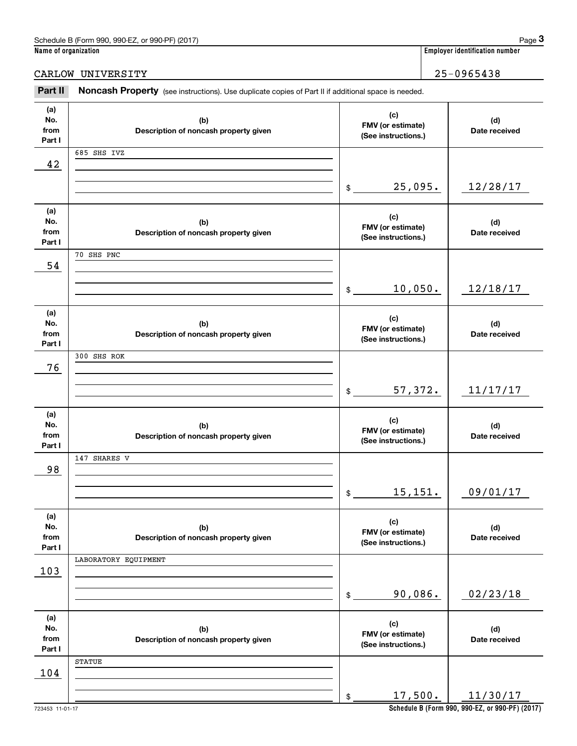Schedule B (Form 990, 990-EZ, or 990-PF) (2017) Page **3**

**Name of organization**

CARLOW UNIVERSITY

**Employer identification number**

25-0965438

**Part II** **Noncash Property** (see instructions). Use duplicate copies of Part II if additional space is needed.

| (a) No. from Part I | (b) Description of noncash property given | (c) FMV (or estimate) (See instructions.) | (d) Date received |
|---|---|---|---|
| 42 | 685 SHS IVZ | $ 25,095. | 12/28/17 |
| 54 | 70 SHS PNC | $ 10,050. | 12/18/17 |
| 76 | 300 SHS ROK | $ 57,372. | 11/17/17 |
| 98 | 147 SHARES V | $ 15,151. | 09/01/17 |
| 103 | LABORATORY EQUIPMENT | $ 90,086. | 02/23/18 |
| 104 | STATUE | $ 17,500. | 11/30/17 |

723453 11-01-17

**Schedule B (Form 990, 990-EZ, or 990-PF) (2017)**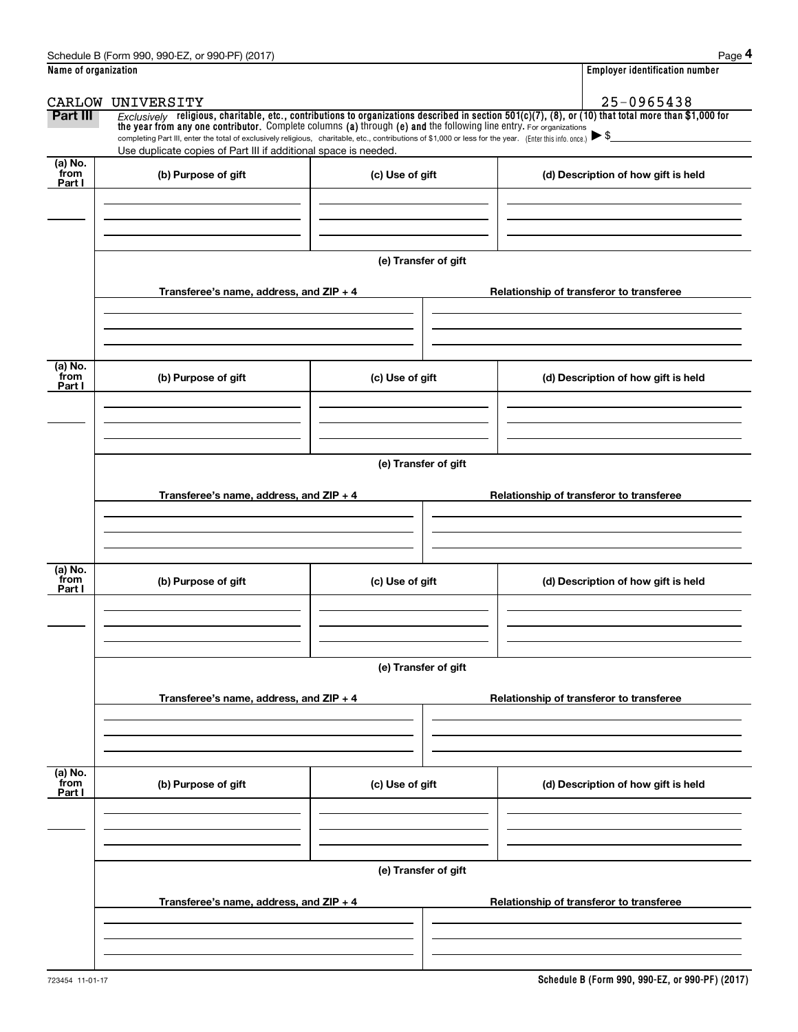Schedule B (Form 990, 990-EZ, or 990-PF) (2017) Page **4**

**Name of organization**

CARLOW UNIVERSITY

**Employer identification number**

25-0965438

**Part III** *Exclusively* **religious, charitable, etc., contributions to organizations described in section 501(c)(7), (8), or (10) that total more than $1,000 for the year from any one contributor.** Complete columns **(a)** through **(e)** and the following line entry. For organizations completing Part III, enter the total of exclusively religious, charitable, etc., contributions of $1,000 or less for the year. (Enter this info. once.) ▶ $

Use duplicate copies of Part III if additional space is needed.

| (a) No. from Part I | (b) Purpose of gift | (c) Use of gift | (d) Description of how gift is held |
|---|---|---|---|
| | | | |

(e) Transfer of gift

| Transferee's name, address, and ZIP + 4 | Relationship of transferor to transferee |
|---|---|
| | |

| (a) No. from Part I | (b) Purpose of gift | (c) Use of gift | (d) Description of how gift is held |
|---|---|---|---|
| | | | |

(e) Transfer of gift

| Transferee's name, address, and ZIP + 4 | Relationship of transferor to transferee |
|---|---|
| | |

| (a) No. from Part I | (b) Purpose of gift | (c) Use of gift | (d) Description of how gift is held |
|---|---|---|---|
| | | | |

(e) Transfer of gift

| Transferee's name, address, and ZIP + 4 | Relationship of transferor to transferee |
|---|---|
| | |

| (a) No. from Part I | (b) Purpose of gift | (c) Use of gift | (d) Description of how gift is held |
|---|---|---|---|
| | | | |

(e) Transfer of gift

| Transferee's name, address, and ZIP + 4 | Relationship of transferor to transferee |
|---|---|
| | |

723454 11-01-17

**Schedule B (Form 990, 990-EZ, or 990-PF) (2017)**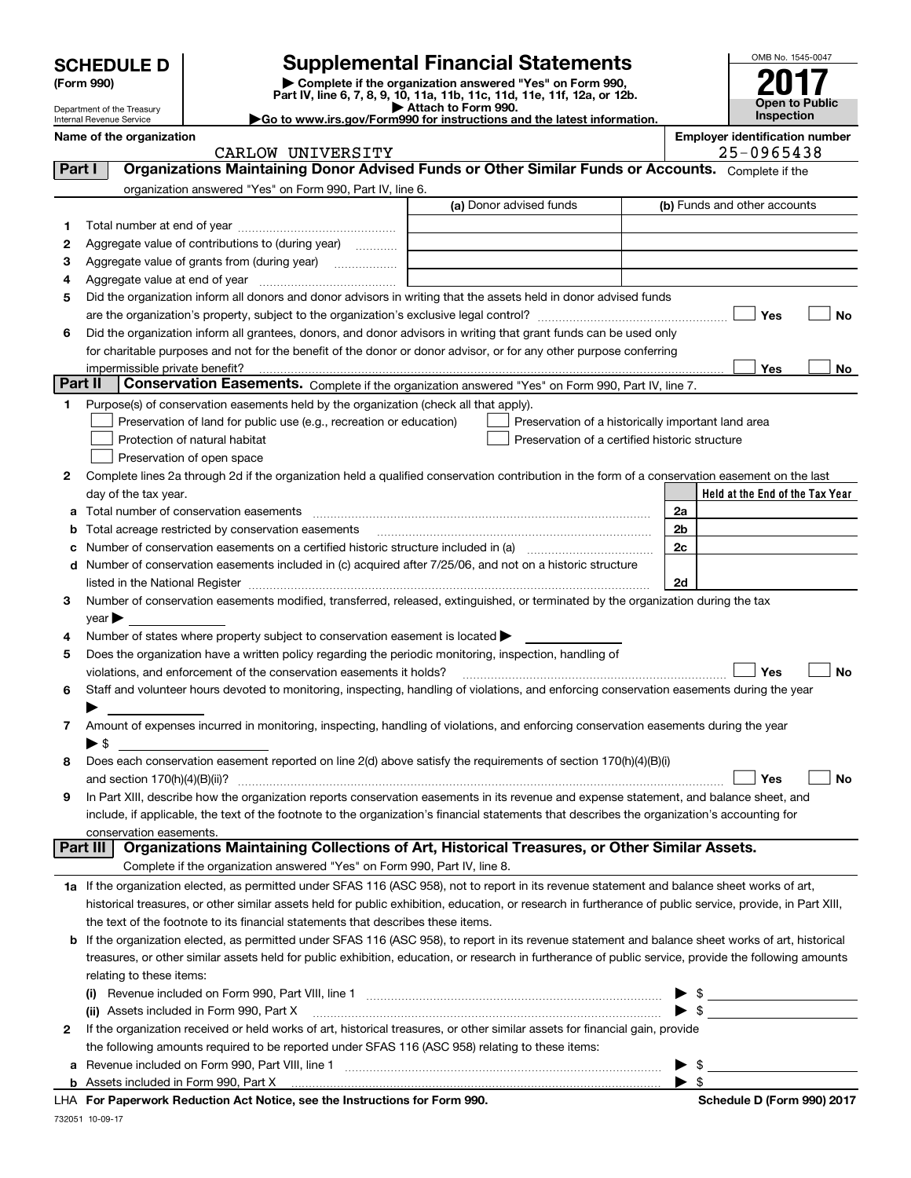# SCHEDULE D (Form 990)

Department of the Treasury
Internal Revenue Service

## Supplemental Financial Statements

▶ Complete if the organization answered "Yes" on Form 990, Part IV, line 6, 7, 8, 9, 10, 11a, 11b, 11c, 11d, 11e, 11f, 12a, or 12b.
▶ Attach to Form 990.
▶Go to www.irs.gov/Form990 for instructions and the latest information.

OMB No. 1545-0047

**2017**

**Open to Public Inspection**

**Name of the organization:** CARLOW UNIVERSITY

**Employer identification number:** 25-0965438

### Part I — Organizations Maintaining Donor Advised Funds or Other Similar Funds or Accounts.
Complete if the organization answered "Yes" on Form 990, Part IV, line 6.

| | | (a) Donor advised funds | (b) Funds and other accounts |
|---|---|---|---|
| 1 | Total number at end of year | | |
| 2 | Aggregate value of contributions to (during year) | | |
| 3 | Aggregate value of grants from (during year) | | |
| 4 | Aggregate value at end of year | | |

5 Did the organization inform all donors and donor advisors in writing that the assets held in donor advised funds are the organization's property, subject to the organization's exclusive legal control? ☐ Yes ☐ No

6 Did the organization inform all grantees, donors, and donor advisors in writing that grant funds can be used only for charitable purposes and not for the benefit of the donor or donor advisor, or for any other purpose conferring impermissible private benefit? ☐ Yes ☐ No

### Part II — Conservation Easements.
Complete if the organization answered "Yes" on Form 990, Part IV, line 7.

1 Purpose(s) of conservation easements held by the organization (check all that apply).

- ☐ Preservation of land for public use (e.g., recreation or education)
- ☐ Preservation of a historically important land area
- ☐ Protection of natural habitat
- ☐ Preservation of a certified historic structure
- ☐ Preservation of open space

2 Complete lines 2a through 2d if the organization held a qualified conservation contribution in the form of a conservation easement on the last day of the tax year.

| | | | Held at the End of the Tax Year |
|---|---|---|---|
| a | Total number of conservation easements | 2a | |
| b | Total acreage restricted by conservation easements | 2b | |
| c | Number of conservation easements on a certified historic structure included in (a) | 2c | |
| d | Number of conservation easements included in (c) acquired after 7/25/06, and not on a historic structure listed in the National Register | 2d | |

3 Number of conservation easements modified, transferred, released, extinguished, or terminated by the organization during the tax year ▶

4 Number of states where property subject to conservation easement is located ▶

5 Does the organization have a written policy regarding the periodic monitoring, inspection, handling of violations, and enforcement of the conservation easements it holds? ☐ Yes ☐ No

6 Staff and volunteer hours devoted to monitoring, inspecting, handling of violations, and enforcing conservation easements during the year ▶

7 Amount of expenses incurred in monitoring, inspecting, handling of violations, and enforcing conservation easements during the year ▶ $

8 Does each conservation easement reported on line 2(d) above satisfy the requirements of section 170(h)(4)(B)(i) and section 170(h)(4)(B)(ii)? ☐ Yes ☐ No

9 In Part XIII, describe how the organization reports conservation easements in its revenue and expense statement, and balance sheet, and include, if applicable, the text of the footnote to the organization's financial statements that describes the organization's accounting for conservation easements.

### Part III — Organizations Maintaining Collections of Art, Historical Treasures, or Other Similar Assets.
Complete if the organization answered "Yes" on Form 990, Part IV, line 8.

1a If the organization elected, as permitted under SFAS 116 (ASC 958), not to report in its revenue statement and balance sheet works of art, historical treasures, or other similar assets held for public exhibition, education, or research in furtherance of public service, provide, in Part XIII, the text of the footnote to its financial statements that describes these items.

b If the organization elected, as permitted under SFAS 116 (ASC 958), to report in its revenue statement and balance sheet works of art, historical treasures, or other similar assets held for public exhibition, education, or research in furtherance of public service, provide the following amounts relating to these items:

(i) Revenue included on Form 990, Part VIII, line 1 ▶ $

(ii) Assets included in Form 990, Part X ▶ $

2 If the organization received or held works of art, historical treasures, or other similar assets for financial gain, provide the following amounts required to be reported under SFAS 116 (ASC 958) relating to these items:

a Revenue included on Form 990, Part VIII, line 1 ▶ $

b Assets included in Form 990, Part X ▶ $

LHA For Paperwork Reduction Act Notice, see the Instructions for Form 990. Schedule D (Form 990) 2017

732051 10-09-17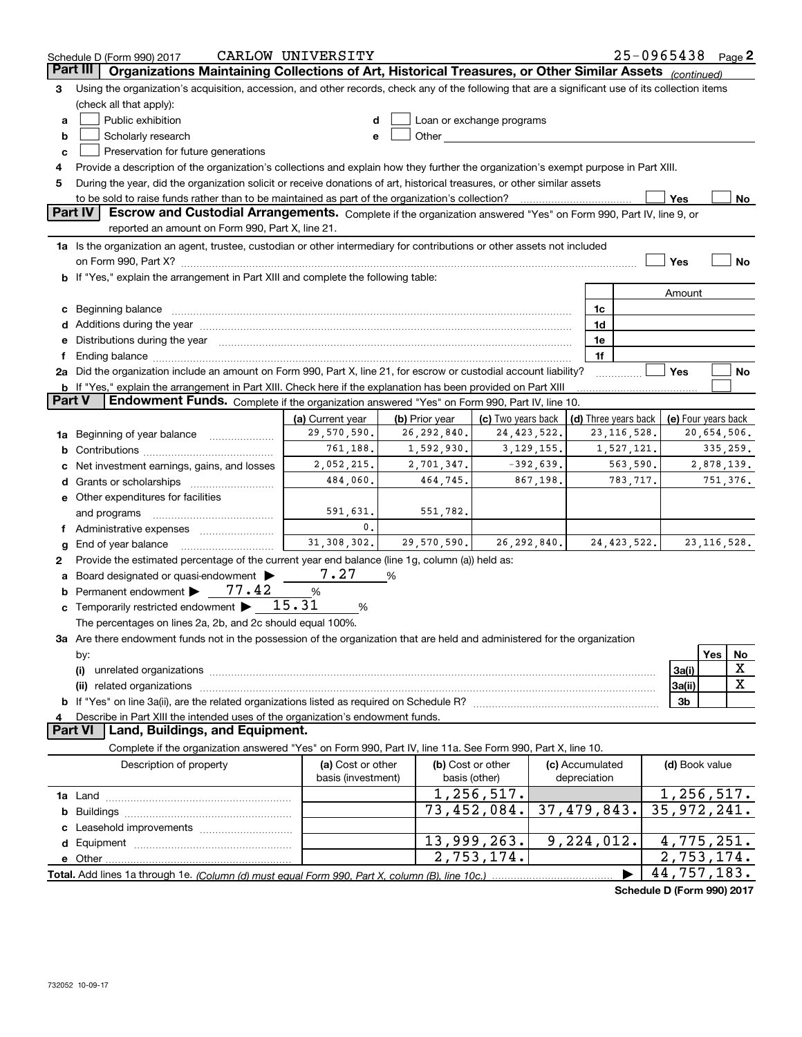Schedule D (Form 990) 2017 CARLOW UNIVERSITY 25-0965438 Page 2

**Part III Organizations Maintaining Collections of Art, Historical Treasures, or Other Similar Assets** *(continued)*

3 Using the organization's acquisition, accession, and other records, check any of the following that are a significant use of its collection items (check all that apply):

a ☐ Public exhibition
b ☐ Scholarly research
c ☐ Preservation for future generations
d ☐ Loan or exchange programs
e ☐ Other

4 Provide a description of the organization's collections and explain how they further the organization's exempt purpose in Part XIII.

5 During the year, did the organization solicit or receive donations of art, historical treasures, or other similar assets to be sold to raise funds rather than to be maintained as part of the organization's collection? ☐ Yes ☐ No

**Part IV Escrow and Custodial Arrangements.** Complete if the organization answered "Yes" on Form 990, Part IV, line 9, or reported an amount on Form 990, Part X, line 21.

1a Is the organization an agent, trustee, custodian or other intermediary for contributions or other assets not included on Form 990, Part X? ☐ Yes ☐ No

b If "Yes," explain the arrangement in Part XIII and complete the following table:

| | | Amount |
|---|---|---|
| c Beginning balance | 1c | |
| d Additions during the year | 1d | |
| e Distributions during the year | 1e | |
| f Ending balance | 1f | |

2a Did the organization include an amount on Form 990, Part X, line 21, for escrow or custodial account liability? ☐ Yes ☐ No

b If "Yes," explain the arrangement in Part XIII. Check here if the explanation has been provided on Part XIII ☐

**Part V Endowment Funds.** Complete if the organization answered "Yes" on Form 990, Part IV, line 10.

| | (a) Current year | (b) Prior year | (c) Two years back | (d) Three years back | (e) Four years back |
|---|---|---|---|---|---|
| 1a Beginning of year balance | 29,570,590. | 26,292,840. | 24,423,522. | 23,116,528. | 20,654,506. |
| b Contributions | 761,188. | 1,592,930. | 3,129,155. | 1,527,121. | 335,259. |
| c Net investment earnings, gains, and losses | 2,052,215. | 2,701,347. | -392,639. | 563,590. | 2,878,139. |
| d Grants or scholarships | 484,060. | 464,745. | 867,198. | 783,717. | 751,376. |
| e Other expenditures for facilities and programs | 591,631. | 551,782. | | | |
| f Administrative expenses | 0. | | | | |
| g End of year balance | 31,308,302. | 29,570,590. | 26,292,840. | 24,423,522. | 23,116,528. |

2 Provide the estimated percentage of the current year end balance (line 1g, column (a)) held as:

a Board designated or quasi-endowment ▶ 7.27 %
b Permanent endowment ▶ 77.42 %
c Temporarily restricted endowment ▶ 15.31 %

The percentages on lines 2a, 2b, and 2c should equal 100%.

3a Are there endowment funds not in the possession of the organization that are held and administered for the organization by:

| | | Yes | No |
|---|---|---|---|
| (i) unrelated organizations | 3a(i) | | X |
| (ii) related organizations | 3a(ii) | | X |
| b If "Yes" on line 3a(ii), are the related organizations listed as required on Schedule R? | 3b | | |

4 Describe in Part XIII the intended uses of the organization's endowment funds.

**Part VI Land, Buildings, and Equipment.**

Complete if the organization answered "Yes" on Form 990, Part IV, line 11a. See Form 990, Part X, line 10.

| Description of property | (a) Cost or other basis (investment) | (b) Cost or other basis (other) | (c) Accumulated depreciation | (d) Book value |
|---|---|---|---|---|
| 1a Land | | 1,256,517. | | 1,256,517. |
| b Buildings | | 73,452,084. | 37,479,843. | 35,972,241. |
| c Leasehold improvements | | | | |
| d Equipment | | 13,999,263. | 9,224,012. | 4,775,251. |
| e Other | | 2,753,174. | | 2,753,174. |
| Total. Add lines 1a through 1e. *(Column (d) must equal Form 990, Part X, column (B), line 10c.)* | | | ▶ | 44,757,183. |

Schedule D (Form 990) 2017

732052 10-09-17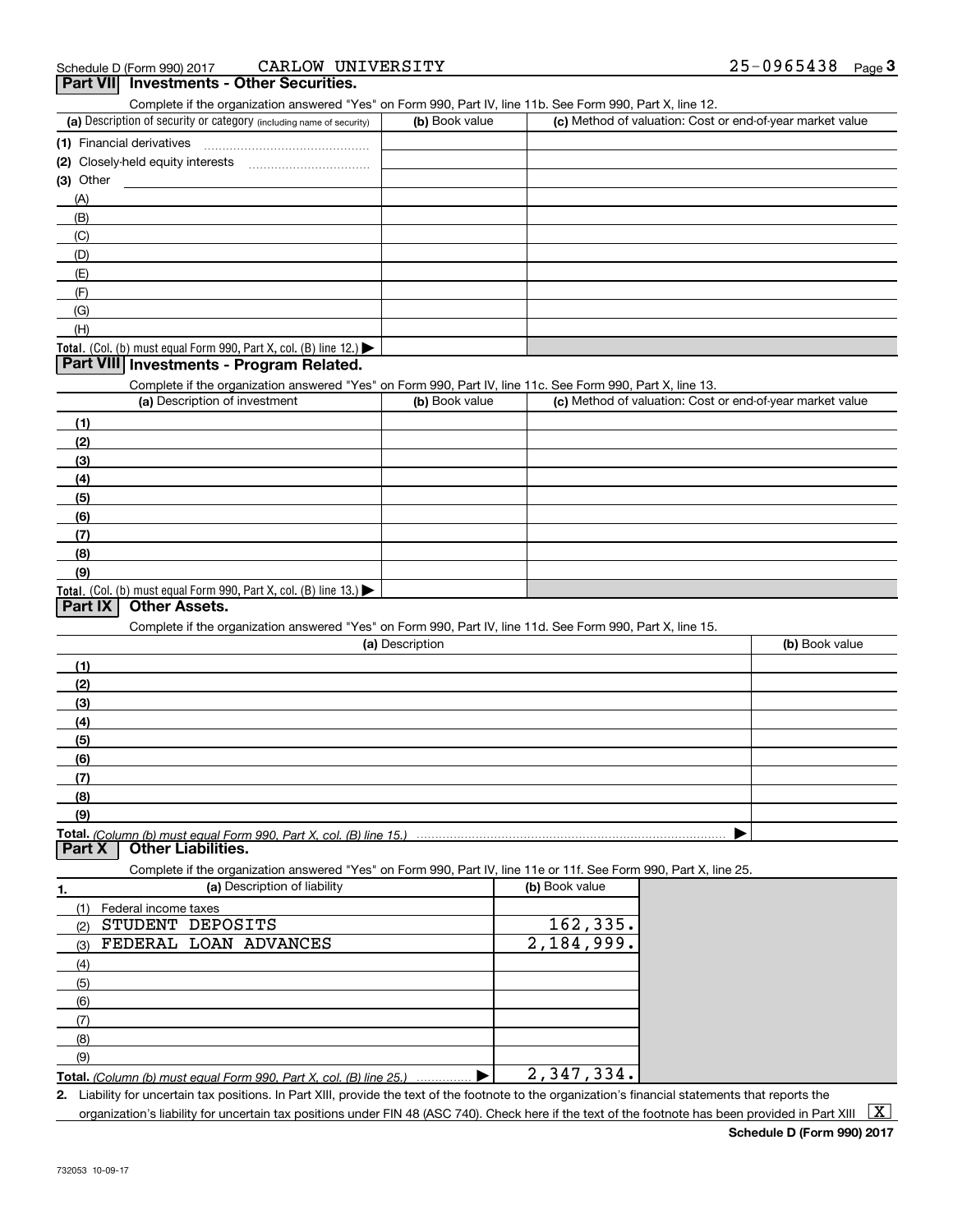Schedule D (Form 990) 2017 CARLOW UNIVERSITY 25-0965438

## Part VII Investments - Other Securities.

Complete if the organization answered "Yes" on Form 990, Part IV, line 11b. See Form 990, Part X, line 12.

| (a) Description of security or category (including name of security) | (b) Book value | (c) Method of valuation: Cost or end-of-year market value |
|---|---|---|
| (1) Financial derivatives | | |
| (2) Closely-held equity interests | | |
| (3) Other | | |
| (A) | | |
| (B) | | |
| (C) | | |
| (D) | | |
| (E) | | |
| (F) | | |
| (G) | | |
| (H) | | |
| **Total.** (Col. (b) must equal Form 990, Part X, col. (B) line 12.) ▶ | | |

## Part VIII Investments - Program Related.

Complete if the organization answered "Yes" on Form 990, Part IV, line 11c. See Form 990, Part X, line 13.

| (a) Description of investment | (b) Book value | (c) Method of valuation: Cost or end-of-year market value |
|---|---|---|
| (1) | | |
| (2) | | |
| (3) | | |
| (4) | | |
| (5) | | |
| (6) | | |
| (7) | | |
| (8) | | |
| (9) | | |
| **Total.** (Col. (b) must equal Form 990, Part X, col. (B) line 13.) ▶ | | |

## Part IX Other Assets.

Complete if the organization answered "Yes" on Form 990, Part IV, line 11d. See Form 990, Part X, line 15.

| (a) Description | (b) Book value |
|---|---|
| (1) | |
| (2) | |
| (3) | |
| (4) | |
| (5) | |
| (6) | |
| (7) | |
| (8) | |
| (9) | |
| **Total.** *(Column (b) must equal Form 990, Part X, col. (B) line 15.)* ▶ | |

## Part X Other Liabilities.

Complete if the organization answered "Yes" on Form 990, Part IV, line 11e or 11f. See Form 990, Part X, line 25.

| 1. (a) Description of liability | (b) Book value |
|---|---|
| (1) Federal income taxes | |
| (2) STUDENT DEPOSITS | 162,335. |
| (3) FEDERAL LOAN ADVANCES | 2,184,999. |
| (4) | |
| (5) | |
| (6) | |
| (7) | |
| (8) | |
| (9) | |
| **Total.** *(Column (b) must equal Form 990, Part X, col. (B) line 25.)* ▶ | 2,347,334. |

2. Liability for uncertain tax positions. In Part XIII, provide the text of the footnote to the organization's financial statements that reports the organization's liability for uncertain tax positions under FIN 48 (ASC 740). Check here if the text of the footnote has been provided in Part XIII [X]

**Schedule D (Form 990) 2017**

732053 10-09-17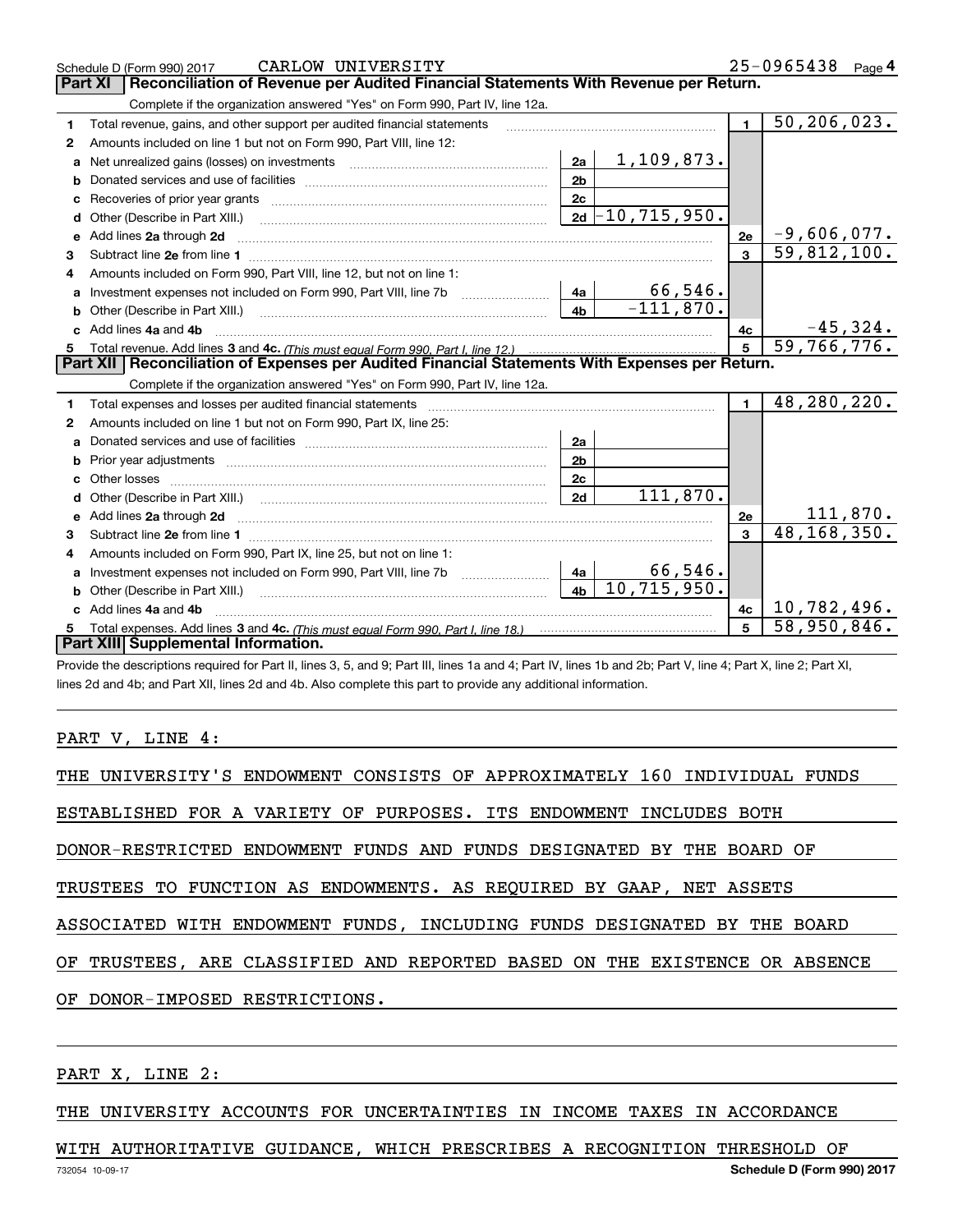Schedule D (Form 990) 2017 CARLOW UNIVERSITY 25-0965438 Page 4

## Part XI Reconciliation of Revenue per Audited Financial Statements With Revenue per Return.

Complete if the organization answered "Yes" on Form 990, Part IV, line 12a.

| | | | | | |
|---|---|---|---|---|---|
| 1 | Total revenue, gains, and other support per audited financial statements | | | 1 | 50,206,023. |
| 2 | Amounts included on line 1 but not on Form 990, Part VIII, line 12: | | | | |
| a | Net unrealized gains (losses) on investments | 2a | 1,109,873. | | |
| b | Donated services and use of facilities | 2b | | | |
| c | Recoveries of prior year grants | 2c | | | |
| d | Other (Describe in Part XIII.) | 2d | -10,715,950. | | |
| e | Add lines 2a through 2d | | | 2e | -9,606,077. |
| 3 | Subtract line 2e from line 1 | | | 3 | 59,812,100. |
| 4 | Amounts included on Form 990, Part VIII, line 12, but not on line 1: | | | | |
| a | Investment expenses not included on Form 990, Part VIII, line 7b | 4a | 66,546. | | |
| b | Other (Describe in Part XIII.) | 4b | -111,870. | | |
| c | Add lines 4a and 4b | | | 4c | -45,324. |
| 5 | Total revenue. Add lines 3 and 4c. *(This must equal Form 990, Part I, line 12.)* | | | 5 | 59,766,776. |

## Part XII Reconciliation of Expenses per Audited Financial Statements With Expenses per Return.

Complete if the organization answered "Yes" on Form 990, Part IV, line 12a.

| | | | | | |
|---|---|---|---|---|---|
| 1 | Total expenses and losses per audited financial statements | | | 1 | 48,280,220. |
| 2 | Amounts included on line 1 but not on Form 990, Part IX, line 25: | | | | |
| a | Donated services and use of facilities | 2a | | | |
| b | Prior year adjustments | 2b | | | |
| c | Other losses | 2c | | | |
| d | Other (Describe in Part XIII.) | 2d | 111,870. | | |
| e | Add lines 2a through 2d | | | 2e | 111,870. |
| 3 | Subtract line 2e from line 1 | | | 3 | 48,168,350. |
| 4 | Amounts included on Form 990, Part IX, line 25, but not on line 1: | | | | |
| a | Investment expenses not included on Form 990, Part VIII, line 7b | 4a | 66,546. | | |
| b | Other (Describe in Part XIII.) | 4b | 10,715,950. | | |
| c | Add lines 4a and 4b | | | 4c | 10,782,496. |
| 5 | Total expenses. Add lines 3 and 4c. *(This must equal Form 990, Part I, line 18.)* | | | 5 | 58,950,846. |

## Part XIII Supplemental Information.

Provide the descriptions required for Part II, lines 3, 5, and 9; Part III, lines 1a and 4; Part IV, lines 1b and 2b; Part V, line 4; Part X, line 2; Part XI, lines 2d and 4b; and Part XII, lines 2d and 4b. Also complete this part to provide any additional information.

PART V, LINE 4:

THE UNIVERSITY'S ENDOWMENT CONSISTS OF APPROXIMATELY 160 INDIVIDUAL FUNDS ESTABLISHED FOR A VARIETY OF PURPOSES. ITS ENDOWMENT INCLUDES BOTH DONOR-RESTRICTED ENDOWMENT FUNDS AND FUNDS DESIGNATED BY THE BOARD OF TRUSTEES TO FUNCTION AS ENDOWMENTS. AS REQUIRED BY GAAP, NET ASSETS ASSOCIATED WITH ENDOWMENT FUNDS, INCLUDING FUNDS DESIGNATED BY THE BOARD OF TRUSTEES, ARE CLASSIFIED AND REPORTED BASED ON THE EXISTENCE OR ABSENCE OF DONOR-IMPOSED RESTRICTIONS.

PART X, LINE 2:

THE UNIVERSITY ACCOUNTS FOR UNCERTAINTIES IN INCOME TAXES IN ACCORDANCE WITH AUTHORITATIVE GUIDANCE, WHICH PRESCRIBES A RECOGNITION THRESHOLD OF

732054 10-09-17 Schedule D (Form 990) 2017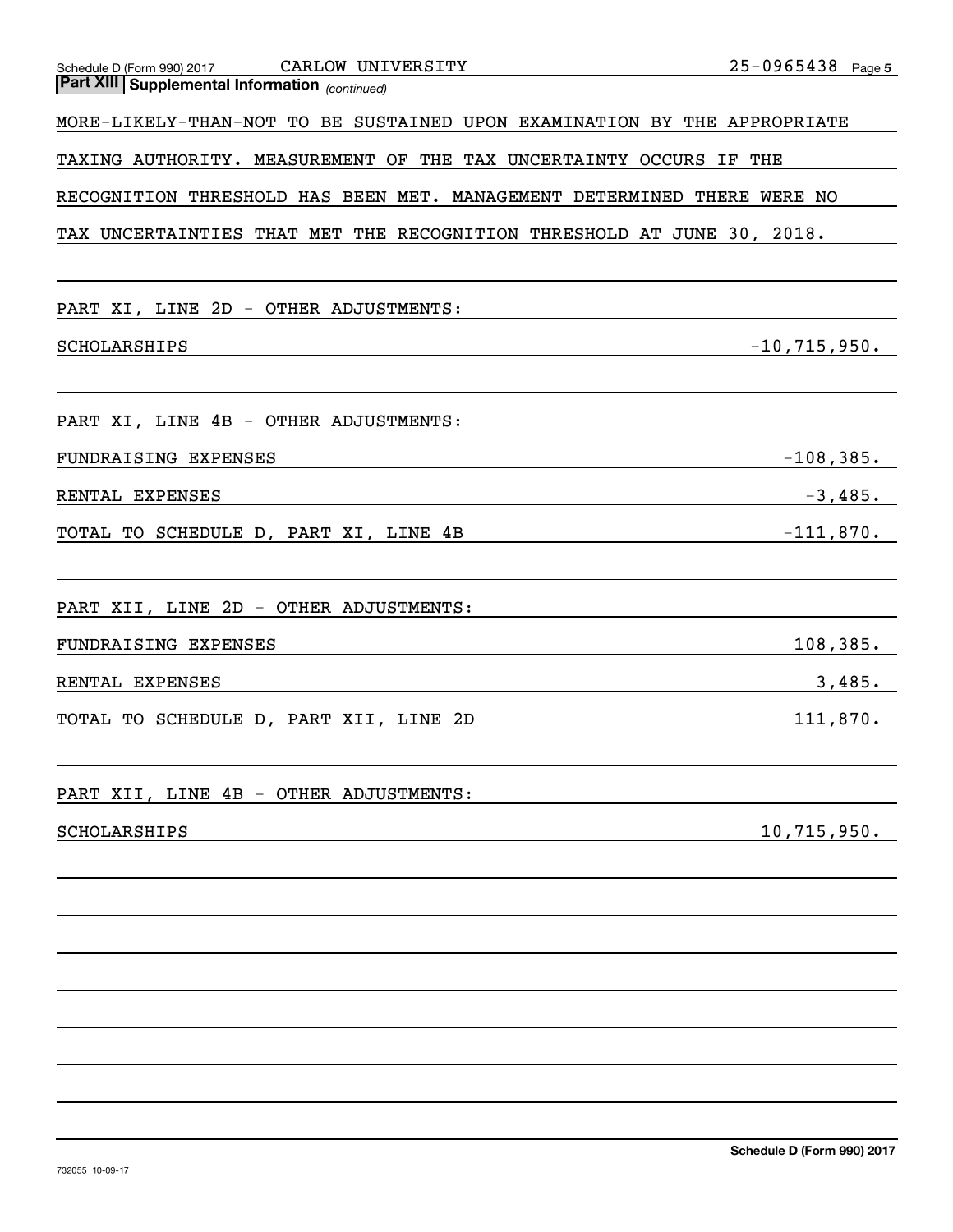**Part XIII Supplemental Information** *(continued)*

MORE-LIKELY-THAN-NOT TO BE SUSTAINED UPON EXAMINATION BY THE APPROPRIATE TAXING AUTHORITY. MEASUREMENT OF THE TAX UNCERTAINTY OCCURS IF THE RECOGNITION THRESHOLD HAS BEEN MET. MANAGEMENT DETERMINED THERE WERE NO TAX UNCERTAINTIES THAT MET THE RECOGNITION THRESHOLD AT JUNE 30, 2018.

PART XI, LINE 2D - OTHER ADJUSTMENTS:

| | |
|---|---|
| SCHOLARSHIPS | -10,715,950. |

PART XI, LINE 4B - OTHER ADJUSTMENTS:

| | |
|---|---|
| FUNDRAISING EXPENSES | -108,385. |
| RENTAL EXPENSES | -3,485. |
| TOTAL TO SCHEDULE D, PART XI, LINE 4B | -111,870. |

PART XII, LINE 2D - OTHER ADJUSTMENTS:

| | |
|---|---|
| FUNDRAISING EXPENSES | 108,385. |
| RENTAL EXPENSES | 3,485. |
| TOTAL TO SCHEDULE D, PART XII, LINE 2D | 111,870. |

PART XII, LINE 4B - OTHER ADJUSTMENTS:

| | |
|---|---|
| SCHOLARSHIPS | 10,715,950. |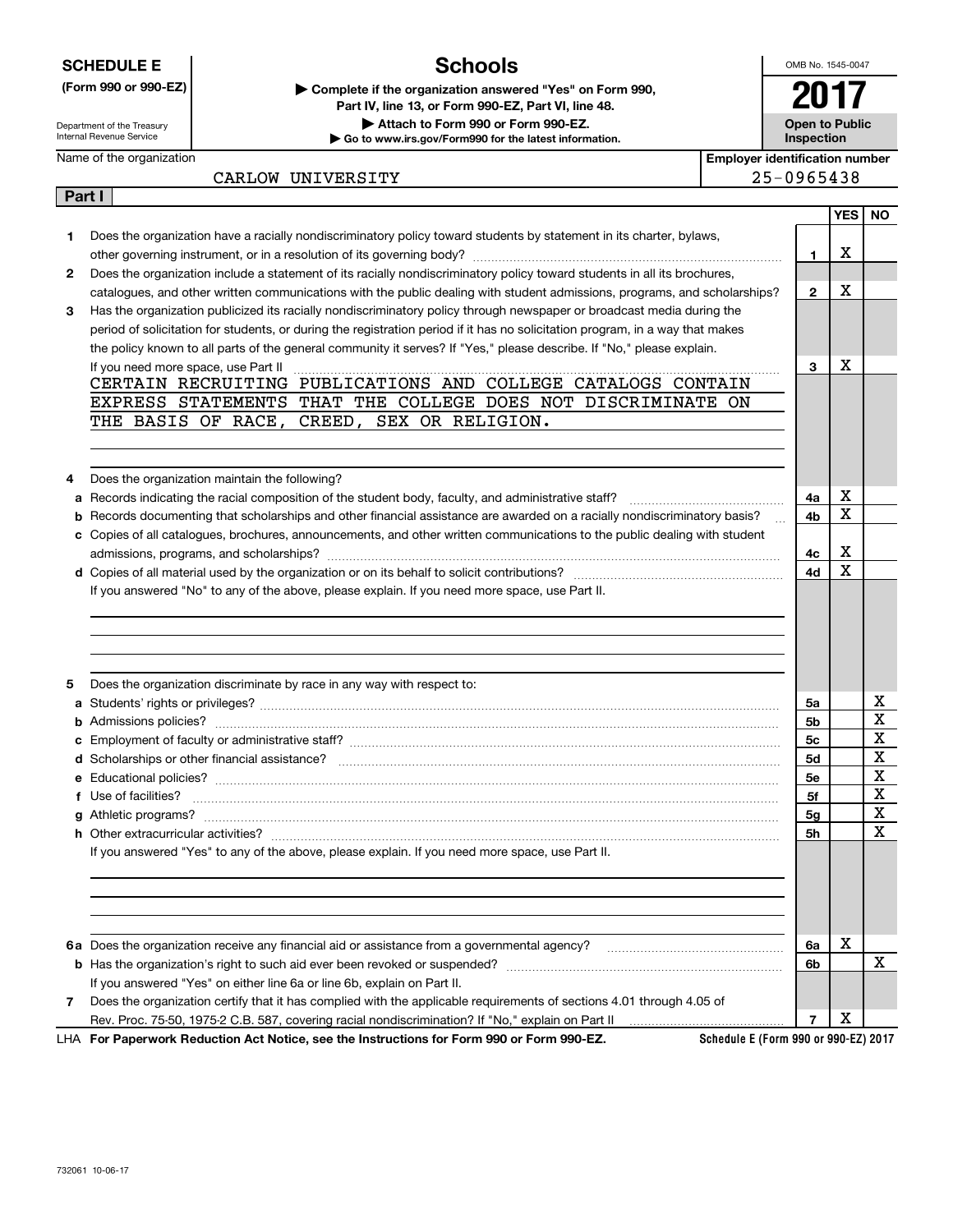**SCHEDULE E**
**(Form 990 or 990-EZ)**

Department of the Treasury
Internal Revenue Service

# Schools

▶ **Complete if the organization answered "Yes" on Form 990, Part IV, line 13, or Form 990-EZ, Part VI, line 48.**
▶ **Attach to Form 990 or Form 990-EZ.**
▶ **Go to www.irs.gov/Form990 for the latest information.**

OMB No. 1545-0047

**2017**

**Open to Public Inspection**

Name of the organization: CARLOW UNIVERSITY

**Employer identification number**: 25-0965438

**Part I**

| | | | YES | NO |
|---|---|---|---|---|
| **1** | Does the organization have a racially nondiscriminatory policy toward students by statement in its charter, bylaws, other governing instrument, or in a resolution of its governing body? | 1 | X | |
| **2** | Does the organization include a statement of its racially nondiscriminatory policy toward students in all its brochures, catalogues, and other written communications with the public dealing with student admissions, programs, and scholarships? | 2 | X | |
| **3** | Has the organization publicized its racially nondiscriminatory policy through newspaper or broadcast media during the period of solicitation for students, or during the registration period if it has no solicitation program, in a way that makes the policy known to all parts of the general community it serves? If "Yes," please describe. If "No," please explain. If you need more space, use Part II | 3 | X | |

CERTAIN RECRUITING PUBLICATIONS AND COLLEGE CATALOGS CONTAIN EXPRESS STATEMENTS THAT THE COLLEGE DOES NOT DISCRIMINATE ON THE BASIS OF RACE, CREED, SEX OR RELIGION.

| | | | YES | NO |
|---|---|---|---|---|
| **4** | Does the organization maintain the following? | | | |
| **a** | Records indicating the racial composition of the student body, faculty, and administrative staff? | 4a | X | |
| **b** | Records documenting that scholarships and other financial assistance are awarded on a racially nondiscriminatory basis? | 4b | X | |
| **c** | Copies of all catalogues, brochures, announcements, and other written communications to the public dealing with student admissions, programs, and scholarships? | 4c | X | |
| **d** | Copies of all material used by the organization or on its behalf to solicit contributions? | 4d | X | |

If you answered "No" to any of the above, please explain. If you need more space, use Part II.

| | | | YES | NO |
|---|---|---|---|---|
| **5** | Does the organization discriminate by race in any way with respect to: | | | |
| **a** | Students' rights or privileges? | 5a | | X |
| **b** | Admissions policies? | 5b | | X |
| **c** | Employment of faculty or administrative staff? | 5c | | X |
| **d** | Scholarships or other financial assistance? | 5d | | X |
| **e** | Educational policies? | 5e | | X |
| **f** | Use of facilities? | 5f | | X |
| **g** | Athletic programs? | 5g | | X |
| **h** | Other extracurricular activities? | 5h | | X |

If you answered "Yes" to any of the above, please explain. If you need more space, use Part II.

| | | | YES | NO |
|---|---|---|---|---|
| **6a** | Does the organization receive any financial aid or assistance from a governmental agency? | 6a | X | |
| **b** | Has the organization's right to such aid ever been revoked or suspended? | 6b | | X |
| | If you answered "Yes" on either line 6a or line 6b, explain on Part II. | | | |
| **7** | Does the organization certify that it has complied with the applicable requirements of sections 4.01 through 4.05 of Rev. Proc. 75-50, 1975-2 C.B. 587, covering racial nondiscrimination? If "No," explain on Part II | 7 | X | |

LHA **For Paperwork Reduction Act Notice, see the Instructions for Form 990 or Form 990-EZ.** **Schedule E (Form 990 or 990-EZ) 2017**

732061 10-06-17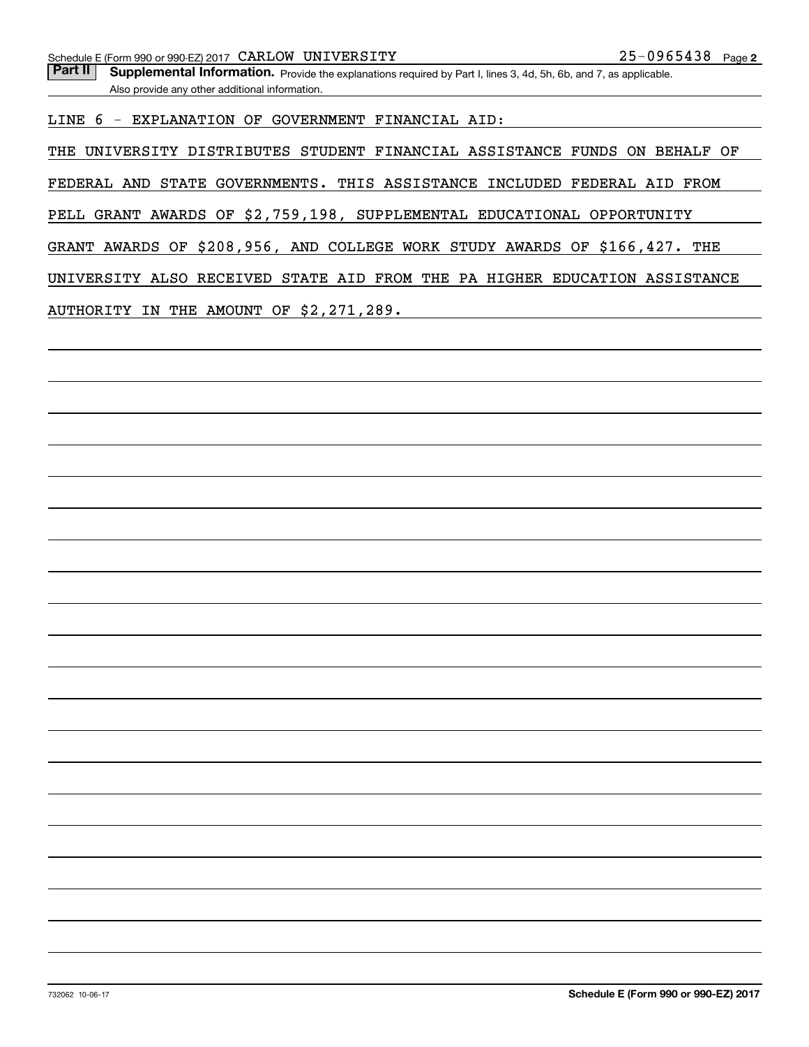Schedule E (Form 990 or 990-EZ) 2017 CARLOW UNIVERSITY 25-0965438 Page **2**

**Part II** **Supplemental Information.** Provide the explanations required by Part I, lines 3, 4d, 5h, 6b, and 7, as applicable. Also provide any other additional information.

LINE 6 - EXPLANATION OF GOVERNMENT FINANCIAL AID:

THE UNIVERSITY DISTRIBUTES STUDENT FINANCIAL ASSISTANCE FUNDS ON BEHALF OF FEDERAL AND STATE GOVERNMENTS. THIS ASSISTANCE INCLUDED FEDERAL AID FROM PELL GRANT AWARDS OF $2,759,198, SUPPLEMENTAL EDUCATIONAL OPPORTUNITY GRANT AWARDS OF $208,956, AND COLLEGE WORK STUDY AWARDS OF $166,427. THE UNIVERSITY ALSO RECEIVED STATE AID FROM THE PA HIGHER EDUCATION ASSISTANCE AUTHORITY IN THE AMOUNT OF $2,271,289.

732062 10-06-17 **Schedule E (Form 990 or 990-EZ) 2017**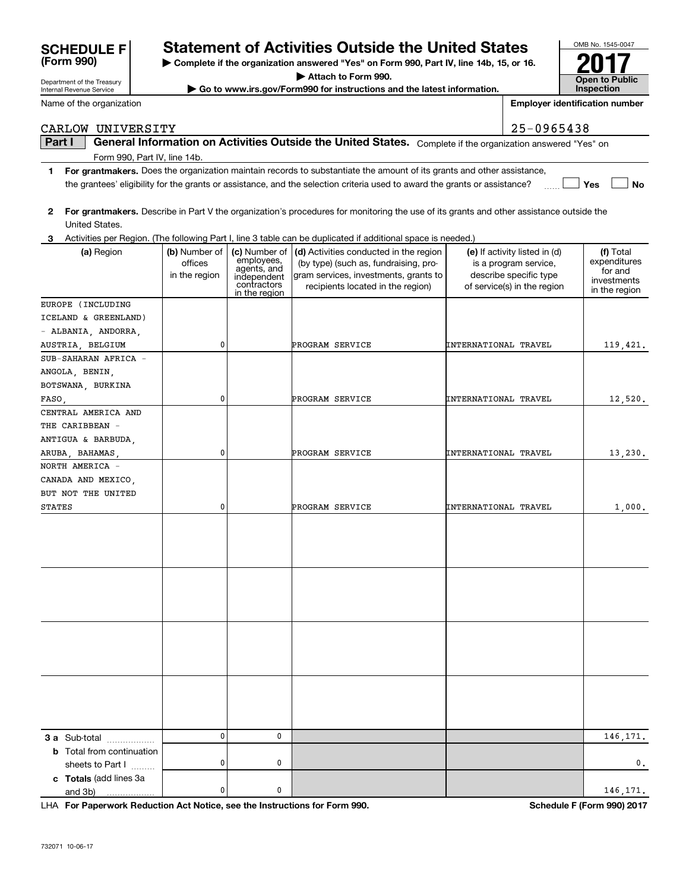**SCHEDULE F (Form 990)**

Department of the Treasury
Internal Revenue Service

# Statement of Activities Outside the United States

▶ Complete if the organization answered "Yes" on Form 990, Part IV, line 14b, 15, or 16.
▶ Attach to Form 990.
▶ Go to www.irs.gov/Form990 for instructions and the latest information.

OMB No. 1545-0047

**2017**

**Open to Public Inspection**

Name of the organization: CARLOW UNIVERSITY

Employer identification number: 25-0965438

**Part I General Information on Activities Outside the United States.** Complete if the organization answered "Yes" on Form 990, Part IV, line 14b.

1 **For grantmakers.** Does the organization maintain records to substantiate the amount of its grants and other assistance, the grantees' eligibility for the grants or assistance, and the selection criteria used to award the grants or assistance? ☐ Yes ☐ No

2 **For grantmakers.** Describe in Part V the organization's procedures for monitoring the use of its grants and other assistance outside the United States.

3 Activities per Region. (The following Part I, line 3 table can be duplicated if additional space is needed.)

| (a) Region | (b) Number of offices in the region | (c) Number of employees, agents, and independent contractors in the region | (d) Activities conducted in the region (by type) (such as, fundraising, program services, investments, grants to recipients located in the region) | (e) If activity listed in (d) is a program service, describe specific type of service(s) in the region | (f) Total expenditures for and investments in the region |
|---|---|---|---|---|---|
| EUROPE (INCLUDING ICELAND & GREENLAND) - ALBANIA, ANDORRA, AUSTRIA, BELGIUM | 0 | | PROGRAM SERVICE | INTERNATIONAL TRAVEL | 119,421. |
| SUB-SAHARAN AFRICA - ANGOLA, BENIN, BOTSWANA, BURKINA FASO, | 0 | | PROGRAM SERVICE | INTERNATIONAL TRAVEL | 12,520. |
| CENTRAL AMERICA AND THE CARIBBEAN - ANTIGUA & BARBUDA, ARUBA, BAHAMAS, | 0 | | PROGRAM SERVICE | INTERNATIONAL TRAVEL | 13,230. |
| NORTH AMERICA - CANADA AND MEXICO, BUT NOT THE UNITED STATES | 0 | | PROGRAM SERVICE | INTERNATIONAL TRAVEL | 1,000. |
| | | | | | |
| | | | | | |
| | | | | | |
| | | | | | |
| **3 a** Sub-total | 0 | 0 | | | 146,171. |
| **b** Total from continuation sheets to Part I | 0 | 0 | | | 0. |
| **c Totals** (add lines 3a and 3b) | 0 | 0 | | | 146,171. |

LHA **For Paperwork Reduction Act Notice, see the Instructions for Form 990.** **Schedule F (Form 990) 2017**

732071 10-06-17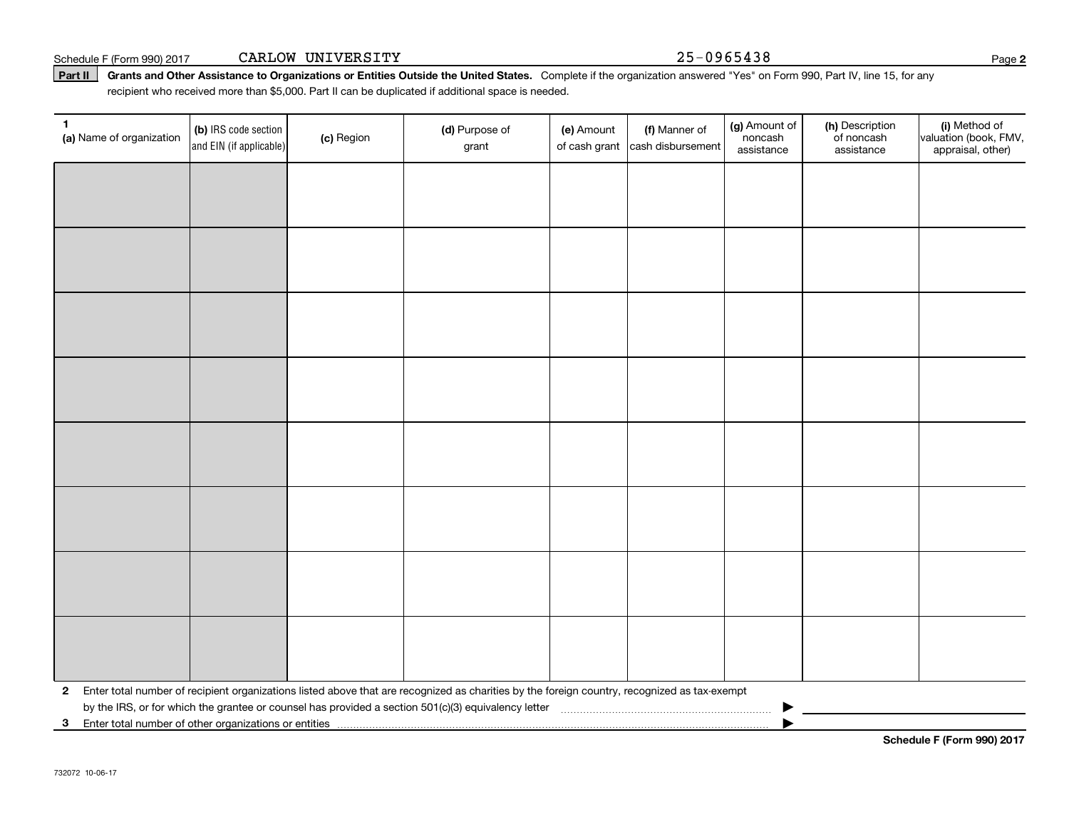Schedule F (Form 990) 2017 CARLOW UNIVERSITY 25-0965438

**Part II** **Grants and Other Assistance to Organizations or Entities Outside the United States.** Complete if the organization answered "Yes" on Form 990, Part IV, line 15, for any recipient who received more than $5,000. Part II can be duplicated if additional space is needed.

| 1 (a) Name of organization | (b) IRS code section and EIN (if applicable) | (c) Region | (d) Purpose of grant | (e) Amount of cash grant | (f) Manner of cash disbursement | (g) Amount of noncash assistance | (h) Description of noncash assistance | (i) Method of valuation (book, FMV, appraisal, other) |
|---|---|---|---|---|---|---|---|---|
| | | | | | | | | |
| | | | | | | | | |
| | | | | | | | | |
| | | | | | | | | |
| | | | | | | | | |
| | | | | | | | | |
| | | | | | | | | |
| | | | | | | | | |

**2** Enter total number of recipient organizations listed above that are recognized as charities by the foreign country, recognized as tax-exempt by the IRS, or for which the grantee or counsel has provided a section 501(c)(3) equivalency letter ▶

**3** Enter total number of other organizations or entities ▶

**Schedule F (Form 990) 2017**

732072 10-06-17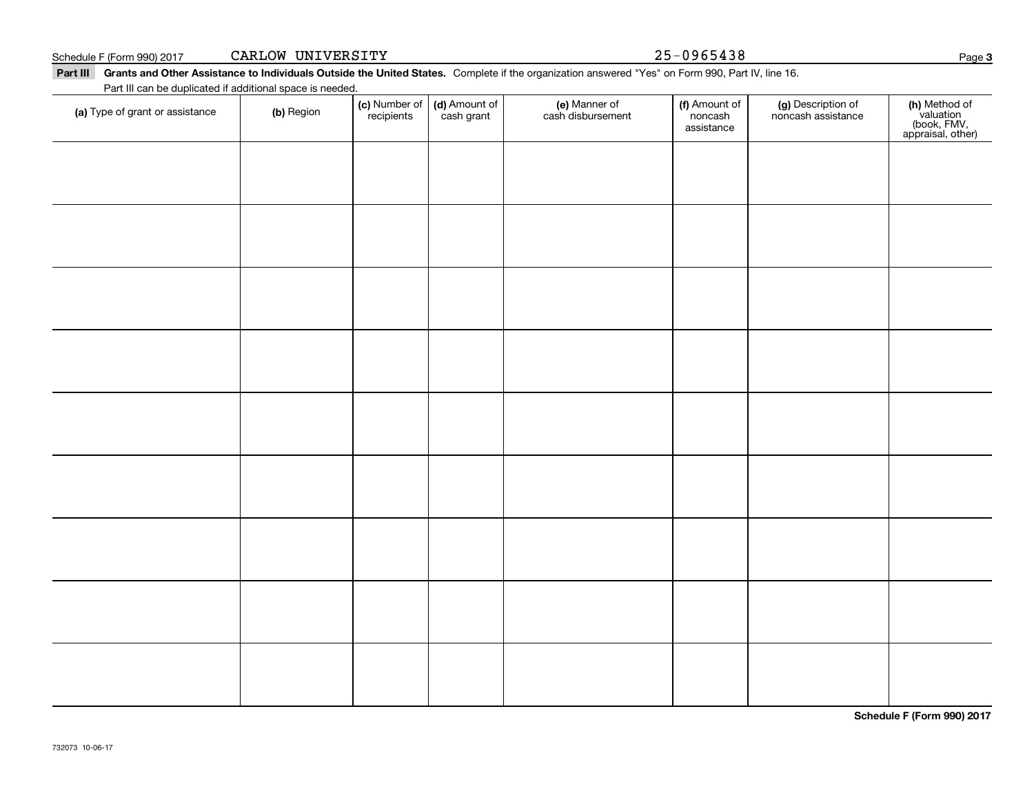Schedule F (Form 990) 2017 CARLOW UNIVERSITY 25-0965438

**Part III** **Grants and Other Assistance to Individuals Outside the United States.** Complete if the organization answered "Yes" on Form 990, Part IV, line 16.

Part III can be duplicated if additional space is needed.

| (a) Type of grant or assistance | (b) Region | (c) Number of recipients | (d) Amount of cash grant | (e) Manner of cash disbursement | (f) Amount of noncash assistance | (g) Description of noncash assistance | (h) Method of valuation (book, FMV, appraisal, other) |
|---|---|---|---|---|---|---|---|
| | | | | | | | |
| | | | | | | | |
| | | | | | | | |
| | | | | | | | |
| | | | | | | | |
| | | | | | | | |
| | | | | | | | |
| | | | | | | | |
| | | | | | | | |

**Schedule F (Form 990) 2017**

732073 10-06-17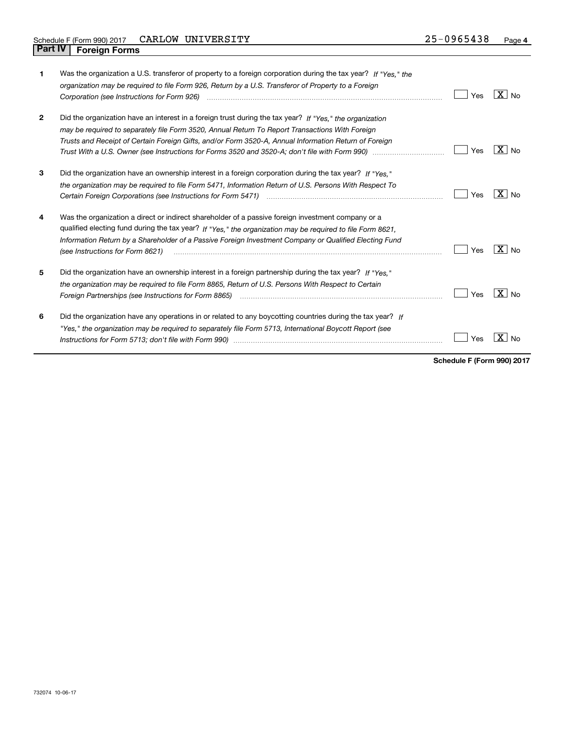Schedule F (Form 990) 2017 CARLOW UNIVERSITY 25-0965438

## Part IV Foreign Forms

| | | Yes | No |
|---|---|---|---|
| 1 | Was the organization a U.S. transferor of property to a foreign corporation during the tax year? *If "Yes," the organization may be required to file Form 926, Return by a U.S. Transferor of Property to a Foreign Corporation (see Instructions for Form 926)* | | X |
| 2 | Did the organization have an interest in a foreign trust during the tax year? *If "Yes," the organization may be required to separately file Form 3520, Annual Return To Report Transactions With Foreign Trusts and Receipt of Certain Foreign Gifts, and/or Form 3520-A, Annual Information Return of Foreign Trust With a U.S. Owner (see Instructions for Forms 3520 and 3520-A; don't file with Form 990)* | | X |
| 3 | Did the organization have an ownership interest in a foreign corporation during the tax year? *If "Yes," the organization may be required to file Form 5471, Information Return of U.S. Persons With Respect To Certain Foreign Corporations (see Instructions for Form 5471)* | | X |
| 4 | Was the organization a direct or indirect shareholder of a passive foreign investment company or a qualified electing fund during the tax year? *If "Yes," the organization may be required to file Form 8621, Information Return by a Shareholder of a Passive Foreign Investment Company or Qualified Electing Fund (see Instructions for Form 8621)* | | X |
| 5 | Did the organization have an ownership interest in a foreign partnership during the tax year? *If "Yes," the organization may be required to file Form 8865, Return of U.S. Persons With Respect to Certain Foreign Partnerships (see Instructions for Form 8865)* | | X |
| 6 | Did the organization have any operations in or related to any boycotting countries during the tax year? *If "Yes," the organization may be required to separately file Form 5713, International Boycott Report (see Instructions for Form 5713; don't file with Form 990)* | | X |

**Schedule F (Form 990) 2017**

732074 10-06-17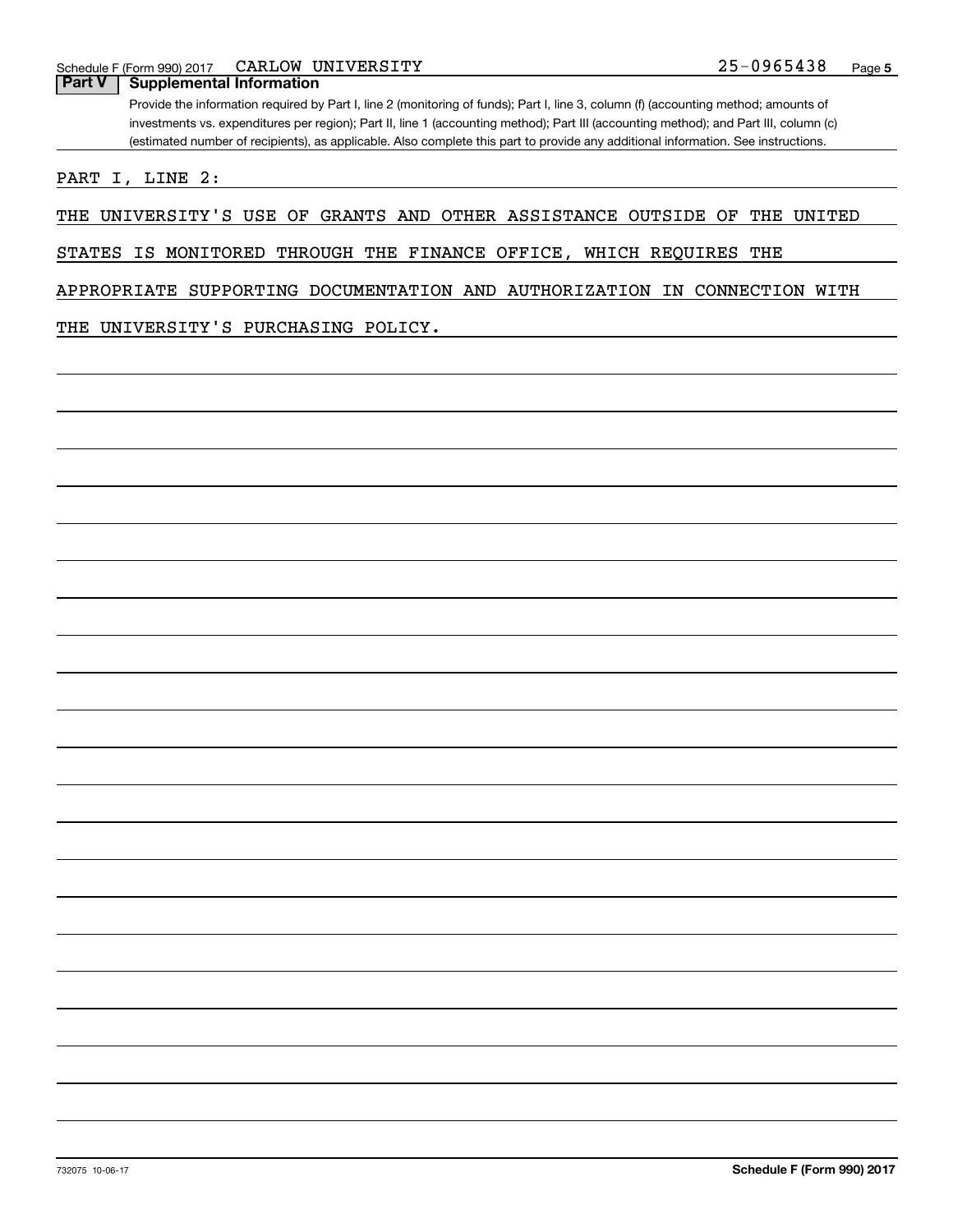Schedule F (Form 990) 2017 CARLOW UNIVERSITY 25-0965438

**Part V | Supplemental Information**

Provide the information required by Part I, line 2 (monitoring of funds); Part I, line 3, column (f) (accounting method; amounts of investments vs. expenditures per region); Part II, line 1 (accounting method); Part III (accounting method); and Part III, column (c) (estimated number of recipients), as applicable. Also complete this part to provide any additional information. See instructions.

PART I, LINE 2:

THE UNIVERSITY'S USE OF GRANTS AND OTHER ASSISTANCE OUTSIDE OF THE UNITED STATES IS MONITORED THROUGH THE FINANCE OFFICE, WHICH REQUIRES THE APPROPRIATE SUPPORTING DOCUMENTATION AND AUTHORIZATION IN CONNECTION WITH THE UNIVERSITY'S PURCHASING POLICY.

732075 10-06-17 **Schedule F (Form 990) 2017**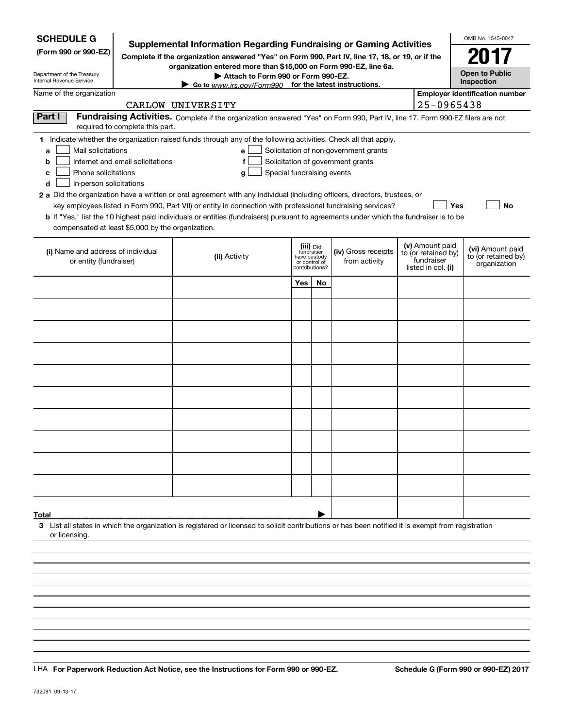**SCHEDULE G**
**(Form 990 or 990-EZ)**

Department of the Treasury
Internal Revenue Service

# Supplemental Information Regarding Fundraising or Gaming Activities

**Complete if the organization answered "Yes" on Form 990, Part IV, line 17, 18, or 19, or if the organization entered more than $15,000 on Form 990-EZ, line 6a.**
**▶ Attach to Form 990 or Form 990-EZ.**
**▶ Go to www.irs.gov/Form990 for the latest instructions.**

OMB No. 1545-0047
**2017**
**Open to Public Inspection**

Name of the organization: CARLOW UNIVERSITY
**Employer identification number:** 25-0965438

**Part I** **Fundraising Activities.** Complete if the organization answered "Yes" on Form 990, Part IV, line 17. Form 990-EZ filers are not required to complete this part.

**1** Indicate whether the organization raised funds through any of the following activities. Check all that apply.

- **a** ☐ Mail solicitations
- **b** ☐ Internet and email solicitations
- **c** ☐ Phone solicitations
- **d** ☐ In-person solicitations
- **e** ☐ Solicitation of non-government grants
- **f** ☐ Solicitation of government grants
- **g** ☐ Special fundraising events

**2 a** Did the organization have a written or oral agreement with any individual (including officers, directors, trustees, or key employees listed in Form 990, Part VII) or entity in connection with professional fundraising services? ☐ **Yes** ☐ **No**

**b** If "Yes," list the 10 highest paid individuals or entities (fundraisers) pursuant to agreements under which the fundraiser is to be compensated at least $5,000 by the organization.

| (i) Name and address of individual or entity (fundraiser) | (ii) Activity | (iii) Did fundraiser have custody or control of contributions? | | (iv) Gross receipts from activity | (v) Amount paid to (or retained by) fundraiser listed in col. (i) | (vi) Amount paid to (or retained by) organization |
|---|---|---|---|---|---|---|
| | | Yes | No | | | |
| | | | | | | |
| | | | | | | |
| | | | | | | |
| | | | | | | |
| | | | | | | |
| | | | | | | |
| | | | | | | |
| | | | | | | |
| | | | | | | |
| | | | | | | |
| **Total** ▶ | | | | | | |

**3** List all states in which the organization is registered or licensed to solicit contributions or has been notified it is exempt from registration or licensing.

LHA **For Paperwork Reduction Act Notice, see the Instructions for Form 990 or 990-EZ.** **Schedule G (Form 990 or 990-EZ) 2017**

732081 09-13-17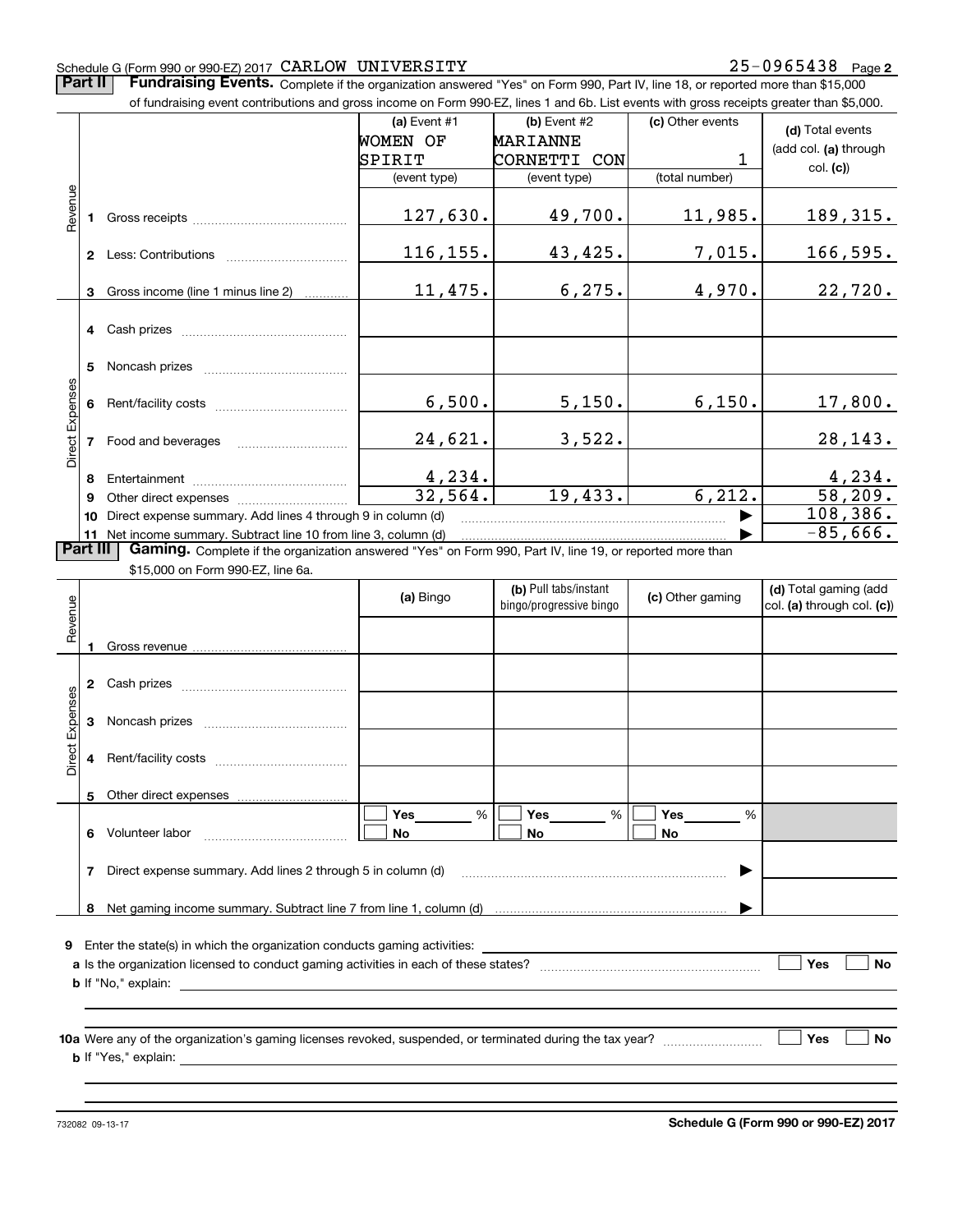Schedule G (Form 990 or 990-EZ) 2017 CARLOW UNIVERSITY 25-0965438 Page 2

**Part II** **Fundraising Events.** Complete if the organization answered "Yes" on Form 990, Part IV, line 18, or reported more than $15,000 of fundraising event contributions and gross income on Form 990-EZ, lines 1 and 6b. List events with gross receipts greater than $5,000.

| | | (a) Event #1 WOMEN OF SPIRIT (event type) | (b) Event #2 MARIANNE CORNETTI CON (event type) | (c) Other events 1 (total number) | (d) Total events (add col. (a) through col. (c)) |
|---|---|---|---|---|---|
| Revenue | 1 Gross receipts | 127,630. | 49,700. | 11,985. | 189,315. |
| | 2 Less: Contributions | 116,155. | 43,425. | 7,015. | 166,595. |
| | 3 Gross income (line 1 minus line 2) | 11,475. | 6,275. | 4,970. | 22,720. |
| Direct Expenses | 4 Cash prizes | | | | |
| | 5 Noncash prizes | | | | |
| | 6 Rent/facility costs | 6,500. | 5,150. | 6,150. | 17,800. |
| | 7 Food and beverages | 24,621. | 3,522. | | 28,143. |
| | 8 Entertainment | 4,234. | | | 4,234. |
| | 9 Other direct expenses | 32,564. | 19,433. | 6,212. | 58,209. |
| | 10 Direct expense summary. Add lines 4 through 9 in column (d) | | | | 108,386. |
| | 11 Net income summary. Subtract line 10 from line 3, column (d) | | | | -85,666. |

**Part III** **Gaming.** Complete if the organization answered "Yes" on Form 990, Part IV, line 19, or reported more than $15,000 on Form 990-EZ, line 6a.

| | | (a) Bingo | (b) Pull tabs/instant bingo/progressive bingo | (c) Other gaming | (d) Total gaming (add col. (a) through col. (c)) |
|---|---|---|---|---|---|
| Revenue | 1 Gross revenue | | | | |
| Direct Expenses | 2 Cash prizes | | | | |
| | 3 Noncash prizes | | | | |
| | 4 Rent/facility costs | | | | |
| | 5 Other direct expenses | | | | |
| | 6 Volunteer labor | ☐ Yes ___ % ☐ No | ☐ Yes ___ % ☐ No | ☐ Yes ___ % ☐ No | |
| | 7 Direct expense summary. Add lines 2 through 5 in column (d) | | | | |
| | 8 Net gaming income summary. Subtract line 7 from line 1, column (d) | | | | |

9 Enter the state(s) in which the organization conducts gaming activities: ____________

a Is the organization licensed to conduct gaming activities in each of these states? ☐ Yes ☐ No

b If "No," explain: ____________

10a Were any of the organization's gaming licenses revoked, suspended, or terminated during the tax year? ☐ Yes ☐ No

b If "Yes," explain: ____________

732082 09-13-17 **Schedule G (Form 990 or 990-EZ) 2017**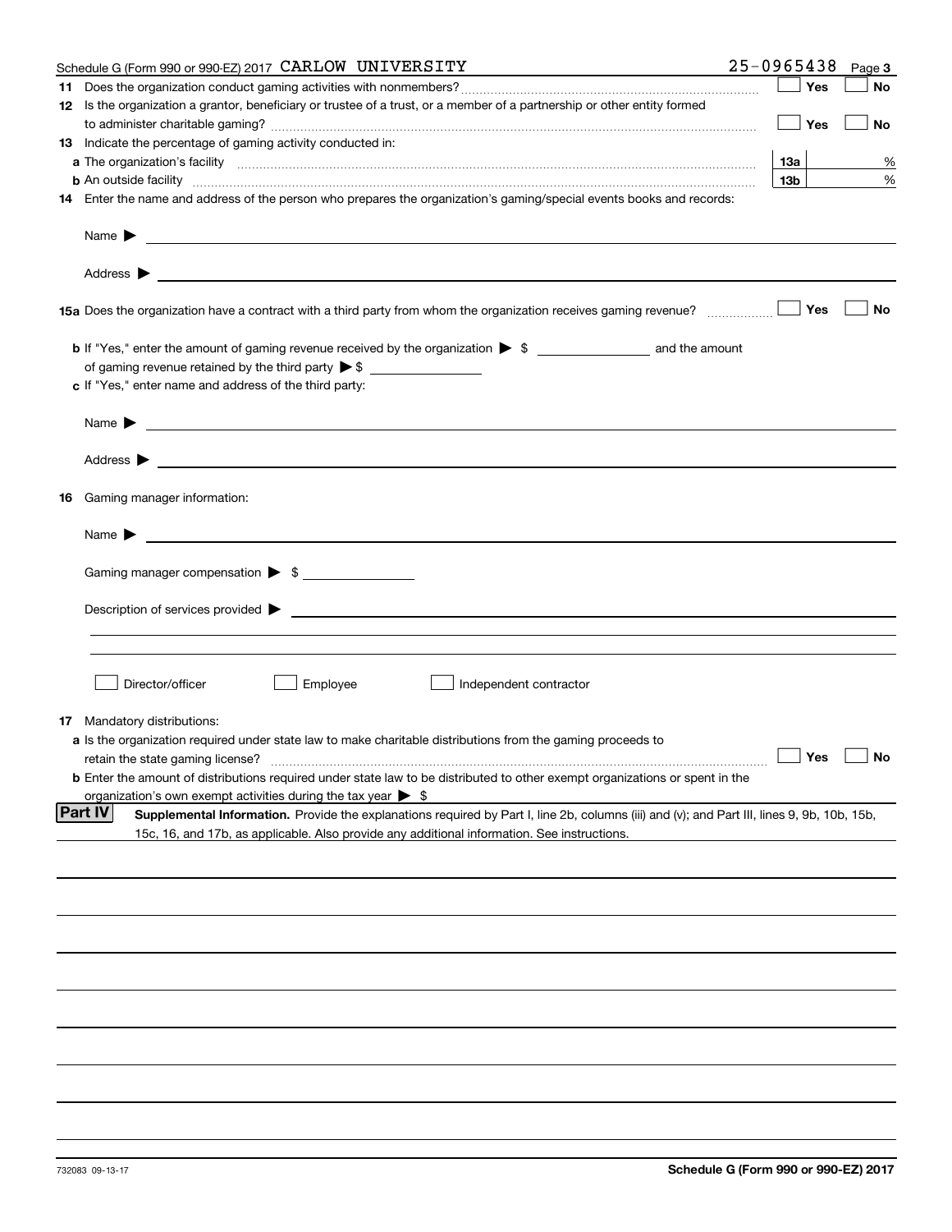Schedule G (Form 990 or 990-EZ) 2017 CARLOW UNIVERSITY 25-0965438 Page 3

**11** Does the organization conduct gaming activities with nonmembers? ☐ Yes ☐ No

**12** Is the organization a grantor, beneficiary or trustee of a trust, or a member of a partnership or other entity formed to administer charitable gaming? ☐ Yes ☐ No

**13** Indicate the percentage of gaming activity conducted in:

**a** The organization's facility **13a** %

**b** An outside facility **13b** %

**14** Enter the name and address of the person who prepares the organization's gaming/special events books and records:

Name ▶

Address ▶

**15a** Does the organization have a contract with a third party from whom the organization receives gaming revenue? ☐ Yes ☐ No

**b** If "Yes," enter the amount of gaming revenue received by the organization ▶ $ and the amount of gaming revenue retained by the third party ▶ $

**c** If "Yes," enter name and address of the third party:

Name ▶

Address ▶

**16** Gaming manager information:

Name ▶

Gaming manager compensation ▶ $

Description of services provided ▶

☐ Director/officer ☐ Employee ☐ Independent contractor

**17** Mandatory distributions:

**a** Is the organization required under state law to make charitable distributions from the gaming proceeds to retain the state gaming license? ☐ Yes ☐ No

**b** Enter the amount of distributions required under state law to be distributed to other exempt organizations or spent in the organization's own exempt activities during the tax year ▶ $

**Part IV** **Supplemental Information.** Provide the explanations required by Part I, line 2b, columns (iii) and (v); and Part III, lines 9, 9b, 10b, 15b, 15c, 16, and 17b, as applicable. Also provide any additional information. See instructions.

732083 09-13-17 **Schedule G (Form 990 or 990-EZ) 2017**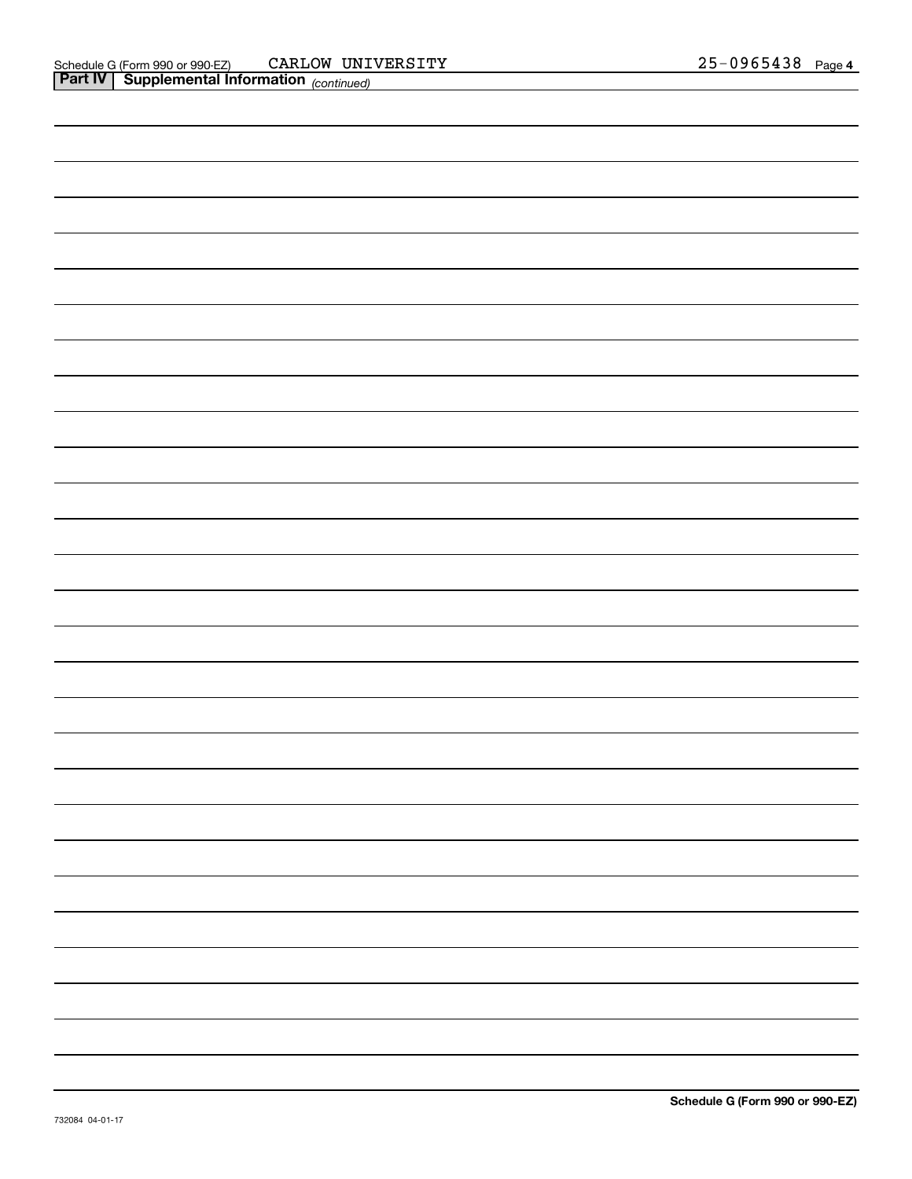**Part IV | Supplemental Information** *(continued)*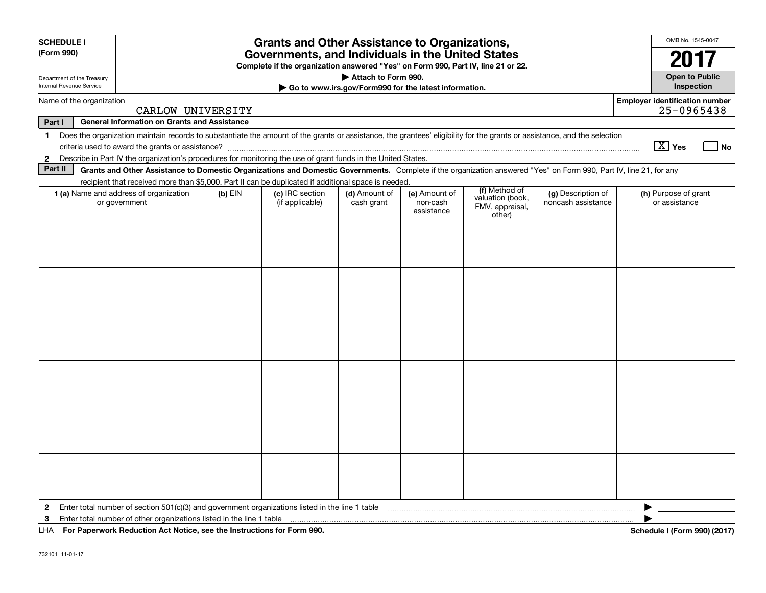**SCHEDULE I**
**(Form 990)**

Department of the Treasury
Internal Revenue Service

# Grants and Other Assistance to Organizations, Governments, and Individuals in the United States

**Complete if the organization answered "Yes" on Form 990, Part IV, line 21 or 22.**
**▶ Attach to Form 990.**
**▶ Go to www.irs.gov/Form990 for the latest information.**

OMB No. 1545-0047
**2017**
**Open to Public Inspection**

Name of the organization: CARLOW UNIVERSITY

Employer identification number: 25-0965438

**Part I — General Information on Grants and Assistance**

1 Does the organization maintain records to substantiate the amount of the grants or assistance, the grantees' eligibility for the grants or assistance, and the selection criteria used to award the grants or assistance? [X] Yes [ ] No

2 Describe in Part IV the organization's procedures for monitoring the use of grant funds in the United States.

**Part II — Grants and Other Assistance to Domestic Organizations and Domestic Governments.** Complete if the organization answered "Yes" on Form 990, Part IV, line 21, for any recipient that received more than $5,000. Part II can be duplicated if additional space is needed.

| 1 (a) Name and address of organization or government | (b) EIN | (c) IRC section (if applicable) | (d) Amount of cash grant | (e) Amount of non-cash assistance | (f) Method of valuation (book, FMV, appraisal, other) | (g) Description of noncash assistance | (h) Purpose of grant or assistance |
|---|---|---|---|---|---|---|---|
| | | | | | | | |
| | | | | | | | |
| | | | | | | | |
| | | | | | | | |
| | | | | | | | |
| | | | | | | | |

2 Enter total number of section 501(c)(3) and government organizations listed in the line 1 table ▶

3 Enter total number of other organizations listed in the line 1 table ▶

LHA **For Paperwork Reduction Act Notice, see the Instructions for Form 990.** **Schedule I (Form 990) (2017)**

732101 11-01-17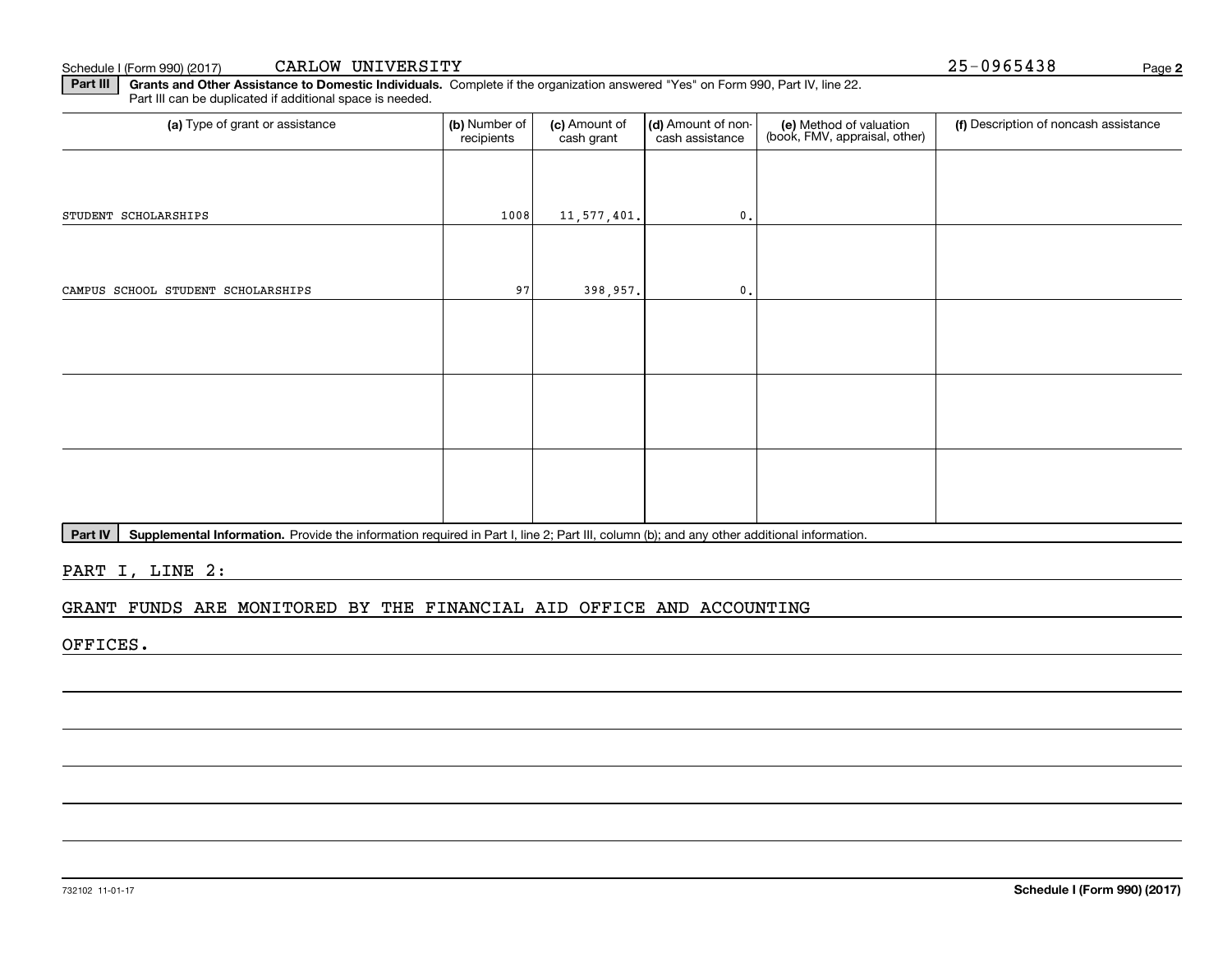Schedule I (Form 990) (2017) CARLOW UNIVERSITY 25-0965438

**Part III** **Grants and Other Assistance to Domestic Individuals.** Complete if the organization answered "Yes" on Form 990, Part IV, line 22. Part III can be duplicated if additional space is needed.

| (a) Type of grant or assistance | (b) Number of recipients | (c) Amount of cash grant | (d) Amount of non-cash assistance | (e) Method of valuation (book, FMV, appraisal, other) | (f) Description of noncash assistance |
|---|---|---|---|---|---|
| STUDENT SCHOLARSHIPS | 1008 | 11,577,401. | 0. | | |
| CAMPUS SCHOOL STUDENT SCHOLARSHIPS | 97 | 398,957. | 0. | | |
| | | | | | |
| | | | | | |
| | | | | | |

**Part IV** **Supplemental Information.** Provide the information required in Part I, line 2; Part III, column (b); and any other additional information.

PART I, LINE 2:

GRANT FUNDS ARE MONITORED BY THE FINANCIAL AID OFFICE AND ACCOUNTING OFFICES.

732102 11-01-17 **Schedule I (Form 990) (2017)**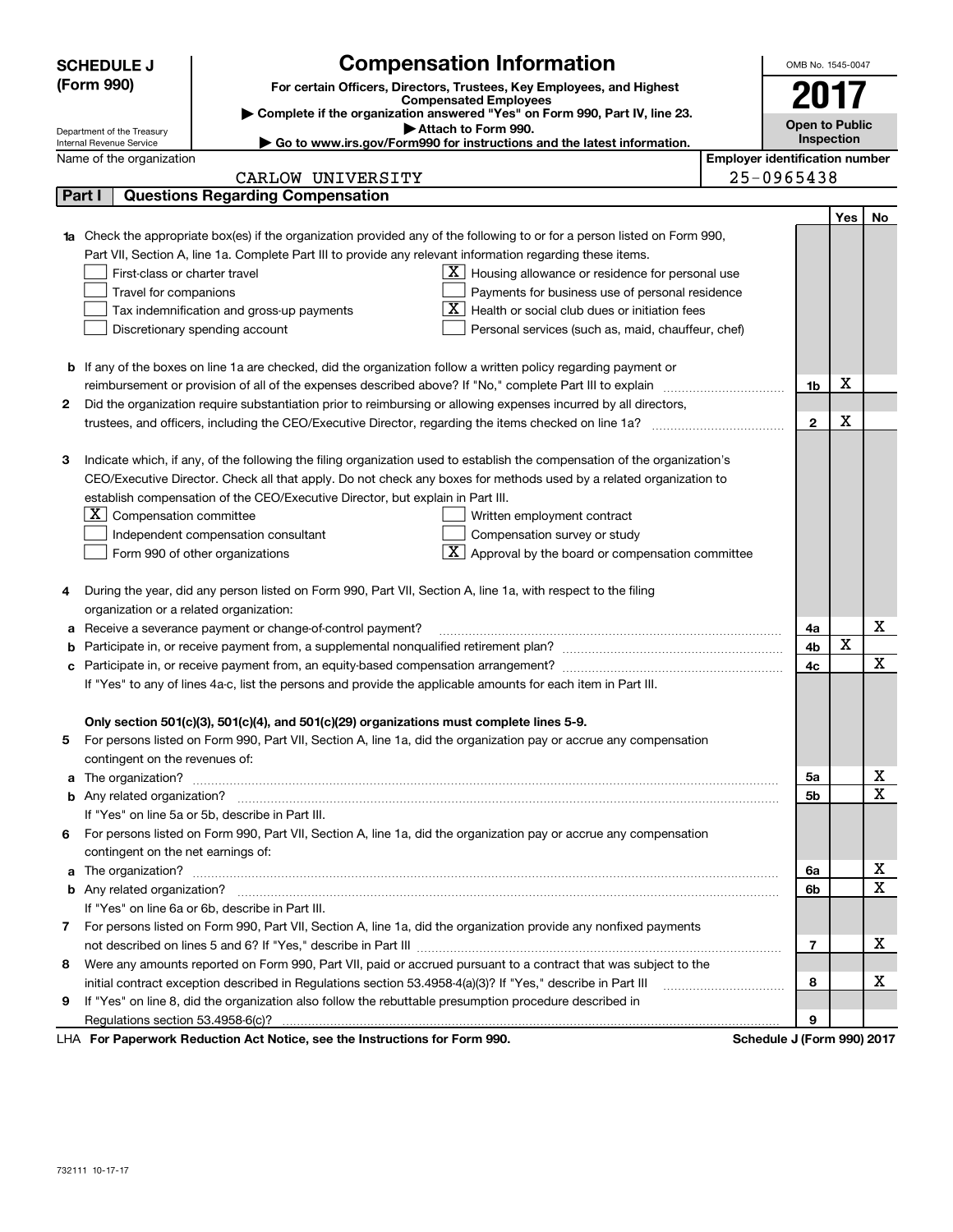# SCHEDULE J (Form 990)

Department of the Treasury
Internal Revenue Service

## Compensation Information

**For certain Officers, Directors, Trustees, Key Employees, and Highest Compensated Employees**

▶ Complete if the organization answered "Yes" on Form 990, Part IV, line 23.
▶ Attach to Form 990.
▶ Go to www.irs.gov/Form990 for instructions and the latest information.

OMB No. 1545-0047

**2017**

**Open to Public Inspection**

Name of the organization: CARLOW UNIVERSITY

Employer identification number: 25-0965438

## Part I Questions Regarding Compensation

| | | | Yes | No |
|---|---|---|---|---|
| **1a** | Check the appropriate box(es) if the organization provided any of the following to or for a person listed on Form 990, Part VII, Section A, line 1a. Complete Part III to provide any relevant information regarding these items.<br>☐ First-class or charter travel<br>☐ Travel for companions<br>☐ Tax indemnification and gross-up payments<br>☐ Discretionary spending account<br>☒ Housing allowance or residence for personal use<br>☐ Payments for business use of personal residence<br>☒ Health or social club dues or initiation fees<br>☐ Personal services (such as, maid, chauffeur, chef) | | | |
| **b** | If any of the boxes on line 1a are checked, did the organization follow a written policy regarding payment or reimbursement or provision of all of the expenses described above? If "No," complete Part III to explain | 1b | X | |
| **2** | Did the organization require substantiation prior to reimbursing or allowing expenses incurred by all directors, trustees, and officers, including the CEO/Executive Director, regarding the items checked on line 1a? | 2 | X | |
| **3** | Indicate which, if any, of the following the filing organization used to establish the compensation of the organization's CEO/Executive Director. Check all that apply. Do not check any boxes for methods used by a related organization to establish compensation of the CEO/Executive Director, but explain in Part III.<br>☒ Compensation committee<br>☐ Independent compensation consultant<br>☐ Form 990 of other organizations<br>☐ Written employment contract<br>☐ Compensation survey or study<br>☒ Approval by the board or compensation committee | | | |
| **4** | During the year, did any person listed on Form 990, Part VII, Section A, line 1a, with respect to the filing organization or a related organization: | | | |
| **a** | Receive a severance payment or change-of-control payment? | 4a | | X |
| **b** | Participate in, or receive payment from, a supplemental nonqualified retirement plan? | 4b | X | |
| **c** | Participate in, or receive payment from, an equity-based compensation arrangement? | 4c | | X |
| | If "Yes" to any of lines 4a-c, list the persons and provide the applicable amounts for each item in Part III. | | | |
| | **Only section 501(c)(3), 501(c)(4), and 501(c)(29) organizations must complete lines 5-9.** | | | |
| **5** | For persons listed on Form 990, Part VII, Section A, line 1a, did the organization pay or accrue any compensation contingent on the revenues of: | | | |
| **a** | The organization? | 5a | | X |
| **b** | Any related organization? | 5b | | X |
| | If "Yes" on line 5a or 5b, describe in Part III. | | | |
| **6** | For persons listed on Form 990, Part VII, Section A, line 1a, did the organization pay or accrue any compensation contingent on the net earnings of: | | | |
| **a** | The organization? | 6a | | X |
| **b** | Any related organization? | 6b | | X |
| | If "Yes" on line 6a or 6b, describe in Part III. | | | |
| **7** | For persons listed on Form 990, Part VII, Section A, line 1a, did the organization provide any nonfixed payments not described on lines 5 and 6? If "Yes," describe in Part III | 7 | | X |
| **8** | Were any amounts reported on Form 990, Part VII, paid or accrued pursuant to a contract that was subject to the initial contract exception described in Regulations section 53.4958-4(a)(3)? If "Yes," describe in Part III | 8 | | X |
| **9** | If "Yes" on line 8, did the organization also follow the rebuttable presumption procedure described in Regulations section 53.4958-6(c)? | 9 | | |

LHA **For Paperwork Reduction Act Notice, see the Instructions for Form 990.** **Schedule J (Form 990) 2017**

732111 10-17-17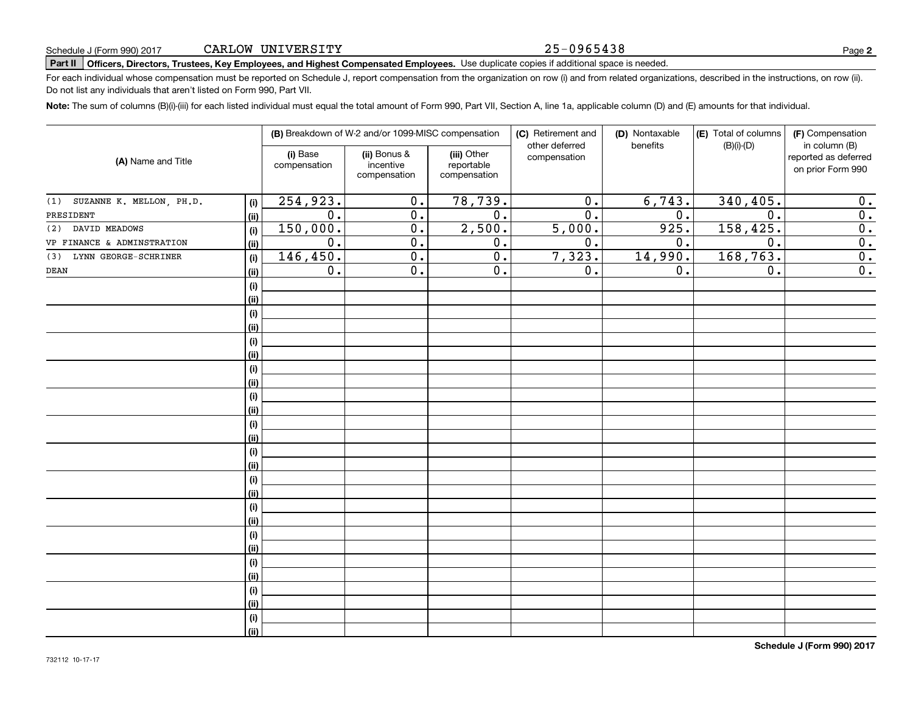Schedule J (Form 990) 2017 CARLOW UNIVERSITY 25-0965438

**Part II** **Officers, Directors, Trustees, Key Employees, and Highest Compensated Employees.** Use duplicate copies if additional space is needed.

For each individual whose compensation must be reported on Schedule J, report compensation from the organization on row (i) and from related organizations, described in the instructions, on row (ii). Do not list any individuals that aren't listed on Form 990, Part VII.

**Note:** The sum of columns (B)(i)-(iii) for each listed individual must equal the total amount of Form 990, Part VII, Section A, line 1a, applicable column (D) and (E) amounts for that individual.

| (A) Name and Title | | (B) Breakdown of W-2 and/or 1099-MISC compensation | | | (C) Retirement and other deferred compensation | (D) Nontaxable benefits | (E) Total of columns (B)(i)-(D) | (F) Compensation in column (B) reported as deferred on prior Form 990 |
|---|---|---|---|---|---|---|---|---|
| | | (i) Base compensation | (ii) Bonus & incentive compensation | (iii) Other reportable compensation | | | | |
| (1) SUZANNE K. MELLON, PH.D. | (i) | 254,923. | 0. | 78,739. | 0. | 6,743. | 340,405. | 0. |
| PRESIDENT | (ii) | 0. | 0. | 0. | 0. | 0. | 0. | 0. |
| (2) DAVID MEADOWS | (i) | 150,000. | 0. | 2,500. | 5,000. | 925. | 158,425. | 0. |
| VP FINANCE & ADMINSTRATION | (ii) | 0. | 0. | 0. | 0. | 0. | 0. | 0. |
| (3) LYNN GEORGE-SCHRINER | (i) | 146,450. | 0. | 0. | 7,323. | 14,990. | 168,763. | 0. |
| DEAN | (ii) | 0. | 0. | 0. | 0. | 0. | 0. | 0. |

Schedule J (Form 990) 2017

732112 10-17-17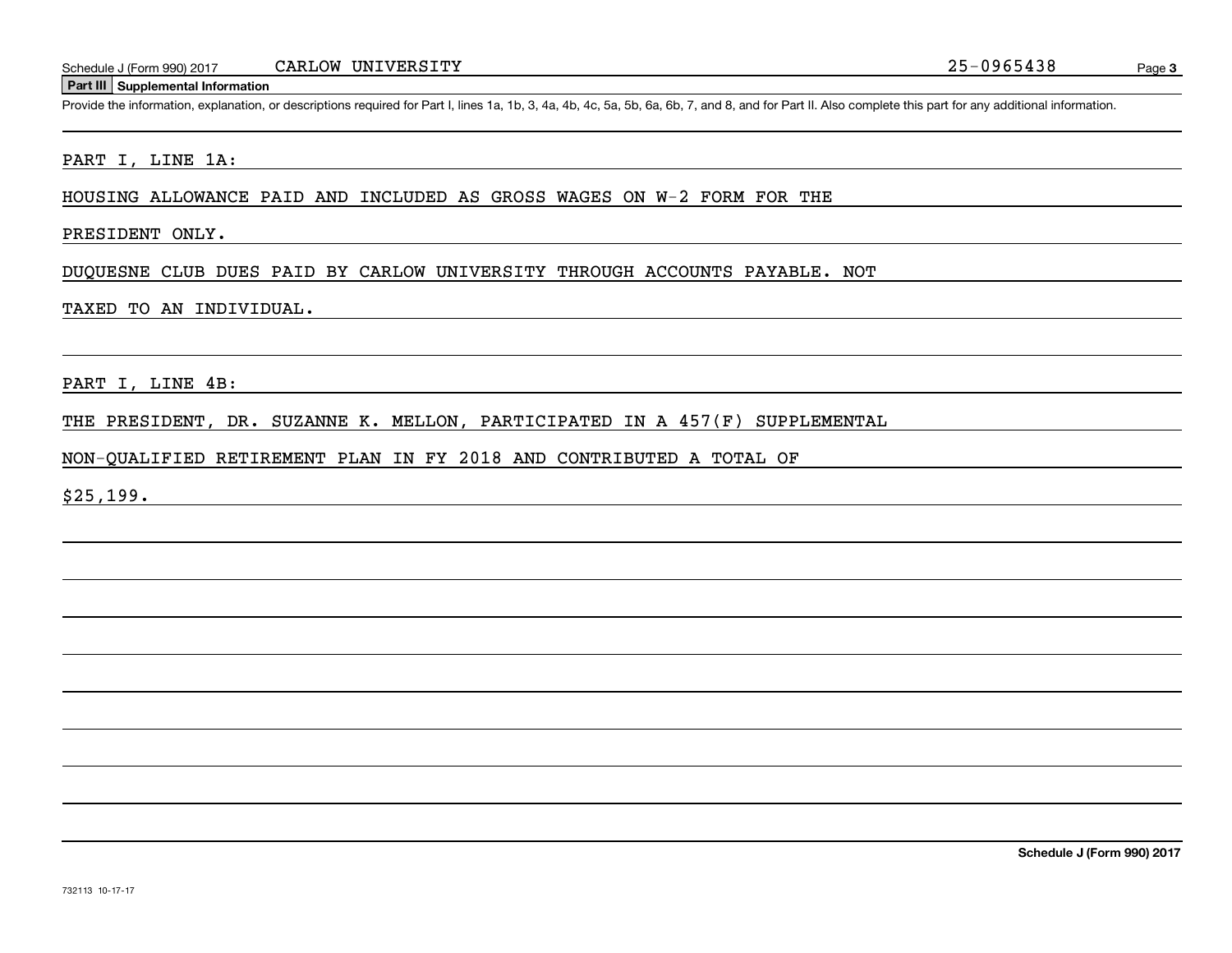Schedule J (Form 990) 2017 CARLOW UNIVERSITY 25-0965438

## Part III Supplemental Information

Provide the information, explanation, or descriptions required for Part I, lines 1a, 1b, 3, 4a, 4b, 4c, 5a, 5b, 6a, 6b, 7, and 8, and for Part II. Also complete this part for any additional information.

PART I, LINE 1A:

HOUSING ALLOWANCE PAID AND INCLUDED AS GROSS WAGES ON W-2 FORM FOR THE PRESIDENT ONLY.

DUQUESNE CLUB DUES PAID BY CARLOW UNIVERSITY THROUGH ACCOUNTS PAYABLE. NOT TAXED TO AN INDIVIDUAL.

PART I, LINE 4B:

THE PRESIDENT, DR. SUZANNE K. MELLON, PARTICIPATED IN A 457(F) SUPPLEMENTAL NON-QUALIFIED RETIREMENT PLAN IN FY 2018 AND CONTRIBUTED A TOTAL OF $25,199.

Schedule J (Form 990) 2017

732113 10-17-17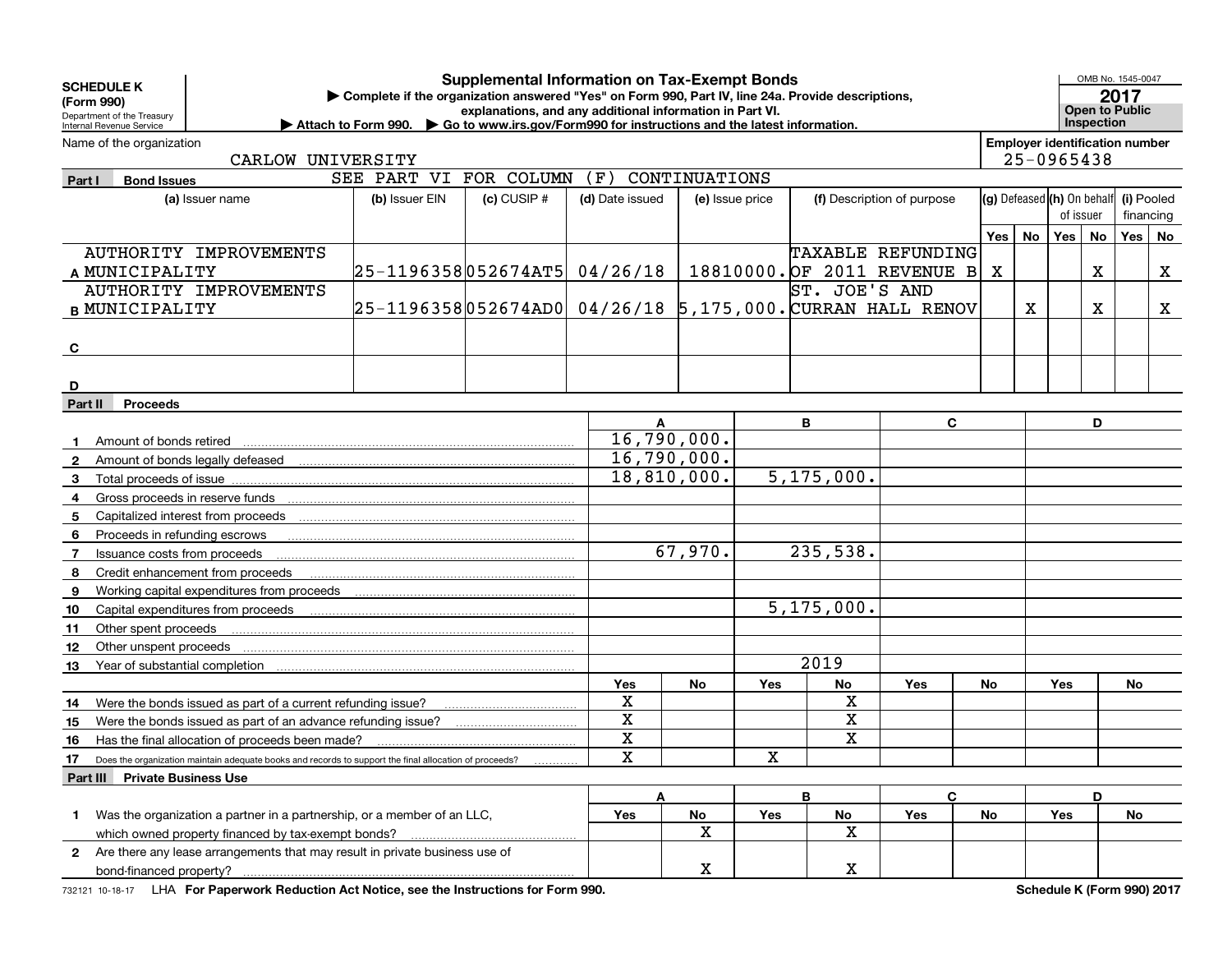**SCHEDULE K (Form 990)**

Department of the Treasury
Internal Revenue Service

# Supplemental Information on Tax-Exempt Bonds

▶ Complete if the organization answered "Yes" on Form 990, Part IV, line 24a. Provide descriptions, explanations, and any additional information in Part VI.

▶ Attach to Form 990. ▶ Go to www.irs.gov/Form990 for instructions and the latest information.

OMB No. 1545-0047

**2017**

**Open to Public Inspection**

Name of the organization: CARLOW UNIVERSITY

Employer identification number: 25-0965438

## Part I Bond Issues

SEE PART VI FOR COLUMN (F) CONTINUATIONS

| | (a) Issuer name | (b) Issuer EIN | (c) CUSIP # | (d) Date issued | (e) Issue price | (f) Description of purpose | (g) Defeased Yes | (g) Defeased No | (h) On behalf of issuer Yes | (h) On behalf of issuer No | (i) Pooled financing Yes | (i) Pooled financing No |
|---|---|---|---|---|---|---|---|---|---|---|---|---|
| A | AUTHORITY IMPROVEMENTS MUNICIPALITY | 25-1196358 | 052674AT5 | 04/26/18 | 18810000. | TAXABLE REFUNDING OF 2011 REVENUE B | X | | | X | | X |
| B | AUTHORITY IMPROVEMENTS MUNICIPALITY | 25-1196358 | 052674AD0 | 04/26/18 | 5,175,000. | ST. JOE'S AND CURRAN HALL RENOV | | X | | X | | X |
| C | | | | | | | | | | | | |
| D | | | | | | | | | | | | |

## Part II Proceeds

| | | A | | B | | C | | D | |
|---|---|---|---|---|---|---|---|---|---|
| 1 | Amount of bonds retired | 16,790,000. | | | | | | | |
| 2 | Amount of bonds legally defeased | 16,790,000. | | | | | | | |
| 3 | Total proceeds of issue | 18,810,000. | | 5,175,000. | | | | | |
| 4 | Gross proceeds in reserve funds | | | | | | | | |
| 5 | Capitalized interest from proceeds | | | | | | | | |
| 6 | Proceeds in refunding escrows | | | | | | | | |
| 7 | Issuance costs from proceeds | 67,970. | | 235,538. | | | | | |
| 8 | Credit enhancement from proceeds | | | | | | | | |
| 9 | Working capital expenditures from proceeds | | | | | | | | |
| 10 | Capital expenditures from proceeds | | | 5,175,000. | | | | | |
| 11 | Other spent proceeds | | | | | | | | |
| 12 | Other unspent proceeds | | | | | | | | |
| 13 | Year of substantial completion | | | 2019 | | | | | |
| | | Yes | No | Yes | No | Yes | No | Yes | No |
| 14 | Were the bonds issued as part of a current refunding issue? | X | | | X | | | | |
| 15 | Were the bonds issued as part of an advance refunding issue? | X | | | X | | | | |
| 16 | Has the final allocation of proceeds been made? | X | | | X | | | | |
| 17 | Does the organization maintain adequate books and records to support the final allocation of proceeds? | X | | X | | | | | |

## Part III Private Business Use

| | | A Yes | A No | B Yes | B No | C Yes | C No | D Yes | D No |
|---|---|---|---|---|---|---|---|---|---|
| 1 | Was the organization a partner in a partnership, or a member of an LLC, which owned property financed by tax-exempt bonds? | | X | | X | | | | |
| 2 | Are there any lease arrangements that may result in private business use of bond-financed property? | | X | | X | | | | |

732121 10-18-17 LHA **For Paperwork Reduction Act Notice, see the Instructions for Form 990.** **Schedule K (Form 990) 2017**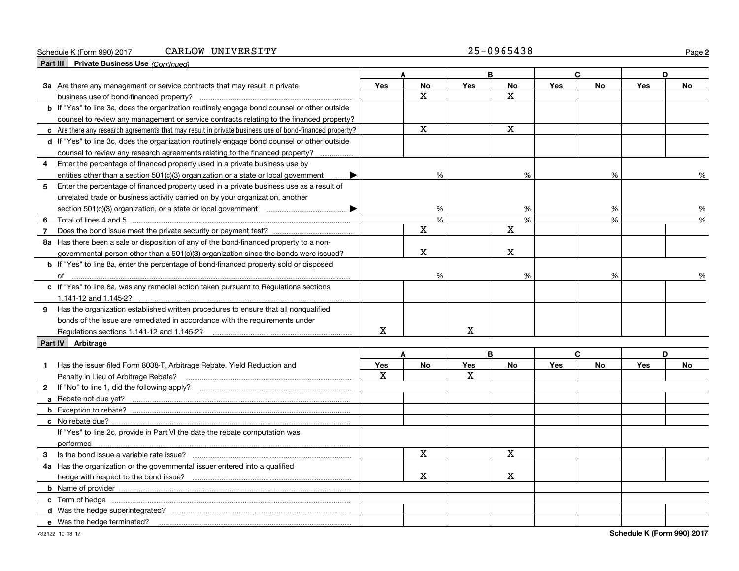Schedule K (Form 990) 2017 CARLOW UNIVERSITY 25-0965438

## Part III Private Business Use *(Continued)*

| | A | | B | | C | | D | |
|---|---|---|---|---|---|---|---|---|
| | Yes | No | Yes | No | Yes | No | Yes | No |
| **3a** Are there any management or service contracts that may result in private business use of bond-financed property? | | X | | X | | | | |
| **b** If "Yes" to line 3a, does the organization routinely engage bond counsel or other outside counsel to review any management or service contracts relating to the financed property? | | | | | | | | |
| **c** Are there any research agreements that may result in private business use of bond-financed property? | | X | | X | | | | |
| **d** If "Yes" to line 3c, does the organization routinely engage bond counsel or other outside counsel to review any research agreements relating to the financed property? | | | | | | | | |
| **4** Enter the percentage of financed property used in a private business use by entities other than a section 501(c)(3) organization or a state or local government ▶ | | % | | % | | % | | % |
| **5** Enter the percentage of financed property used in a private business use as a result of unrelated trade or business activity carried on by your organization, another section 501(c)(3) organization, or a state or local government ▶ | | % | | % | | % | | % |
| **6** Total of lines 4 and 5 | | % | | % | | % | | % |
| **7** Does the bond issue meet the private security or payment test? | | X | | X | | | | |
| **8a** Has there been a sale or disposition of any of the bond-financed property to a nongovernmental person other than a 501(c)(3) organization since the bonds were issued? | | X | | X | | | | |
| **b** If "Yes" to line 8a, enter the percentage of bond-financed property sold or disposed of | | % | | % | | % | | % |
| **c** If "Yes" to line 8a, was any remedial action taken pursuant to Regulations sections 1.141-12 and 1.145-2? | | | | | | | | |
| **9** Has the organization established written procedures to ensure that all nonqualified bonds of the issue are remediated in accordance with the requirements under Regulations sections 1.141-12 and 1.145-2? | X | | X | | | | | |

## Part IV Arbitrage

| | A | | B | | C | | D | |
|---|---|---|---|---|---|---|---|---|
| | Yes | No | Yes | No | Yes | No | Yes | No |
| **1** Has the issuer filed Form 8038-T, Arbitrage Rebate, Yield Reduction and Penalty in Lieu of Arbitrage Rebate? | X | | X | | | | | |
| **2** If "No" to line 1, did the following apply? | | | | | | | | |
| **a** Rebate not due yet? | | | | | | | | |
| **b** Exception to rebate? | | | | | | | | |
| **c** No rebate due? | | | | | | | | |
| If "Yes" to line 2c, provide in Part VI the date the rebate computation was performed | | | | | | | | |
| **3** Is the bond issue a variable rate issue? | | X | | X | | | | |
| **4a** Has the organization or the governmental issuer entered into a qualified hedge with respect to the bond issue? | | X | | X | | | | |
| **b** Name of provider | | | | | | | | |
| **c** Term of hedge | | | | | | | | |
| **d** Was the hedge superintegrated? | | | | | | | | |
| **e** Was the hedge terminated? | | | | | | | | |

732122 10-18-17 **Schedule K (Form 990) 2017**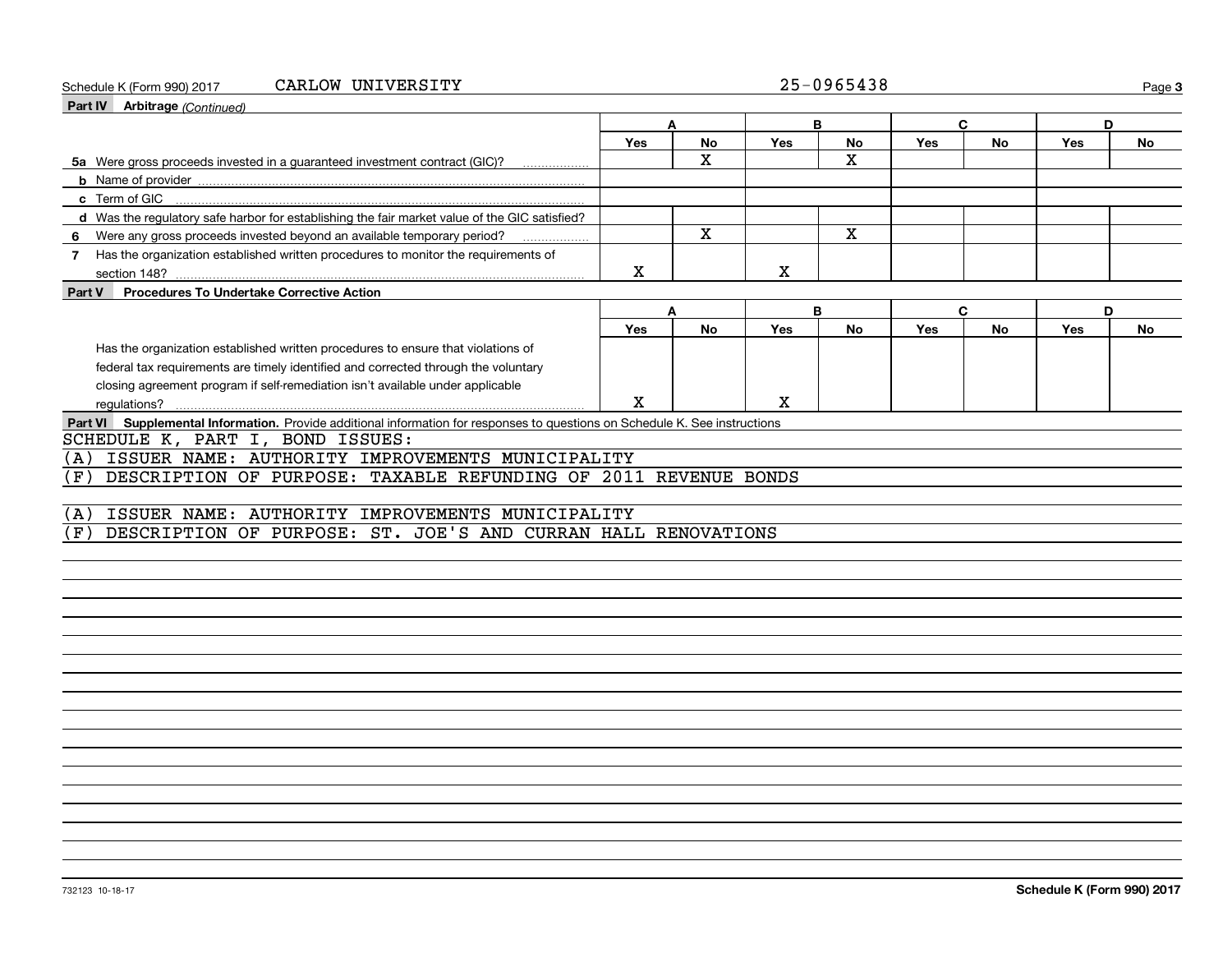Schedule K (Form 990) 2017 CARLOW UNIVERSITY 25-0965438

**Part IV Arbitrage** *(Continued)*

| | A | | B | | C | | D | |
|---|---|---|---|---|---|---|---|---|
| | Yes | No | Yes | No | Yes | No | Yes | No |
| **5a** Were gross proceeds invested in a guaranteed investment contract (GIC)? | | X | | X | | | | |
| **b** Name of provider | | | | | | | | |
| **c** Term of GIC | | | | | | | | |
| **d** Was the regulatory safe harbor for establishing the fair market value of the GIC satisfied? | | | | | | | | |
| **6** Were any gross proceeds invested beyond an available temporary period? | | X | | X | | | | |
| **7** Has the organization established written procedures to monitor the requirements of section 148? | X | | X | | | | | |

**Part V Procedures To Undertake Corrective Action**

| | A | | B | | C | | D | |
|---|---|---|---|---|---|---|---|---|
| | Yes | No | Yes | No | Yes | No | Yes | No |
| Has the organization established written procedures to ensure that violations of federal tax requirements are timely identified and corrected through the voluntary closing agreement program if self-remediation isn't available under applicable regulations? | X | | X | | | | | |

**Part VI Supplemental Information.** Provide additional information for responses to questions on Schedule K. See instructions

SCHEDULE K, PART I, BOND ISSUES:

(A) ISSUER NAME: AUTHORITY IMPROVEMENTS MUNICIPALITY

(F) DESCRIPTION OF PURPOSE: TAXABLE REFUNDING OF 2011 REVENUE BONDS

(A) ISSUER NAME: AUTHORITY IMPROVEMENTS MUNICIPALITY

(F) DESCRIPTION OF PURPOSE: ST. JOE'S AND CURRAN HALL RENOVATIONS

732123 10-18-17 **Schedule K (Form 990) 2017**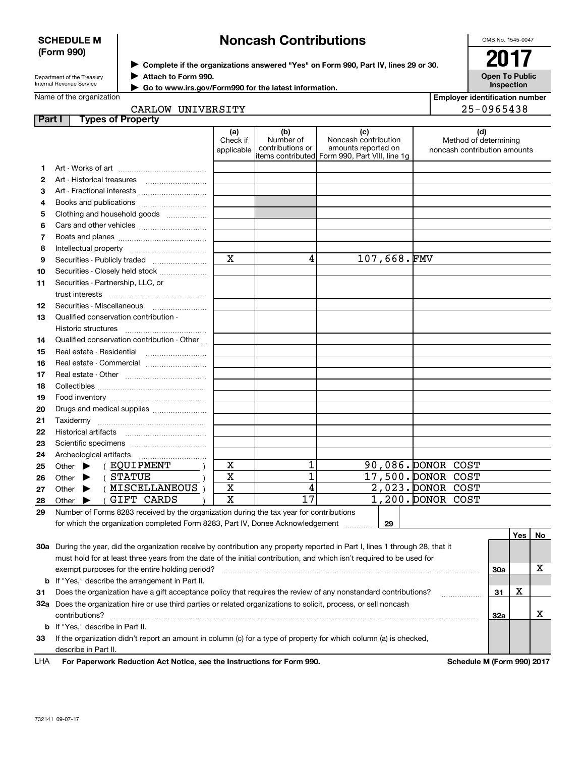**SCHEDULE M (Form 990)**

Department of the Treasury
Internal Revenue Service

# Noncash Contributions

▶ Complete if the organizations answered "Yes" on Form 990, Part IV, lines 29 or 30.
▶ Attach to Form 990.
▶ Go to www.irs.gov/Form990 for the latest information.

OMB No. 1545-0047

**2017**

**Open To Public Inspection**

Name of the organization: CARLOW UNIVERSITY

Employer identification number: 25-0965438

## Part I Types of Property

| | | (a) Check if applicable | (b) Number of contributions or items contributed | (c) Noncash contribution amounts reported on Form 990, Part VIII, line 1g | (d) Method of determining noncash contribution amounts |
|---|---|---|---|---|---|
| 1 | Art - Works of art | | | | |
| 2 | Art - Historical treasures | | | | |
| 3 | Art - Fractional interests | | | | |
| 4 | Books and publications | | | | |
| 5 | Clothing and household goods | | | | |
| 6 | Cars and other vehicles | | | | |
| 7 | Boats and planes | | | | |
| 8 | Intellectual property | | | | |
| 9 | Securities - Publicly traded | X | 4 | 107,668. | FMV |
| 10 | Securities - Closely held stock | | | | |
| 11 | Securities - Partnership, LLC, or trust interests | | | | |
| 12 | Securities - Miscellaneous | | | | |
| 13 | Qualified conservation contribution - Historic structures | | | | |
| 14 | Qualified conservation contribution - Other | | | | |
| 15 | Real estate - Residential | | | | |
| 16 | Real estate - Commercial | | | | |
| 17 | Real estate - Other | | | | |
| 18 | Collectibles | | | | |
| 19 | Food inventory | | | | |
| 20 | Drugs and medical supplies | | | | |
| 21 | Taxidermy | | | | |
| 22 | Historical artifacts | | | | |
| 23 | Scientific specimens | | | | |
| 24 | Archeological artifacts | | | | |
| 25 | Other ▶ ( EQUIPMENT ) | X | 1 | 90,086. | DONOR COST |
| 26 | Other ▶ ( STATUE ) | X | 1 | 17,500. | DONOR COST |
| 27 | Other ▶ ( MISCELLANEOUS ) | X | 4 | 2,023. | DONOR COST |
| 28 | Other ▶ ( GIFT CARDS ) | X | 17 | 1,200. | DONOR COST |

29 Number of Forms 8283 received by the organization during the tax year for contributions for which the organization completed Form 8283, Part IV, Donee Acknowledgement ..... 29

| | | | Yes | No |
|---|---|---|---|---|
| 30a | During the year, did the organization receive by contribution any property reported in Part I, lines 1 through 28, that it must hold for at least three years from the date of the initial contribution, and which isn't required to be used for exempt purposes for the entire holding period? | 30a | | X |
| b | If "Yes," describe the arrangement in Part II. | | | |
| 31 | Does the organization have a gift acceptance policy that requires the review of any nonstandard contributions? | 31 | X | |
| 32a | Does the organization hire or use third parties or related organizations to solicit, process, or sell noncash contributions? | 32a | | X |
| b | If "Yes," describe in Part II. | | | |
| 33 | If the organization didn't report an amount in column (c) for a type of property for which column (a) is checked, describe in Part II. | | | |

LHA **For Paperwork Reduction Act Notice, see the Instructions for Form 990.** **Schedule M (Form 990) 2017**

732141 09-07-17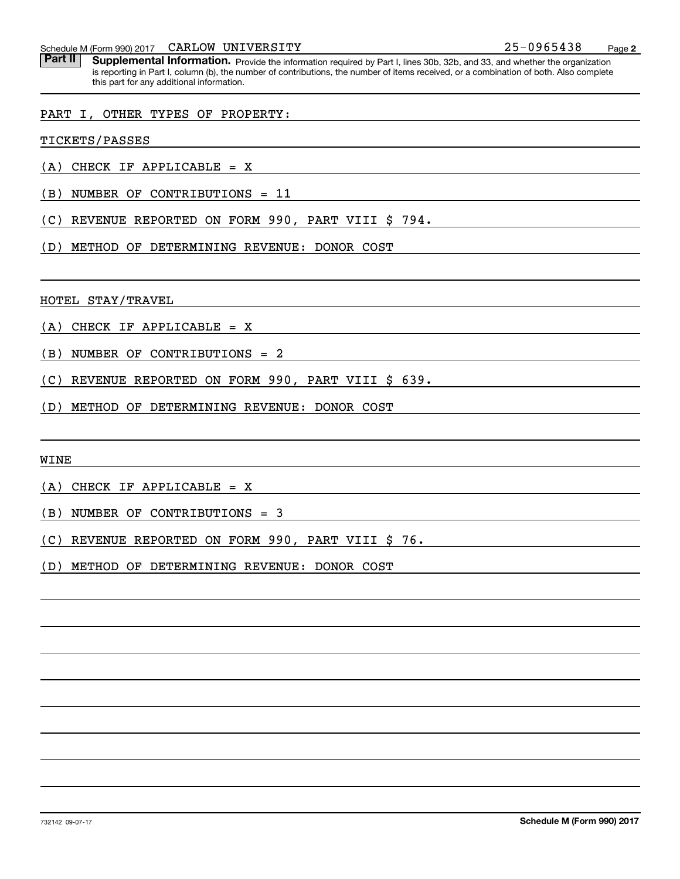Schedule M (Form 990) 2017 CARLOW UNIVERSITY 25-0965438

**Part II** **Supplemental Information.** Provide the information required by Part I, lines 30b, 32b, and 33, and whether the organization is reporting in Part I, column (b), the number of contributions, the number of items received, or a combination of both. Also complete this part for any additional information.

PART I, OTHER TYPES OF PROPERTY:

TICKETS/PASSES

(A) CHECK IF APPLICABLE = X

(B) NUMBER OF CONTRIBUTIONS = 11

(C) REVENUE REPORTED ON FORM 990, PART VIII $ 794.

(D) METHOD OF DETERMINING REVENUE: DONOR COST

HOTEL STAY/TRAVEL

(A) CHECK IF APPLICABLE = X

(B) NUMBER OF CONTRIBUTIONS = 2

(C) REVENUE REPORTED ON FORM 990, PART VIII $ 639.

(D) METHOD OF DETERMINING REVENUE: DONOR COST

WINE

(A) CHECK IF APPLICABLE = X

(B) NUMBER OF CONTRIBUTIONS = 3

(C) REVENUE REPORTED ON FORM 990, PART VIII $ 76.

(D) METHOD OF DETERMINING REVENUE: DONOR COST

732142 09-07-17 **Schedule M (Form 990) 2017**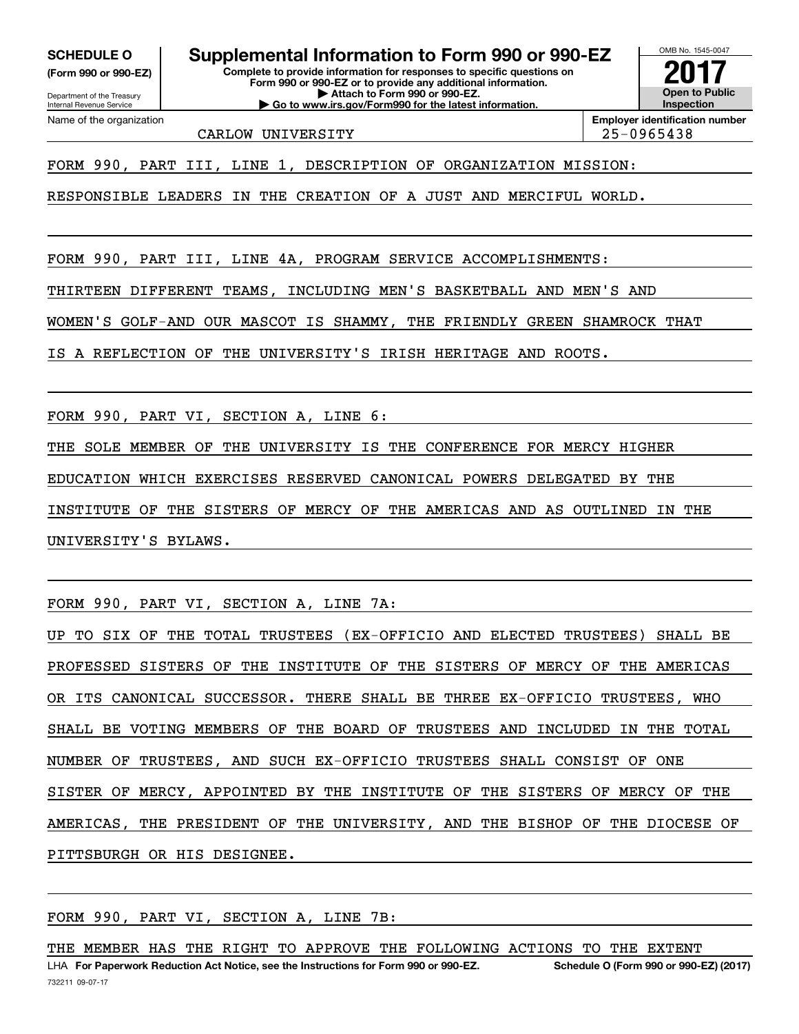**SCHEDULE O**
**(Form 990 or 990-EZ)**

Department of the Treasury
Internal Revenue Service

# Supplemental Information to Form 990 or 990-EZ

**Complete to provide information for responses to specific questions on Form 990 or 990-EZ or to provide any additional information.**
**▶ Attach to Form 990 or 990-EZ.**
**▶ Go to www.irs.gov/Form990 for the latest information.**

OMB No. 1545-0047
**2017**
**Open to Public Inspection**

Name of the organization: CARLOW UNIVERSITY

**Employer identification number:** 25-0965438

FORM 990, PART III, LINE 1, DESCRIPTION OF ORGANIZATION MISSION:

RESPONSIBLE LEADERS IN THE CREATION OF A JUST AND MERCIFUL WORLD.

FORM 990, PART III, LINE 4A, PROGRAM SERVICE ACCOMPLISHMENTS:

THIRTEEN DIFFERENT TEAMS, INCLUDING MEN'S BASKETBALL AND MEN'S AND WOMEN'S GOLF-AND OUR MASCOT IS SHAMMY, THE FRIENDLY GREEN SHAMROCK THAT IS A REFLECTION OF THE UNIVERSITY'S IRISH HERITAGE AND ROOTS.

FORM 990, PART VI, SECTION A, LINE 6:

THE SOLE MEMBER OF THE UNIVERSITY IS THE CONFERENCE FOR MERCY HIGHER EDUCATION WHICH EXERCISES RESERVED CANONICAL POWERS DELEGATED BY THE INSTITUTE OF THE SISTERS OF MERCY OF THE AMERICAS AND AS OUTLINED IN THE UNIVERSITY'S BYLAWS.

FORM 990, PART VI, SECTION A, LINE 7A:

UP TO SIX OF THE TOTAL TRUSTEES (EX-OFFICIO AND ELECTED TRUSTEES) SHALL BE PROFESSED SISTERS OF THE INSTITUTE OF THE SISTERS OF MERCY OF THE AMERICAS OR ITS CANONICAL SUCCESSOR. THERE SHALL BE THREE EX-OFFICIO TRUSTEES, WHO SHALL BE VOTING MEMBERS OF THE BOARD OF TRUSTEES AND INCLUDED IN THE TOTAL NUMBER OF TRUSTEES, AND SUCH EX-OFFICIO TRUSTEES SHALL CONSIST OF ONE SISTER OF MERCY, APPOINTED BY THE INSTITUTE OF THE SISTERS OF MERCY OF THE AMERICAS, THE PRESIDENT OF THE UNIVERSITY, AND THE BISHOP OF THE DIOCESE OF PITTSBURGH OR HIS DESIGNEE.

FORM 990, PART VI, SECTION A, LINE 7B:

THE MEMBER HAS THE RIGHT TO APPROVE THE FOLLOWING ACTIONS TO THE EXTENT

LHA **For Paperwork Reduction Act Notice, see the Instructions for Form 990 or 990-EZ.** **Schedule O (Form 990 or 990-EZ) (2017)**
732211 09-07-17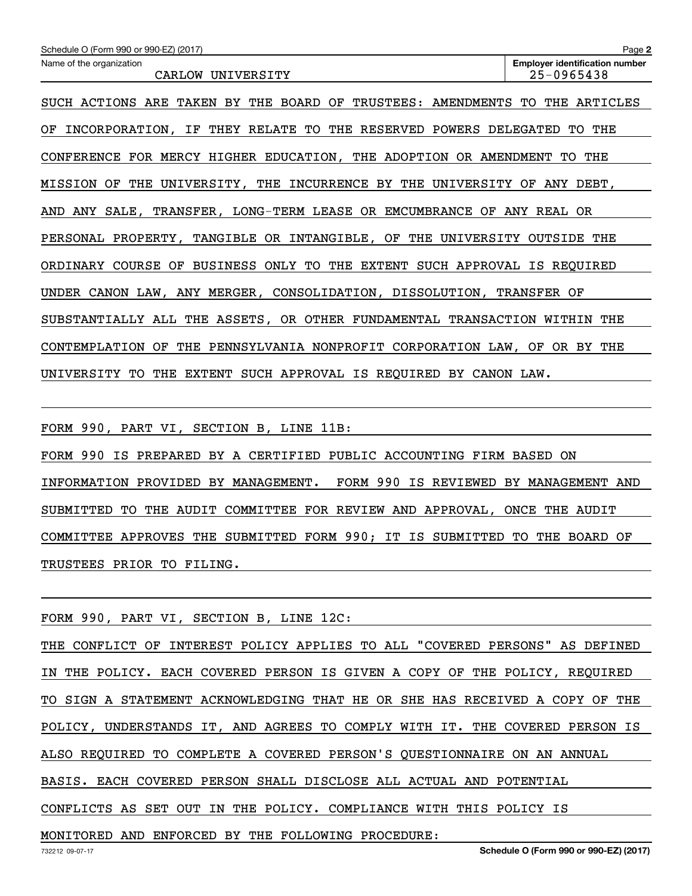Schedule O (Form 990 or 990-EZ) (2017)

Name of the organization: CARLOW UNIVERSITY

Employer identification number: 25-0965438

SUCH ACTIONS ARE TAKEN BY THE BOARD OF TRUSTEES: AMENDMENTS TO THE ARTICLES OF INCORPORATION, IF THEY RELATE TO THE RESERVED POWERS DELEGATED TO THE CONFERENCE FOR MERCY HIGHER EDUCATION, THE ADOPTION OR AMENDMENT TO THE MISSION OF THE UNIVERSITY, THE INCURRENCE BY THE UNIVERSITY OF ANY DEBT, AND ANY SALE, TRANSFER, LONG-TERM LEASE OR EMCUMBRANCE OF ANY REAL OR PERSONAL PROPERTY, TANGIBLE OR INTANGIBLE, OF THE UNIVERSITY OUTSIDE THE ORDINARY COURSE OF BUSINESS ONLY TO THE EXTENT SUCH APPROVAL IS REQUIRED UNDER CANON LAW, ANY MERGER, CONSOLIDATION, DISSOLUTION, TRANSFER OF SUBSTANTIALLY ALL THE ASSETS, OR OTHER FUNDAMENTAL TRANSACTION WITHIN THE CONTEMPLATION OF THE PENNSYLVANIA NONPROFIT CORPORATION LAW, OF OR BY THE UNIVERSITY TO THE EXTENT SUCH APPROVAL IS REQUIRED BY CANON LAW.

FORM 990, PART VI, SECTION B, LINE 11B:

FORM 990 IS PREPARED BY A CERTIFIED PUBLIC ACCOUNTING FIRM BASED ON INFORMATION PROVIDED BY MANAGEMENT.  FORM 990 IS REVIEWED BY MANAGEMENT AND SUBMITTED TO THE AUDIT COMMITTEE FOR REVIEW AND APPROVAL, ONCE THE AUDIT COMMITTEE APPROVES THE SUBMITTED FORM 990; IT IS SUBMITTED TO THE BOARD OF TRUSTEES PRIOR TO FILING.

FORM 990, PART VI, SECTION B, LINE 12C:

THE CONFLICT OF INTEREST POLICY APPLIES TO ALL "COVERED PERSONS" AS DEFINED IN THE POLICY. EACH COVERED PERSON IS GIVEN A COPY OF THE POLICY, REQUIRED TO SIGN A STATEMENT ACKNOWLEDGING THAT HE OR SHE HAS RECEIVED A COPY OF THE POLICY, UNDERSTANDS IT, AND AGREES TO COMPLY WITH IT. THE COVERED PERSON IS ALSO REQUIRED TO COMPLETE A COVERED PERSON'S QUESTIONNAIRE ON AN ANNUAL BASIS. EACH COVERED PERSON SHALL DISCLOSE ALL ACTUAL AND POTENTIAL CONFLICTS AS SET OUT IN THE POLICY. COMPLIANCE WITH THIS POLICY IS MONITORED AND ENFORCED BY THE FOLLOWING PROCEDURE: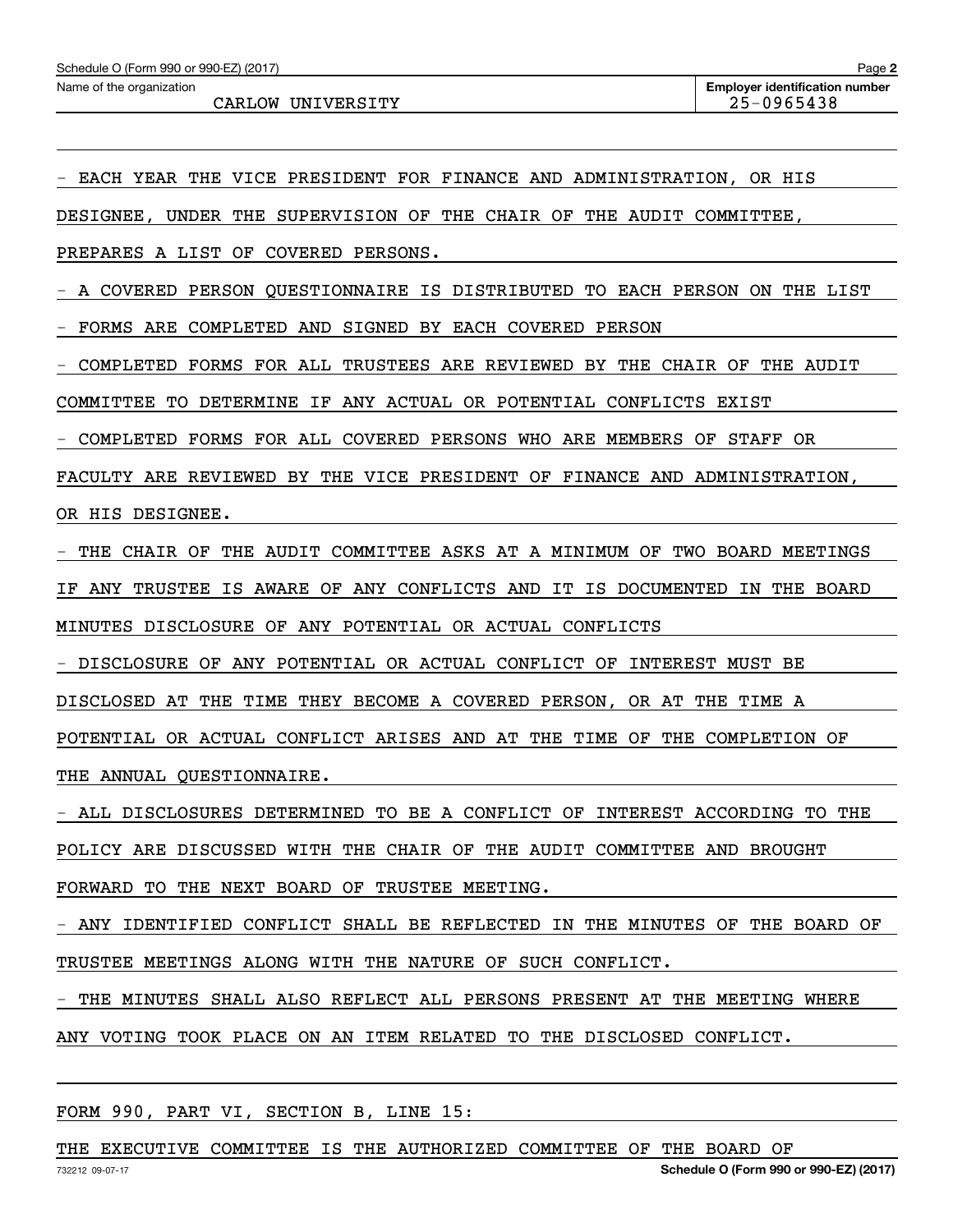Schedule O (Form 990 or 990-EZ) (2017)

Name of the organization: CARLOW UNIVERSITY

Employer identification number: 25-0965438

- EACH YEAR THE VICE PRESIDENT FOR FINANCE AND ADMINISTRATION, OR HIS DESIGNEE, UNDER THE SUPERVISION OF THE CHAIR OF THE AUDIT COMMITTEE, PREPARES A LIST OF COVERED PERSONS.
- A COVERED PERSON QUESTIONNAIRE IS DISTRIBUTED TO EACH PERSON ON THE LIST
- FORMS ARE COMPLETED AND SIGNED BY EACH COVERED PERSON
- COMPLETED FORMS FOR ALL TRUSTEES ARE REVIEWED BY THE CHAIR OF THE AUDIT COMMITTEE TO DETERMINE IF ANY ACTUAL OR POTENTIAL CONFLICTS EXIST
- COMPLETED FORMS FOR ALL COVERED PERSONS WHO ARE MEMBERS OF STAFF OR FACULTY ARE REVIEWED BY THE VICE PRESIDENT OF FINANCE AND ADMINISTRATION, OR HIS DESIGNEE.
- THE CHAIR OF THE AUDIT COMMITTEE ASKS AT A MINIMUM OF TWO BOARD MEETINGS IF ANY TRUSTEE IS AWARE OF ANY CONFLICTS AND IT IS DOCUMENTED IN THE BOARD MINUTES DISCLOSURE OF ANY POTENTIAL OR ACTUAL CONFLICTS
- DISCLOSURE OF ANY POTENTIAL OR ACTUAL CONFLICT OF INTEREST MUST BE DISCLOSED AT THE TIME THEY BECOME A COVERED PERSON, OR AT THE TIME A POTENTIAL OR ACTUAL CONFLICT ARISES AND AT THE TIME OF THE COMPLETION OF THE ANNUAL QUESTIONNAIRE.
- ALL DISCLOSURES DETERMINED TO BE A CONFLICT OF INTEREST ACCORDING TO THE POLICY ARE DISCUSSED WITH THE CHAIR OF THE AUDIT COMMITTEE AND BROUGHT FORWARD TO THE NEXT BOARD OF TRUSTEE MEETING.
- ANY IDENTIFIED CONFLICT SHALL BE REFLECTED IN THE MINUTES OF THE BOARD OF TRUSTEE MEETINGS ALONG WITH THE NATURE OF SUCH CONFLICT.
- THE MINUTES SHALL ALSO REFLECT ALL PERSONS PRESENT AT THE MEETING WHERE ANY VOTING TOOK PLACE ON AN ITEM RELATED TO THE DISCLOSED CONFLICT.

FORM 990, PART VI, SECTION B, LINE 15:

THE EXECUTIVE COMMITTEE IS THE AUTHORIZED COMMITTEE OF THE BOARD OF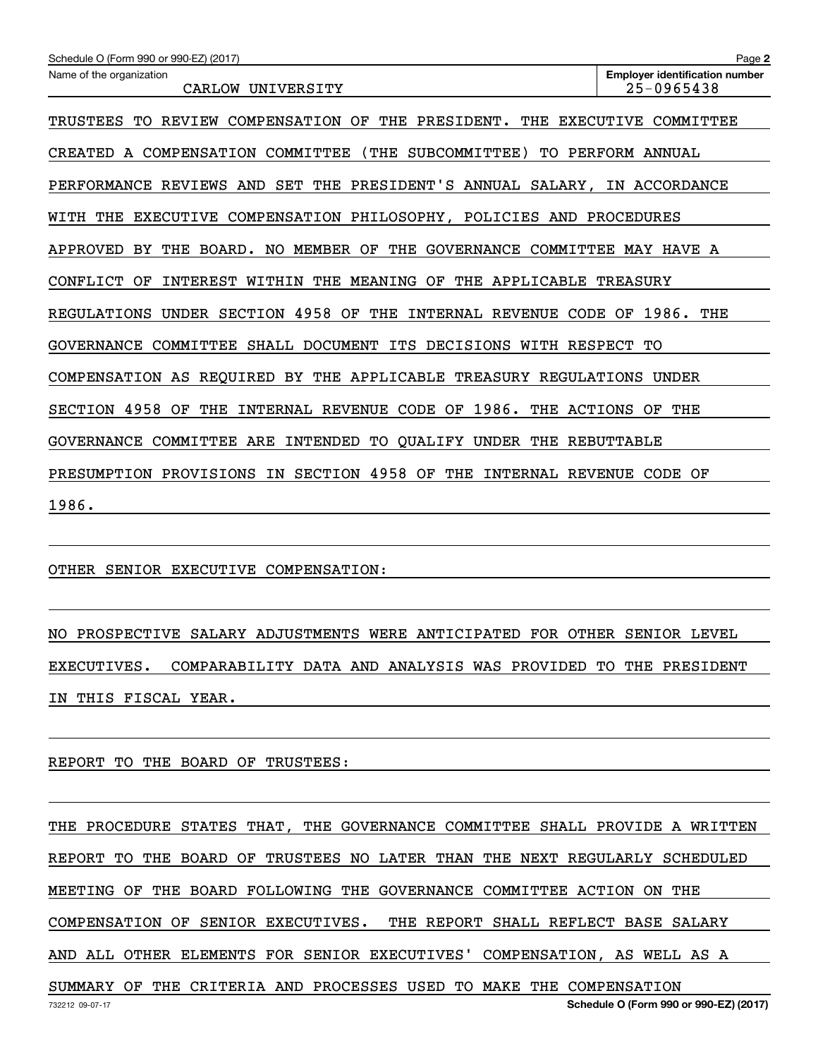Schedule O (Form 990 or 990-EZ) (2017)

| Name of the organization | Employer identification number |
| --- | --- |
| CARLOW UNIVERSITY | 25-0965438 |

TRUSTEES TO REVIEW COMPENSATION OF THE PRESIDENT. THE EXECUTIVE COMMITTEE CREATED A COMPENSATION COMMITTEE (THE SUBCOMMITTEE) TO PERFORM ANNUAL PERFORMANCE REVIEWS AND SET THE PRESIDENT'S ANNUAL SALARY, IN ACCORDANCE WITH THE EXECUTIVE COMPENSATION PHILOSOPHY, POLICIES AND PROCEDURES APPROVED BY THE BOARD. NO MEMBER OF THE GOVERNANCE COMMITTEE MAY HAVE A CONFLICT OF INTEREST WITHIN THE MEANING OF THE APPLICABLE TREASURY REGULATIONS UNDER SECTION 4958 OF THE INTERNAL REVENUE CODE OF 1986. THE GOVERNANCE COMMITTEE SHALL DOCUMENT ITS DECISIONS WITH RESPECT TO COMPENSATION AS REQUIRED BY THE APPLICABLE TREASURY REGULATIONS UNDER SECTION 4958 OF THE INTERNAL REVENUE CODE OF 1986. THE ACTIONS OF THE GOVERNANCE COMMITTEE ARE INTENDED TO QUALIFY UNDER THE REBUTTABLE PRESUMPTION PROVISIONS IN SECTION 4958 OF THE INTERNAL REVENUE CODE OF 1986.

OTHER SENIOR EXECUTIVE COMPENSATION:

NO PROSPECTIVE SALARY ADJUSTMENTS WERE ANTICIPATED FOR OTHER SENIOR LEVEL EXECUTIVES. COMPARABILITY DATA AND ANALYSIS WAS PROVIDED TO THE PRESIDENT IN THIS FISCAL YEAR.

REPORT TO THE BOARD OF TRUSTEES:

THE PROCEDURE STATES THAT, THE GOVERNANCE COMMITTEE SHALL PROVIDE A WRITTEN REPORT TO THE BOARD OF TRUSTEES NO LATER THAN THE NEXT REGULARLY SCHEDULED MEETING OF THE BOARD FOLLOWING THE GOVERNANCE COMMITTEE ACTION ON THE COMPENSATION OF SENIOR EXECUTIVES. THE REPORT SHALL REFLECT BASE SALARY AND ALL OTHER ELEMENTS FOR SENIOR EXECUTIVES' COMPENSATION, AS WELL AS A SUMMARY OF THE CRITERIA AND PROCESSES USED TO MAKE THE COMPENSATION

732212 09-07-17 **Schedule O (Form 990 or 990-EZ) (2017)**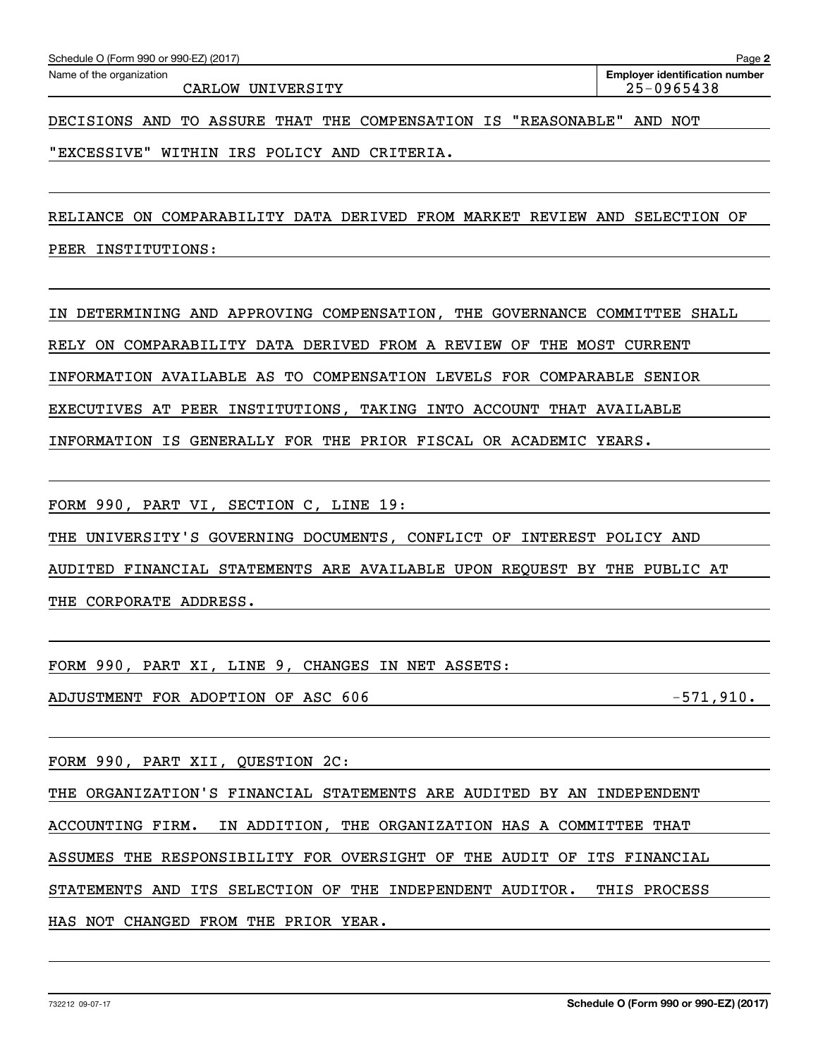Name of the organization
CARLOW UNIVERSITY

Employer identification number
25-0965438

DECISIONS AND TO ASSURE THAT THE COMPENSATION IS "REASONABLE" AND NOT "EXCESSIVE" WITHIN IRS POLICY AND CRITERIA.

RELIANCE ON COMPARABILITY DATA DERIVED FROM MARKET REVIEW AND SELECTION OF PEER INSTITUTIONS:

IN DETERMINING AND APPROVING COMPENSATION, THE GOVERNANCE COMMITTEE SHALL RELY ON COMPARABILITY DATA DERIVED FROM A REVIEW OF THE MOST CURRENT INFORMATION AVAILABLE AS TO COMPENSATION LEVELS FOR COMPARABLE SENIOR EXECUTIVES AT PEER INSTITUTIONS, TAKING INTO ACCOUNT THAT AVAILABLE INFORMATION IS GENERALLY FOR THE PRIOR FISCAL OR ACADEMIC YEARS.

FORM 990, PART VI, SECTION C, LINE 19:

THE UNIVERSITY'S GOVERNING DOCUMENTS, CONFLICT OF INTEREST POLICY AND AUDITED FINANCIAL STATEMENTS ARE AVAILABLE UPON REQUEST BY THE PUBLIC AT THE CORPORATE ADDRESS.

FORM 990, PART XI, LINE 9, CHANGES IN NET ASSETS:

ADJUSTMENT FOR ADOPTION OF ASC 606 -571,910.

FORM 990, PART XII, QUESTION 2C:

THE ORGANIZATION'S FINANCIAL STATEMENTS ARE AUDITED BY AN INDEPENDENT ACCOUNTING FIRM. IN ADDITION, THE ORGANIZATION HAS A COMMITTEE THAT ASSUMES THE RESPONSIBILITY FOR OVERSIGHT OF THE AUDIT OF ITS FINANCIAL STATEMENTS AND ITS SELECTION OF THE INDEPENDENT AUDITOR. THIS PROCESS HAS NOT CHANGED FROM THE PRIOR YEAR.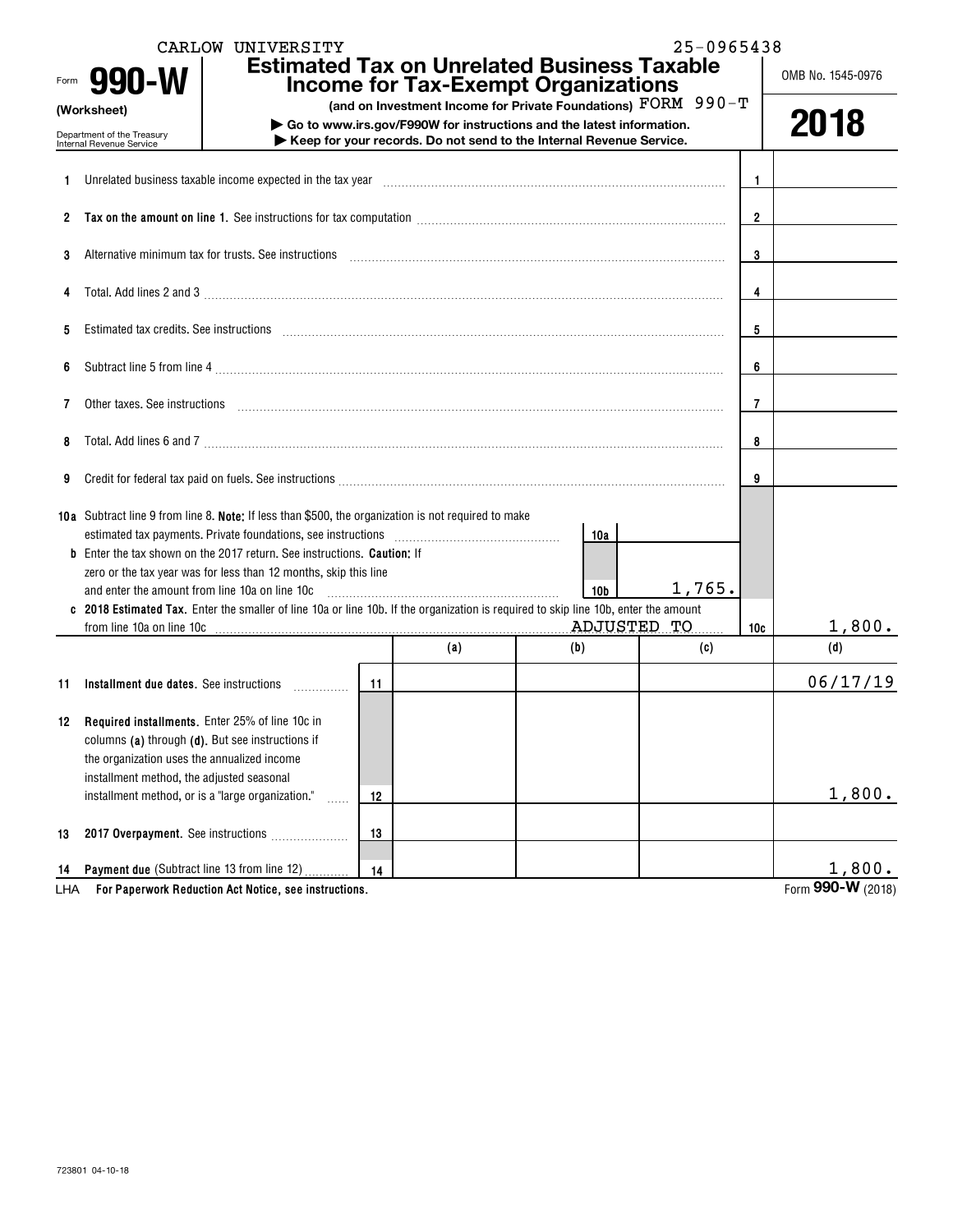CARLOW UNIVERSITY 25-0965438

Form **990-W** (Worksheet)

Department of the Treasury Internal Revenue Service

# Estimated Tax on Unrelated Business Taxable Income for Tax-Exempt Organizations

**(and on Investment Income for Private Foundations)** FORM 990-T

▶ Go to www.irs.gov/F990W for instructions and the latest information.

▶ Keep for your records. Do not send to the Internal Revenue Service.

OMB No. 1545-0976

**2018**

| | | | |
|---|---|---|---|
| 1 | Unrelated business taxable income expected in the tax year | 1 | |
| 2 | **Tax on the amount on line 1.** See instructions for tax computation | 2 | |
| 3 | Alternative minimum tax for trusts. See instructions | 3 | |
| 4 | Total. Add lines 2 and 3 | 4 | |
| 5 | Estimated tax credits. See instructions | 5 | |
| 6 | Subtract line 5 from line 4 | 6 | |
| 7 | Other taxes. See instructions | 7 | |
| 8 | Total. Add lines 6 and 7 | 8 | |
| 9 | Credit for federal tax paid on fuels. See instructions | 9 | |
| 10a | Subtract line 9 from line 8. **Note:** If less than $500, the organization is not required to make estimated tax payments. Private foundations, see instructions — 10a | | |
| b | Enter the tax shown on the 2017 return. See instructions. **Caution:** If zero or the tax year was for less than 12 months, skip this line and enter the amount from line 10a on line 10c — 10b: 1,765. | | |
| c | **2018 Estimated Tax.** Enter the smaller of line 10a or line 10b. If the organization is required to skip line 10b, enter the amount from line 10a on line 10c ADJUSTED TO | 10c | 1,800. |

| | | | (a) | (b) | (c) | (d) |
|---|---|---|---|---|---|---|
| 11 | **Installment due dates.** See instructions | 11 | | | | 06/17/19 |
| 12 | **Required installments.** Enter 25% of line 10c in columns **(a)** through **(d)**. But see instructions if the organization uses the annualized income installment method, the adjusted seasonal installment method, or is a "large organization." | 12 | | | | 1,800. |
| 13 | **2017 Overpayment.** See instructions | 13 | | | | |
| 14 | **Payment due** (Subtract line 13 from line 12) | 14 | | | | 1,800. |

LHA **For Paperwork Reduction Act Notice, see instructions.**

Form **990-W** (2018)

723801 04-10-18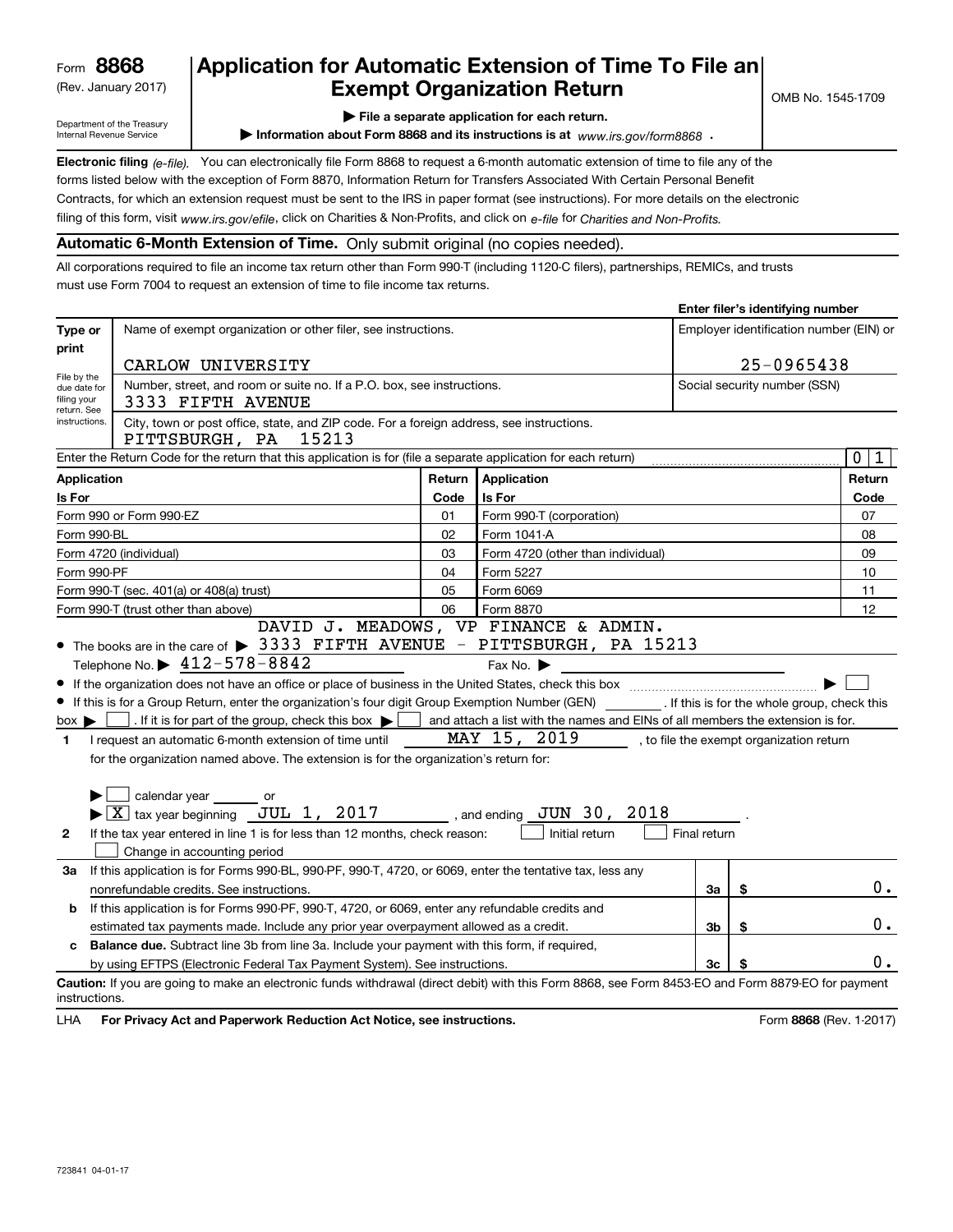Form **8868**
(Rev. January 2017)
Department of the Treasury
Internal Revenue Service

# Application for Automatic Extension of Time To File an Exempt Organization Return

OMB No. 1545-1709

▶ **File a separate application for each return.**
▶ **Information about Form 8868 and its instructions is at** *www.irs.gov/form8868* **.**

**Electronic filing** *(e-file).* You can electronically file Form 8868 to request a 6-month automatic extension of time to file any of the forms listed below with the exception of Form 8870, Information Return for Transfers Associated With Certain Personal Benefit Contracts, for which an extension request must be sent to the IRS in paper format (see instructions). For more details on the electronic filing of this form, visit *www.irs.gov/efile*, click on Charities & Non-Profits, and click on *e-file* for *Charities and Non-Profits.*

**Automatic 6-Month Extension of Time.** Only submit original (no copies needed).

All corporations required to file an income tax return other than Form 990-T (including 1120-C filers), partnerships, REMICs, and trusts must use Form 7004 to request an extension of time to file income tax returns.

**Enter filer's identifying number**

**Type or print** — File by the due date for filing your return. See instructions.

Name of exempt organization or other filer, see instructions.
CARLOW UNIVERSITY

Employer identification number (EIN) or
25-0965438

Number, street, and room or suite no. If a P.O. box, see instructions.
3333 FIFTH AVENUE

Social security number (SSN)

City, town or post office, state, and ZIP code. For a foreign address, see instructions.
PITTSBURGH, PA 15213

Enter the Return Code for the return that this application is for (file a separate application for each return) ..... 0 1

| Application Is For | Return Code | Application Is For | Return Code |
|---|---|---|---|
| Form 990 or Form 990-EZ | 01 | Form 990-T (corporation) | 07 |
| Form 990-BL | 02 | Form 1041-A | 08 |
| Form 4720 (individual) | 03 | Form 4720 (other than individual) | 09 |
| Form 990-PF | 04 | Form 5227 | 10 |
| Form 990-T (sec. 401(a) or 408(a) trust) | 05 | Form 6069 | 11 |
| Form 990-T (trust other than above) | 06 | Form 8870 | 12 |

- The books are in the care of ▶ DAVID J. MEADOWS, VP FINANCE & ADMIN. 3333 FIFTH AVENUE - PITTSBURGH, PA 15213
  Telephone No. ▶ 412-578-8842 Fax No. ▶
- If the organization does not have an office or place of business in the United States, check this box ..... ▶ ☐
- If this is for a Group Return, enter the organization's four digit Group Exemption Number (GEN) ______ . If this is for the whole group, check this box ▶ ☐ . If it is for part of the group, check this box ▶ ☐ and attach a list with the names and EINs of all members the extension is for.

**1** I request an automatic 6-month extension of time until MAY 15, 2019 , to file the exempt organization return for the organization named above. The extension is for the organization's return for:

▶ ☐ calendar year ______ or
▶ ☒ tax year beginning JUL 1, 2017 , and ending JUN 30, 2018 .

**2** If the tax year entered in line 1 is for less than 12 months, check reason: ☐ Initial return ☐ Final return
☐ Change in accounting period

| | | | | |
|---|---|---|---|---|
| **3a** | If this application is for Forms 990-BL, 990-PF, 990-T, 4720, or 6069, enter the tentative tax, less any nonrefundable credits. See instructions. | 3a | $ | 0. |
| **b** | If this application is for Forms 990-PF, 990-T, 4720, or 6069, enter any refundable credits and estimated tax payments made. Include any prior year overpayment allowed as a credit. | 3b | $ | 0. |
| **c** | **Balance due.** Subtract line 3b from line 3a. Include your payment with this form, if required, by using EFTPS (Electronic Federal Tax Payment System). See instructions. | 3c | $ | 0. |

**Caution:** If you are going to make an electronic funds withdrawal (direct debit) with this Form 8868, see Form 8453-EO and Form 8879-EO for payment instructions.

LHA **For Privacy Act and Paperwork Reduction Act Notice, see instructions.** Form **8868** (Rev. 1-2017)

723841 04-01-17